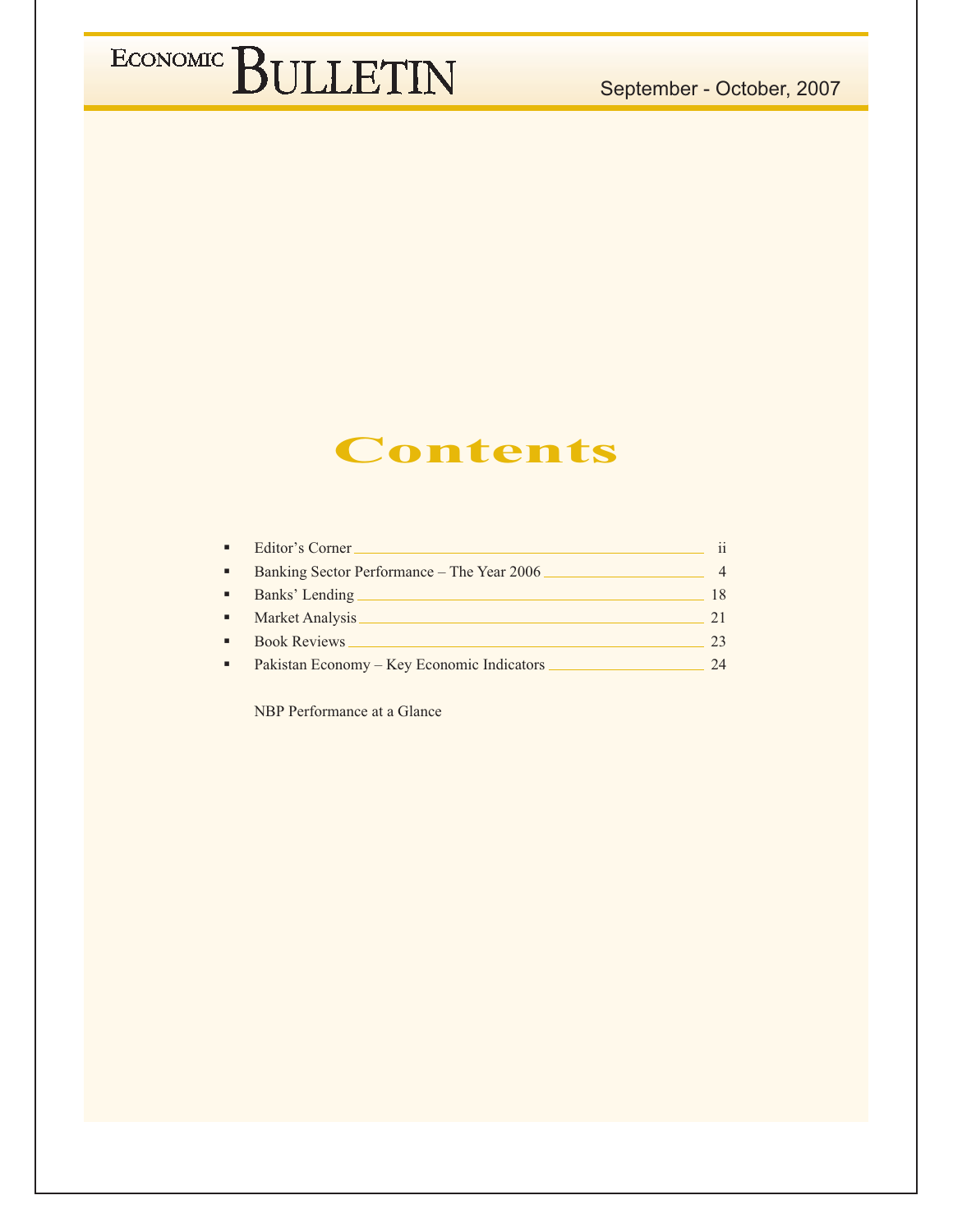# ECONOMIC BULLETIN

September - October, 2007

## Contents

- Editor's Corner ........ ii
- Banking Sector Performance – The Year 2006 ........ 4
- Banks' Lending ........ 18
- Market Analysis ........ 21
- Book Reviews ........ 23
- Pakistan Economy – Key Economic Indicators ........ 24

NBP Performance at a Glance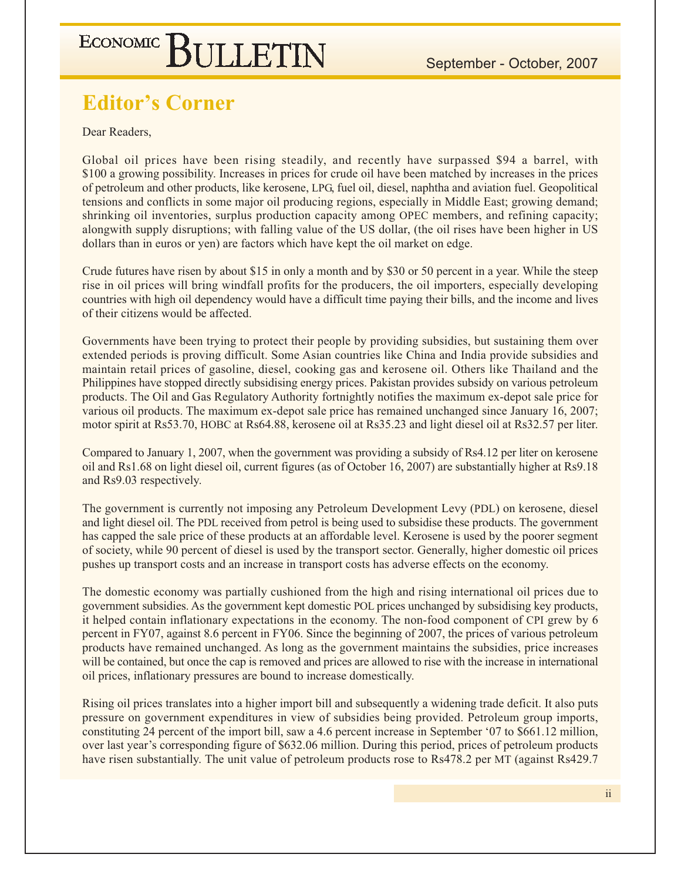# Editor's Corner

Dear Readers,

Global oil prices have been rising steadily, and recently have surpassed $94 a barrel, with $100 a growing possibility. Increases in prices for crude oil have been matched by increases in the prices of petroleum and other products, like kerosene, LPG, fuel oil, diesel, naphtha and aviation fuel. Geopolitical tensions and conflicts in some major oil producing regions, especially in Middle East; growing demand; shrinking oil inventories, surplus production capacity among OPEC members, and refining capacity; alongwith supply disruptions; with falling value of the US dollar, (the oil rises have been higher in US dollars than in euros or yen) are factors which have kept the oil market on edge.

Crude futures have risen by about $15 in only a month and by $30 or 50 percent in a year. While the steep rise in oil prices will bring windfall profits for the producers, the oil importers, especially developing countries with high oil dependency would have a difficult time paying their bills, and the income and lives of their citizens would be affected.

Governments have been trying to protect their people by providing subsidies, but sustaining them over extended periods is proving difficult. Some Asian countries like China and India provide subsidies and maintain retail prices of gasoline, diesel, cooking gas and kerosene oil. Others like Thailand and the Philippines have stopped directly subsidising energy prices. Pakistan provides subsidy on various petroleum products. The Oil and Gas Regulatory Authority fortnightly notifies the maximum ex-depot sale price for various oil products. The maximum ex-depot sale price has remained unchanged since January 16, 2007; motor spirit at Rs53.70, HOBC at Rs64.88, kerosene oil at Rs35.23 and light diesel oil at Rs32.57 per liter.

Compared to January 1, 2007, when the government was providing a subsidy of Rs4.12 per liter on kerosene oil and Rs1.68 on light diesel oil, current figures (as of October 16, 2007) are substantially higher at Rs9.18 and Rs9.03 respectively.

The government is currently not imposing any Petroleum Development Levy (PDL) on kerosene, diesel and light diesel oil. The PDL received from petrol is being used to subsidise these products. The government has capped the sale price of these products at an affordable level. Kerosene is used by the poorer segment of society, while 90 percent of diesel is used by the transport sector. Generally, higher domestic oil prices pushes up transport costs and an increase in transport costs has adverse effects on the economy.

The domestic economy was partially cushioned from the high and rising international oil prices due to government subsidies. As the government kept domestic POL prices unchanged by subsidising key products, it helped contain inflationary expectations in the economy. The non-food component of CPI grew by 6 percent in FY07, against 8.6 percent in FY06. Since the beginning of 2007, the prices of various petroleum products have remained unchanged. As long as the government maintains the subsidies, price increases will be contained, but once the cap is removed and prices are allowed to rise with the increase in international oil prices, inflationary pressures are bound to increase domestically.

Rising oil prices translates into a higher import bill and subsequently a widening trade deficit. It also puts pressure on government expenditures in view of subsidies being provided. Petroleum group imports, constituting 24 percent of the import bill, saw a 4.6 percent increase in September '07 to $661.12 million, over last year's corresponding figure of $632.06 million. During this period, prices of petroleum products have risen substantially. The unit value of petroleum products rose to Rs478.2 per MT (against Rs429.7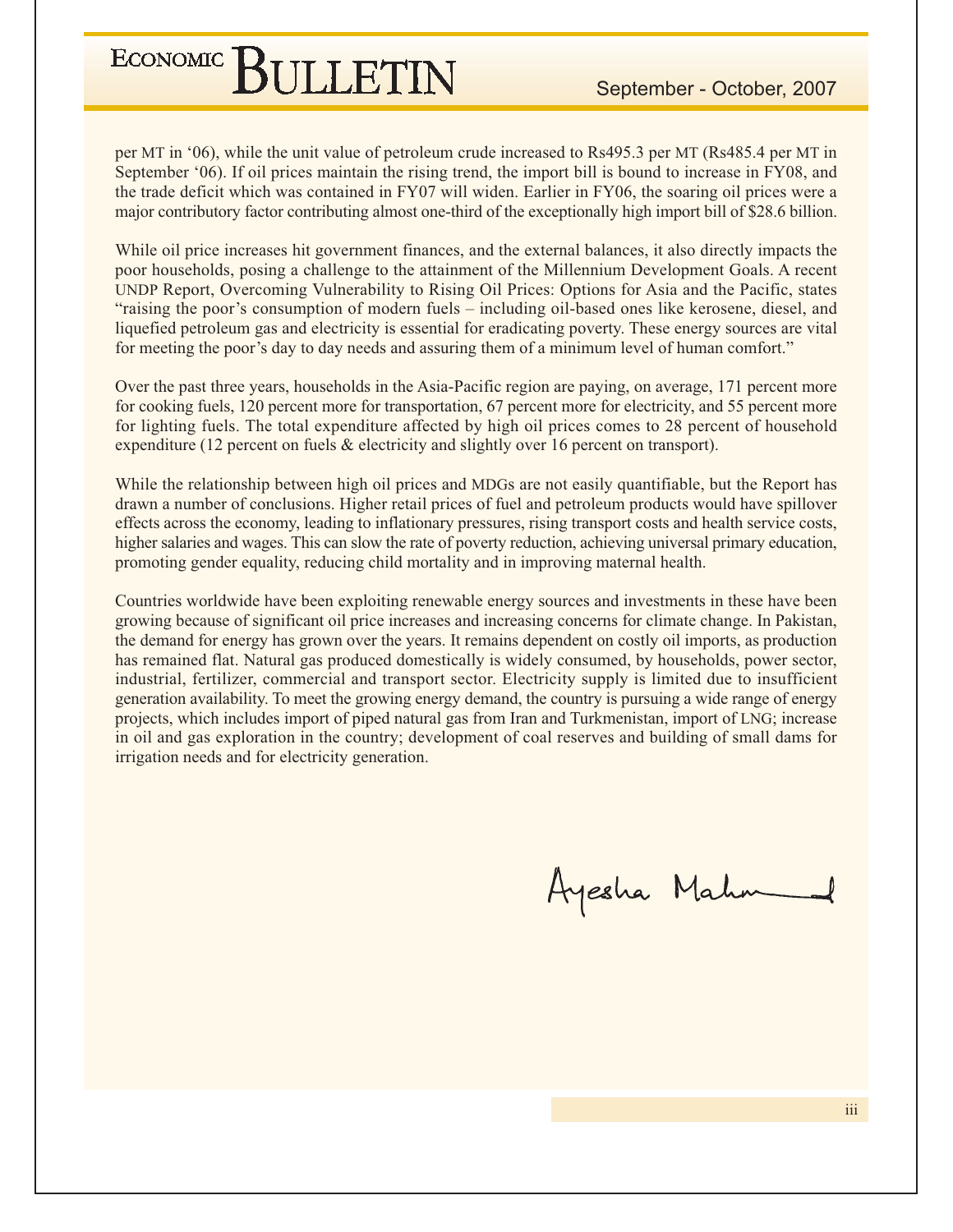per MT in '06), while the unit value of petroleum crude increased to Rs495.3 per MT (Rs485.4 per MT in September '06). If oil prices maintain the rising trend, the import bill is bound to increase in FY08, and the trade deficit which was contained in FY07 will widen. Earlier in FY06, the soaring oil prices were a major contributory factor contributing almost one-third of the exceptionally high import bill of $28.6 billion.

While oil price increases hit government finances, and the external balances, it also directly impacts the poor households, posing a challenge to the attainment of the Millennium Development Goals. A recent UNDP Report, Overcoming Vulnerability to Rising Oil Prices: Options for Asia and the Pacific, states "raising the poor's consumption of modern fuels – including oil-based ones like kerosene, diesel, and liquefied petroleum gas and electricity is essential for eradicating poverty. These energy sources are vital for meeting the poor's day to day needs and assuring them of a minimum level of human comfort."

Over the past three years, households in the Asia-Pacific region are paying, on average, 171 percent more for cooking fuels, 120 percent more for transportation, 67 percent more for electricity, and 55 percent more for lighting fuels. The total expenditure affected by high oil prices comes to 28 percent of household expenditure (12 percent on fuels & electricity and slightly over 16 percent on transport).

While the relationship between high oil prices and MDGs are not easily quantifiable, but the Report has drawn a number of conclusions. Higher retail prices of fuel and petroleum products would have spillover effects across the economy, leading to inflationary pressures, rising transport costs and health service costs, higher salaries and wages. This can slow the rate of poverty reduction, achieving universal primary education, promoting gender equality, reducing child mortality and in improving maternal health.

Countries worldwide have been exploiting renewable energy sources and investments in these have been growing because of significant oil price increases and increasing concerns for climate change. In Pakistan, the demand for energy has grown over the years. It remains dependent on costly oil imports, as production has remained flat. Natural gas produced domestically is widely consumed, by households, power sector, industrial, fertilizer, commercial and transport sector. Electricity supply is limited due to insufficient generation availability. To meet the growing energy demand, the country is pursuing a wide range of energy projects, which includes import of piped natural gas from Iran and Turkmenistan, import of LNG; increase in oil and gas exploration in the country; development of coal reserves and building of small dams for irrigation needs and for electricity generation.

Ayesha Mahmud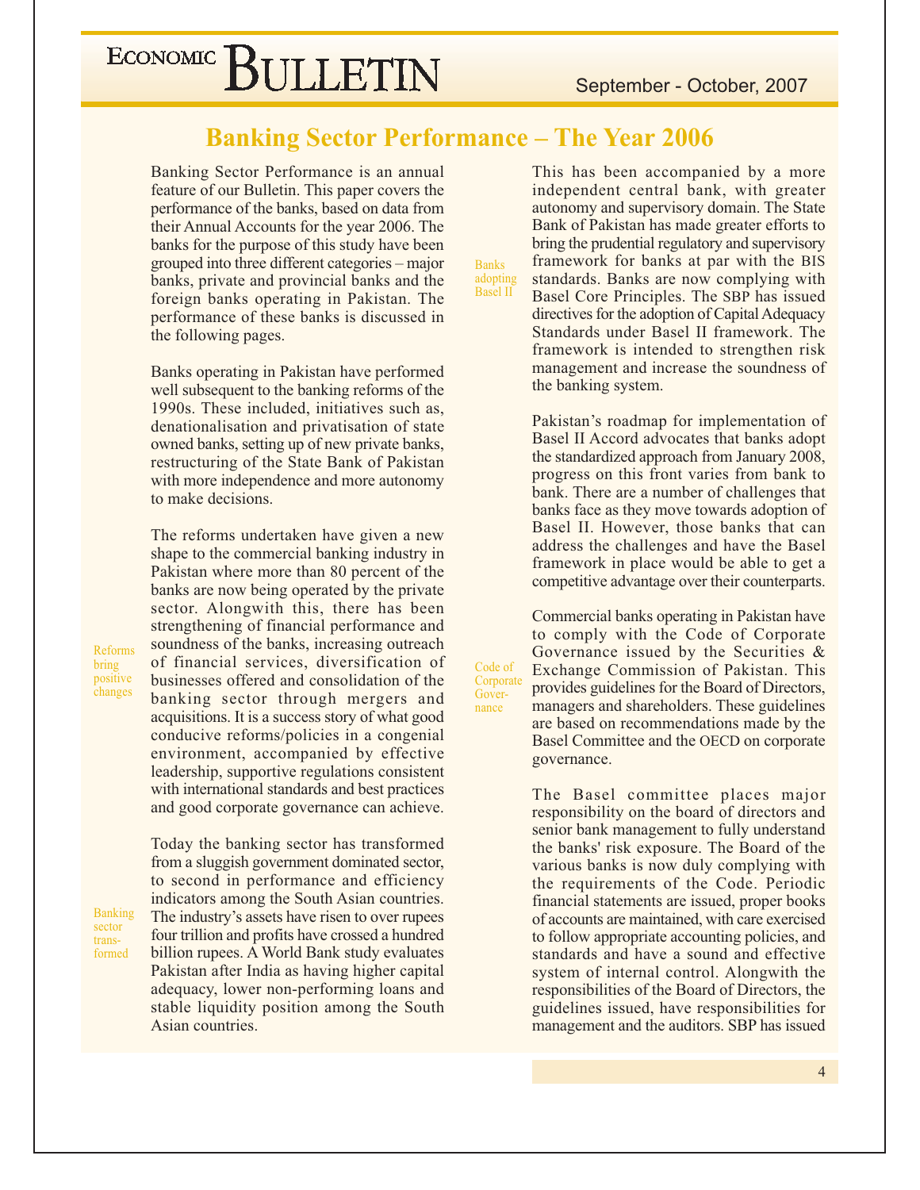# Banking Sector Performance – The Year 2006

Banking Sector Performance is an annual feature of our Bulletin. This paper covers the performance of the banks, based on data from their Annual Accounts for the year 2006. The banks for the purpose of this study have been grouped into three different categories – major banks, private and provincial banks and the foreign banks operating in Pakistan. The performance of these banks is discussed in the following pages.

Banks operating in Pakistan have performed well subsequent to the banking reforms of the 1990s. These included, initiatives such as, denationalisation and privatisation of state owned banks, setting up of new private banks, restructuring of the State Bank of Pakistan with more independence and more autonomy to make decisions.

*Reforms bring positive changes*

The reforms undertaken have given a new shape to the commercial banking industry in Pakistan where more than 80 percent of the banks are now being operated by the private sector. Alongwith this, there has been strengthening of financial performance and soundness of the banks, increasing outreach of financial services, diversification of businesses offered and consolidation of the banking sector through mergers and acquisitions. It is a success story of what good conducive reforms/policies in a congenial environment, accompanied by effective leadership, supportive regulations consistent with international standards and best practices and good corporate governance can achieve.

*Banking sector transformed*

Today the banking sector has transformed from a sluggish government dominated sector, to second in performance and efficiency indicators among the South Asian countries. The industry's assets have risen to over rupees four trillion and profits have crossed a hundred billion rupees. A World Bank study evaluates Pakistan after India as having higher capital adequacy, lower non-performing loans and stable liquidity position among the South Asian countries.

*Banks adopting Basel II*

This has been accompanied by a more independent central bank, with greater autonomy and supervisory domain. The State Bank of Pakistan has made greater efforts to bring the prudential regulatory and supervisory framework for banks at par with the BIS standards. Banks are now complying with Basel Core Principles. The SBP has issued directives for the adoption of Capital Adequacy Standards under Basel II framework. The framework is intended to strengthen risk management and increase the soundness of the banking system.

Pakistan's roadmap for implementation of Basel II Accord advocates that banks adopt the standardized approach from January 2008, progress on this front varies from bank to bank. There are a number of challenges that banks face as they move towards adoption of Basel II. However, those banks that can address the challenges and have the Basel framework in place would be able to get a competitive advantage over their counterparts.

*Code of Corporate Governance*

Commercial banks operating in Pakistan have to comply with the Code of Corporate Governance issued by the Securities & Exchange Commission of Pakistan. This provides guidelines for the Board of Directors, managers and shareholders. These guidelines are based on recommendations made by the Basel Committee and the OECD on corporate governance.

The Basel committee places major responsibility on the board of directors and senior bank management to fully understand the banks' risk exposure. The Board of the various banks is now duly complying with the requirements of the Code. Periodic financial statements are issued, proper books of accounts are maintained, with care exercised to follow appropriate accounting policies, and standards and have a sound and effective system of internal control. Alongwith the responsibilities of the Board of Directors, the guidelines issued, have responsibilities for management and the auditors. SBP has issued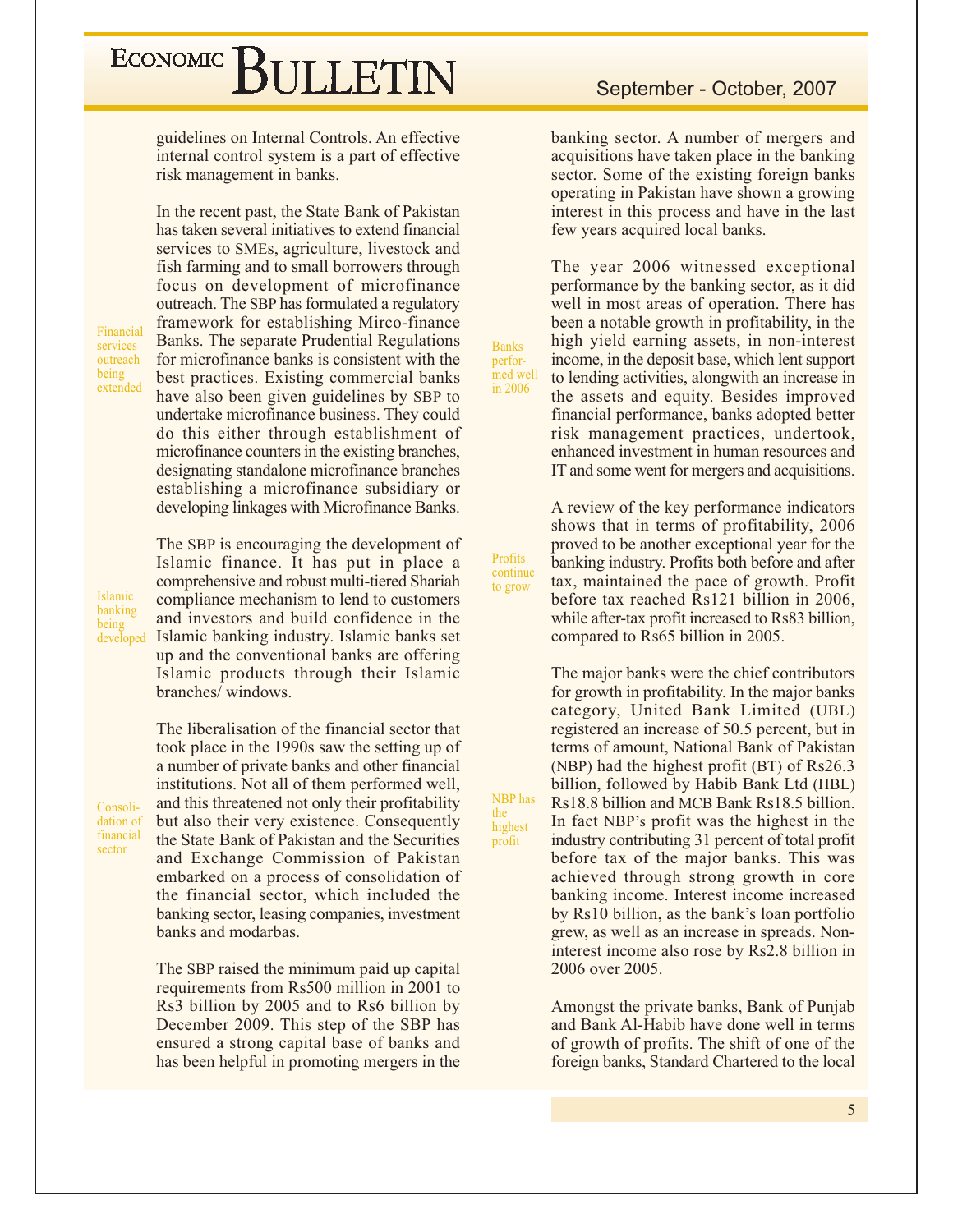guidelines on Internal Controls. An effective internal control system is a part of effective risk management in banks.

*Financial services outreach being extended*

In the recent past, the State Bank of Pakistan has taken several initiatives to extend financial services to SMEs, agriculture, livestock and fish farming and to small borrowers through focus on development of microfinance outreach. The SBP has formulated a regulatory framework for establishing Mirco-finance Banks. The separate Prudential Regulations for microfinance banks is consistent with the best practices. Existing commercial banks have also been given guidelines by SBP to undertake microfinance business. They could do this either through establishment of microfinance counters in the existing branches, designating standalone microfinance branches establishing a microfinance subsidiary or developing linkages with Microfinance Banks.

*Islamic banking being developed*

The SBP is encouraging the development of Islamic finance. It has put in place a comprehensive and robust multi-tiered Shariah compliance mechanism to lend to customers and investors and build confidence in the Islamic banking industry. Islamic banks set up and the conventional banks are offering Islamic products through their Islamic branches/ windows.

*Consolidation of financial sector*

The liberalisation of the financial sector that took place in the 1990s saw the setting up of a number of private banks and other financial institutions. Not all of them performed well, and this threatened not only their profitability but also their very existence. Consequently the State Bank of Pakistan and the Securities and Exchange Commission of Pakistan embarked on a process of consolidation of the financial sector, which included the banking sector, leasing companies, investment banks and modarbas.

The SBP raised the minimum paid up capital requirements from Rs500 million in 2001 to Rs3 billion by 2005 and to Rs6 billion by December 2009. This step of the SBP has ensured a strong capital base of banks and has been helpful in promoting mergers in the banking sector. A number of mergers and acquisitions have taken place in the banking sector. Some of the existing foreign banks operating in Pakistan have shown a growing interest in this process and have in the last few years acquired local banks.

*Banks performed well in 2006*

The year 2006 witnessed exceptional performance by the banking sector, as it did well in most areas of operation. There has been a notable growth in profitability, in the high yield earning assets, in non-interest income, in the deposit base, which lent support to lending activities, alongwith an increase in the assets and equity. Besides improved financial performance, banks adopted better risk management practices, undertook, enhanced investment in human resources and IT and some went for mergers and acquisitions.

*Profits continue to grow*

A review of the key performance indicators shows that in terms of profitability, 2006 proved to be another exceptional year for the banking industry. Profits both before and after tax, maintained the pace of growth. Profit before tax reached Rs121 billion in 2006, while after-tax profit increased to Rs83 billion, compared to Rs65 billion in 2005.

*NBP has the highest profit*

The major banks were the chief contributors for growth in profitability. In the major banks category, United Bank Limited (UBL) registered an increase of 50.5 percent, but in terms of amount, National Bank of Pakistan (NBP) had the highest profit (BT) of Rs26.3 billion, followed by Habib Bank Ltd (HBL) Rs18.8 billion and MCB Bank Rs18.5 billion. In fact NBP's profit was the highest in the industry contributing 31 percent of total profit before tax of the major banks. This was achieved through strong growth in core banking income. Interest income increased by Rs10 billion, as the bank's loan portfolio grew, as well as an increase in spreads. Non-interest income also rose by Rs2.8 billion in 2006 over 2005.

Amongst the private banks, Bank of Punjab and Bank Al-Habib have done well in terms of growth of profits. The shift of one of the foreign banks, Standard Chartered to the local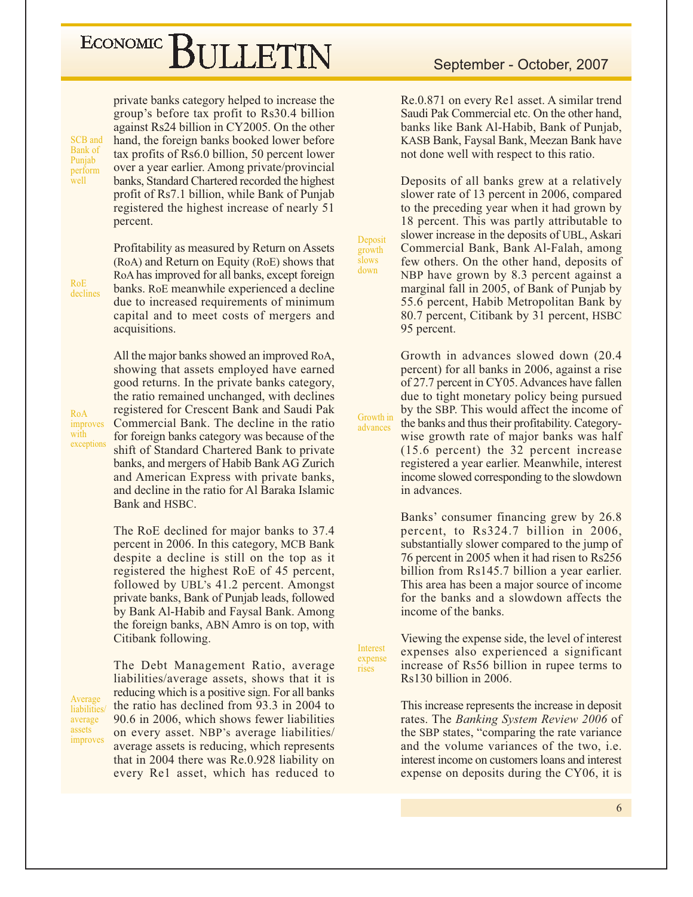private banks category helped to increase the group's before tax profit to Rs30.4 billion against Rs24 billion in CY2005. On the other hand, the foreign banks booked lower before tax profits of Rs6.0 billion, 50 percent lower over a year earlier. Among private/provincial banks, Standard Chartered recorded the highest profit of Rs7.1 billion, while Bank of Punjab registered the highest increase of nearly 51 percent.

*SCB and Bank of Punjab perform well*

Profitability as measured by Return on Assets (RoA) and Return on Equity (RoE) shows that RoA has improved for all banks, except foreign banks. RoE meanwhile experienced a decline due to increased requirements of minimum capital and to meet costs of mergers and acquisitions.

*RoE declines*

All the major banks showed an improved RoA, showing that assets employed have earned good returns. In the private banks category, the ratio remained unchanged, with declines registered for Crescent Bank and Saudi Pak Commercial Bank. The decline in the ratio for foreign banks category was because of the shift of Standard Chartered Bank to private banks, and mergers of Habib Bank AG Zurich and American Express with private banks, and decline in the ratio for Al Baraka Islamic Bank and HSBC.

*RoA improves with exceptions*

The RoE declined for major banks to 37.4 percent in 2006. In this category, MCB Bank despite a decline is still on the top as it registered the highest RoE of 45 percent, followed by UBL's 41.2 percent. Amongst private banks, Bank of Punjab leads, followed by Bank Al-Habib and Faysal Bank. Among the foreign banks, ABN Amro is on top, with Citibank following.

The Debt Management Ratio, average liabilities/average assets, shows that it is reducing which is a positive sign. For all banks the ratio has declined from 93.3 in 2004 to 90.6 in 2006, which shows fewer liabilities on every asset. NBP's average liabilities/average assets is reducing, which represents that in 2004 there was Re.0.928 liability on every Re1 asset, which has reduced to Re.0.871 on every Re1 asset. A similar trend Saudi Pak Commercial etc. On the other hand, banks like Bank Al-Habib, Bank of Punjab, KASB Bank, Faysal Bank, Meezan Bank have not done well with respect to this ratio.

*Average liabilities/average assets improves*

Deposits of all banks grew at a relatively slower rate of 13 percent in 2006, compared to the preceding year when it had grown by 18 percent. This was partly attributable to slower increase in the deposits of UBL, Askari Commercial Bank, Bank Al-Falah, among few others. On the other hand, deposits of NBP have grown by 8.3 percent against a marginal fall in 2005, of Bank of Punjab by 55.6 percent, Habib Metropolitan Bank by 80.7 percent, Citibank by 31 percent, HSBC 95 percent.

*Deposit growth slows down*

Growth in advances slowed down (20.4 percent) for all banks in 2006, against a rise of 27.7 percent in CY05. Advances have fallen due to tight monetary policy being pursued by the SBP. This would affect the income of the banks and thus their profitability. Category-wise growth rate of major banks was half (15.6 percent) the 32 percent increase registered a year earlier. Meanwhile, interest income slowed corresponding to the slowdown in advances.

*Growth in advances*

Banks' consumer financing grew by 26.8 percent, to Rs324.7 billion in 2006, substantially slower compared to the jump of 76 percent in 2005 when it had risen to Rs256 billion from Rs145.7 billion a year earlier. This area has been a major source of income for the banks and a slowdown affects the income of the banks.

Viewing the expense side, the level of interest expenses also experienced a significant increase of Rs56 billion in rupee terms to Rs130 billion in 2006.

*Interest expense rises*

This increase represents the increase in deposit rates. The *Banking System Review 2006* of the SBP states, "comparing the rate variance and the volume variances of the two, i.e. interest income on customers loans and interest expense on deposits during the CY06, it is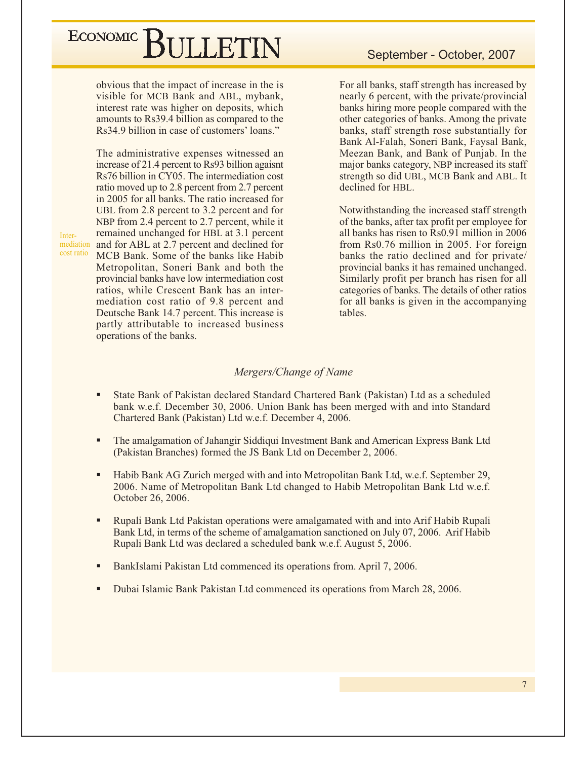obvious that the impact of increase in the is visible for MCB Bank and ABL, mybank, interest rate was higher on deposits, which amounts to Rs39.4 billion as compared to the Rs34.9 billion in case of customers' loans."

The administrative expenses witnessed an increase of 21.4 percent to Rs93 billion agaisnt Rs76 billion in CY05. The intermediation cost ratio moved up to 2.8 percent from 2.7 percent in 2005 for all banks. The ratio increased for UBL from 2.8 percent to 3.2 percent and for NBP from 2.4 percent to 2.7 percent, while it remained unchanged for HBL at 3.1 percent and for ABL at 2.7 percent and declined for MCB Bank. Some of the banks like Habib Metropolitan, Soneri Bank and both the provincial banks have low intermediation cost ratios, while Crescent Bank has an intermediation cost ratio of 9.8 percent and Deutsche Bank 14.7 percent. This increase is partly attributable to increased business operations of the banks.

For all banks, staff strength has increased by nearly 6 percent, with the private/provincial banks hiring more people compared with the other categories of banks. Among the private banks, staff strength rose substantially for Bank Al-Falah, Soneri Bank, Faysal Bank, Meezan Bank, and Bank of Punjab. In the major banks category, NBP increased its staff strength so did UBL, MCB Bank and ABL. It declined for HBL.

Notwithstanding the increased staff strength of the banks, after tax profit per employee for all banks has risen to Rs0.91 million in 2006 from Rs0.76 million in 2005. For foreign banks the ratio declined and for private/ provincial banks it has remained unchanged. Similarly profit per branch has risen for all categories of banks. The details of other ratios for all banks is given in the accompanying tables.

*Mergers/Change of Name*

- State Bank of Pakistan declared Standard Chartered Bank (Pakistan) Ltd as a scheduled bank w.e.f. December 30, 2006. Union Bank has been merged with and into Standard Chartered Bank (Pakistan) Ltd w.e.f. December 4, 2006.

- The amalgamation of Jahangir Siddiqui Investment Bank and American Express Bank Ltd (Pakistan Branches) formed the JS Bank Ltd on December 2, 2006.

- Habib Bank AG Zurich merged with and into Metropolitan Bank Ltd, w.e.f. September 29, 2006. Name of Metropolitan Bank Ltd changed to Habib Metropolitan Bank Ltd w.e.f. October 26, 2006.

- Rupali Bank Ltd Pakistan operations were amalgamated with and into Arif Habib Rupali Bank Ltd, in terms of the scheme of amalgamation sanctioned on July 07, 2006. Arif Habib Rupali Bank Ltd was declared a scheduled bank w.e.f. August 5, 2006.

- BankIslami Pakistan Ltd commenced its operations from. April 7, 2006.

- Dubai Islamic Bank Pakistan Ltd commenced its operations from March 28, 2006.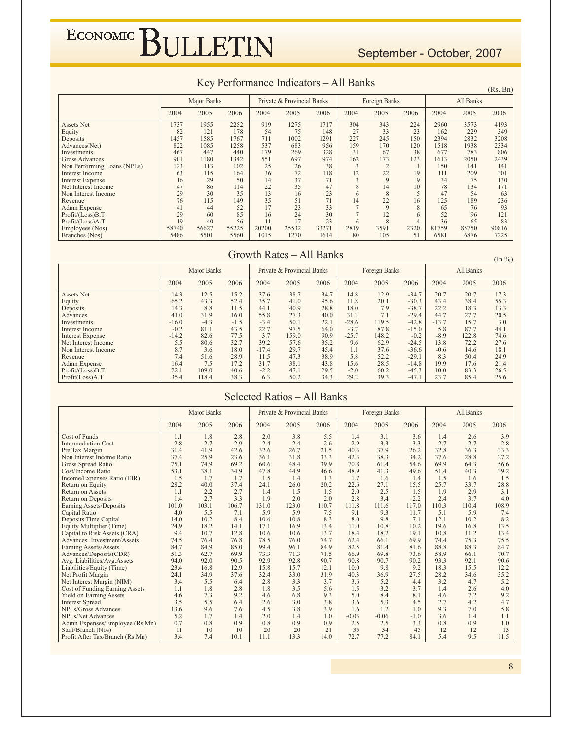## Key Performance Indicators – All Banks

(Rs. Bn)

| | Major Banks | | | Private & Provincial Banks | | | Foreign Banks | | | All Banks | | |
|---|---|---|---|---|---|---|---|---|---|---|---|---|
| | 2004 | 2005 | 2006 | 2004 | 2005 | 2006 | 2004 | 2005 | 2006 | 2004 | 2005 | 2006 |
| Assets Net | 1737 | 1955 | 2252 | 919 | 1275 | 1717 | 304 | 343 | 224 | 2960 | 3573 | 4193 |
| Equity | 82 | 121 | 178 | 54 | 75 | 148 | 27 | 33 | 23 | 162 | 229 | 349 |
| Deposits | 1457 | 1585 | 1767 | 711 | 1002 | 1291 | 227 | 245 | 150 | 2394 | 2832 | 3208 |
| Advances(Net) | 822 | 1085 | 1258 | 537 | 683 | 956 | 159 | 170 | 120 | 1518 | 1938 | 2334 |
| Investments | 467 | 447 | 440 | 179 | 269 | 328 | 31 | 67 | 38 | 677 | 783 | 806 |
| Gross Advances | 901 | 1180 | 1342 | 551 | 697 | 974 | 162 | 173 | 123 | 1613 | 2050 | 2439 |
| Non Performing Loans (NPLs) | 123 | 113 | 102 | 25 | 26 | 38 | 3 | 2 | 1 | 150 | 141 | 141 |
| Interest Income | 63 | 115 | 164 | 36 | 72 | 118 | 12 | 22 | 19 | 111 | 209 | 301 |
| Interest Expense | 16 | 29 | 50 | 14 | 37 | 71 | 3 | 9 | 9 | 34 | 75 | 130 |
| Net Interest Income | 47 | 86 | 114 | 22 | 35 | 47 | 8 | 14 | 10 | 78 | 134 | 171 |
| Non Interest Income | 29 | 30 | 35 | 13 | 16 | 23 | 6 | 8 | 5 | 47 | 54 | 63 |
| Revenue | 76 | 115 | 149 | 35 | 51 | 71 | 14 | 22 | 16 | 125 | 189 | 236 |
| Admn Expense | 41 | 44 | 52 | 17 | 23 | 33 | 7 | 9 | 8 | 65 | 76 | 93 |
| Profit/(Loss)B.T | 29 | 60 | 85 | 16 | 24 | 30 | 7 | 12 | 6 | 52 | 96 | 121 |
| Profit/(Loss)A.T | 19 | 40 | 56 | 11 | 17 | 23 | 6 | 8 | 4 | 36 | 65 | 83 |
| Employees (Nos) | 58740 | 56627 | 55225 | 20200 | 25532 | 33271 | 2819 | 3591 | 2320 | 81759 | 85750 | 90816 |
| Branches (Nos) | 5486 | 5501 | 5560 | 1015 | 1270 | 1614 | 80 | 105 | 51 | 6581 | 6876 | 7225 |

## Growth Rates – All Banks

(In %)

| | Major Banks | | | Private & Provincial Banks | | | Foreign Banks | | | All Banks | | |
|---|---|---|---|---|---|---|---|---|---|---|---|---|
| | 2004 | 2005 | 2006 | 2004 | 2005 | 2006 | 2004 | 2005 | 2006 | 2004 | 2005 | 2006 |
| Assets Net | 14.3 | 12.5 | 15.2 | 37.6 | 38.7 | 34.7 | 14.8 | 12.9 | -34.7 | 20.7 | 20.7 | 17.3 |
| Equity | 65.2 | 43.3 | 52.4 | 35.7 | 41.0 | 95.6 | 11.8 | 20.1 | -30.3 | 43.4 | 38.4 | 55.3 |
| Deposits | 14.3 | 8.8 | 11.5 | 44.1 | 40.9 | 28.8 | 18.0 | 7.9 | -38.7 | 22.2 | 18.3 | 13.3 |
| Advances | 41.0 | 31.9 | 16.0 | 55.8 | 27.3 | 40.0 | 31.3 | 7.1 | -29.4 | 44.7 | 27.7 | 20.5 |
| Investments | -16.0 | -4.3 | -1.5 | -3.4 | 50.1 | 22.1 | -28.6 | 119.5 | -42.8 | -13.7 | 15.7 | 3.0 |
| Interest Income | -0.2 | 81.1 | 43.5 | 22.7 | 97.5 | 64.0 | -3.7 | 87.8 | -15.0 | 5.8 | 87.7 | 44.1 |
| Interest Expense | -14.2 | 82.6 | 77.5 | 3.7 | 159.0 | 90.9 | -25.7 | 148.2 | -0.2 | -8.9 | 122.8 | 74.6 |
| Net Interest Income | 5.5 | 80.6 | 32.7 | 39.2 | 57.6 | 35.2 | 9.6 | 62.9 | -24.5 | 13.8 | 72.2 | 27.6 |
| Non Interest Income | 8.7 | 3.6 | 18.0 | -17.4 | 29.7 | 45.4 | 1.1 | 37.6 | -36.6 | -0.6 | 14.6 | 18.1 |
| Revenue | 7.4 | 51.6 | 28.9 | 11.5 | 47.3 | 38.9 | 5.8 | 52.2 | -29.1 | 8.3 | 50.4 | 24.9 |
| Admn Expense | 16.4 | 7.5 | 17.2 | 31.7 | 38.1 | 43.8 | 15.6 | 28.5 | -14.8 | 19.9 | 17.6 | 21.4 |
| Profit/(Loss)B.T | 22.1 | 109.0 | 40.6 | -2.2 | 47.1 | 29.5 | -2.0 | 60.2 | -45.3 | 10.0 | 83.3 | 26.5 |
| Profit(Loss)A.T | 35.4 | 118.4 | 38.3 | 6.3 | 50.2 | 34.3 | 29.2 | 39.3 | -47.1 | 23.7 | 85.4 | 25.6 |

## Selected Ratios – All Banks

| | Major Banks | | | Private & Provincial Banks | | | Foreign Banks | | | All Banks | | |
|---|---|---|---|---|---|---|---|---|---|---|---|---|
| | 2004 | 2005 | 2006 | 2004 | 2005 | 2006 | 2004 | 2005 | 2006 | 2004 | 2005 | 2006 |
| Cost of Funds | 1.1 | 1.8 | 2.8 | 2.0 | 3.8 | 5.5 | 1.4 | 3.1 | 3.6 | 1.4 | 2.6 | 3.9 |
| Intermediation Cost | 2.8 | 2.7 | 2.9 | 2.4 | 2.4 | 2.6 | 2.9 | 3.3 | 3.3 | 2.7 | 2.7 | 2.8 |
| Pre Tax Margin | 31.4 | 41.9 | 42.6 | 32.6 | 26.7 | 21.5 | 40.3 | 37.9 | 26.2 | 32.8 | 36.3 | 33.3 |
| Non Interest Income Ratio | 37.4 | 25.9 | 23.6 | 36.1 | 31.8 | 33.3 | 42.3 | 38.3 | 34.2 | 37.6 | 28.8 | 27.2 |
| Gross Spread Ratio | 75.1 | 74.9 | 69.2 | 60.6 | 48.4 | 39.9 | 70.8 | 61.4 | 54.6 | 69.9 | 64.3 | 56.6 |
| Cost/Income Ratio | 53.1 | 38.1 | 34.9 | 47.8 | 44.9 | 46.6 | 48.9 | 41.3 | 49.6 | 51.4 | 40.3 | 39.2 |
| Income/Expenses Ratio (EIR) | 1.5 | 1.7 | 1.7 | 1.5 | 1.4 | 1.3 | 1.7 | 1.6 | 1.4 | 1.5 | 1.6 | 1.5 |
| Return on Equity | 28.2 | 40.0 | 37.4 | 24.1 | 26.0 | 20.2 | 22.6 | 27.1 | 15.5 | 25.7 | 33.7 | 28.8 |
| Return on Assets | 1.1 | 2.2 | 2.7 | 1.4 | 1.5 | 1.5 | 2.0 | 2.5 | 1.5 | 1.9 | 2.9 | 3.1 |
| Return on Deposits | 1.4 | 2.7 | 3.3 | 1.9 | 2.0 | 2.0 | 2.8 | 3.4 | 2.2 | 2.4 | 3.7 | 4.0 |
| Earning Assets/Deposits | 101.0 | 103.1 | 106.7 | 131.0 | 123.0 | 110.7 | 111.8 | 111.6 | 117.0 | 110.3 | 110.4 | 108.9 |
| Capital Ratio | 4.0 | 5.5 | 7.1 | 5.9 | 5.9 | 7.5 | 9.1 | 9.3 | 11.7 | 5.1 | 5.9 | 7.4 |
| Deposits Time Capital | 14.0 | 10.2 | 8.4 | 10.6 | 10.8 | 8.3 | 8.0 | 9.8 | 7.1 | 12.1 | 10.2 | 8.2 |
| Equity Multiplier (Time) | 24.9 | 18.2 | 14.1 | 17.1 | 16.9 | 13.4 | 11.0 | 10.8 | 10.2 | 19.6 | 16.8 | 13.5 |
| Capital to Risk Assets (CRA) | 9.4 | 10.7 | 12.8 | 10.6 | 10.6 | 13.7 | 18.4 | 18.2 | 19.1 | 10.8 | 11.2 | 13.4 |
| Advances+Investment/Assets | 74.5 | 76.4 | 76.8 | 78.5 | 76.0 | 74.7 | 62.4 | 66.1 | 69.9 | 74.4 | 75.3 | 75.5 |
| Earning Assets/Assets | 84.7 | 84.9 | 85.0 | 99.4 | 96.1 | 84.9 | 82.5 | 81.4 | 81.6 | 88.8 | 88.3 | 84.7 |
| Advances/Deposits(CDR) | 51.3 | 62.7 | 69.9 | 73.3 | 71.3 | 71.5 | 66.9 | 69.8 | 73.6 | 58.9 | 66.1 | 70.7 |
| Avg. Liabilities/Avg.Assets | 94.0 | 92.0 | 90.5 | 92.9 | 92.8 | 90.7 | 90.8 | 90.7 | 90.2 | 93.3 | 92.1 | 90.6 |
| Liabilities/Equity (Time) | 23.4 | 16.8 | 12.9 | 15.8 | 15.7 | 12.1 | 10.0 | 9.8 | 9.2 | 18.3 | 15.5 | 12.2 |
| Net Profit Margin | 24.1 | 34.9 | 37.6 | 32.4 | 33.0 | 31.9 | 40.3 | 36.9 | 27.5 | 28.2 | 34.6 | 35.2 |
| Net Interest Margin (NIM) | 3.4 | 5.5 | 6.4 | 2.8 | 3.3 | 3.7 | 3.6 | 5.2 | 4.4 | 3.2 | 4.7 | 5.2 |
| Cost of Funding Earning Assets | 1.1 | 1.8 | 2.8 | 1.8 | 3.5 | 5.6 | 1.5 | 3.2 | 3.7 | 1.4 | 2.6 | 4.0 |
| Yield on Earning Assets | 4.6 | 7.3 | 9.2 | 4.6 | 6.8 | 9.3 | 5.0 | 8.4 | 8.1 | 4.6 | 7.2 | 9.2 |
| Interest Spread | 3.5 | 5.5 | 6.4 | 2.6 | 3.0 | 3.8 | 3.6 | 5.3 | 4.5 | 2.7 | 4.2 | 4.7 |
| NPLs/Gross Advances | 13.6 | 9.6 | 7.6 | 4.5 | 3.8 | 3.9 | 1.6 | 1.2 | 1.0 | 9.3 | 7.0 | 5.8 |
| NPLs/Net Advances | 5.2 | 1.7 | 1.4 | 2.0 | 1.4 | 1.0 | -0.03 | -0.06 | -1.0 | 3.6 | 1.4 | 1.1 |
| Admn Expenses/Employee (Rs.Mn) | 0.7 | 0.8 | 0.9 | 0.8 | 0.9 | 0.9 | 2.5 | 2.5 | 3.3 | 0.8 | 0.9 | 1.0 |
| Staff/Branch (Nos) | 11 | 10 | 10 | 20 | 20 | 21 | 35 | 34 | 45 | 12 | 12 | 13 |
| Profit After Tax/Branch (Rs.Mn) | 3.4 | 7.4 | 10.1 | 11.1 | 13.3 | 14.0 | 72.7 | 77.2 | 84.1 | 5.4 | 9.5 | 11.5 |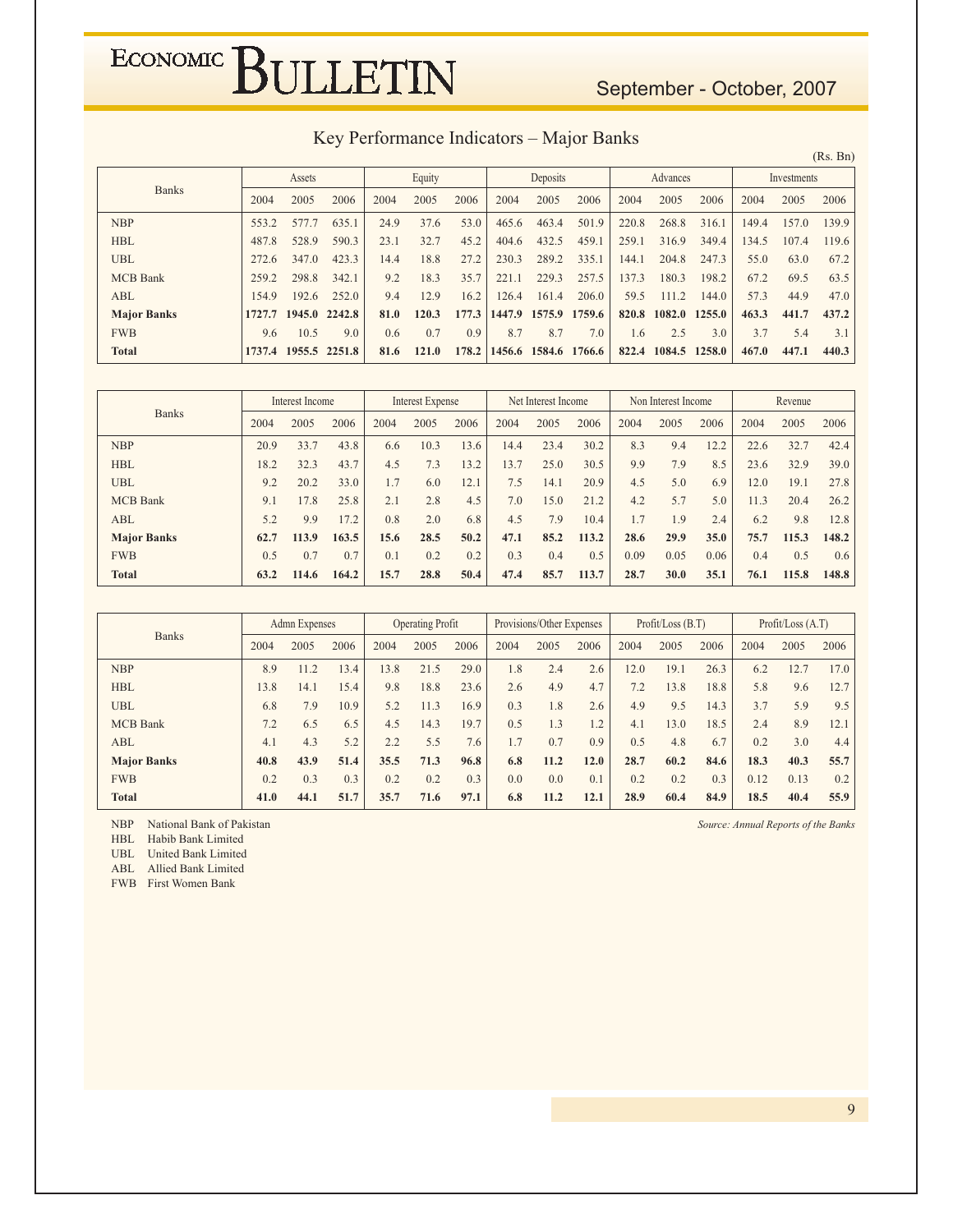## Key Performance Indicators – Major Banks

(Rs. Bn)

| Banks | Assets | | | Equity | | | Deposits | | | Advances | | | Investments | | |
|---|---|---|---|---|---|---|---|---|---|---|---|---|---|---|---|
| | 2004 | 2005 | 2006 | 2004 | 2005 | 2006 | 2004 | 2005 | 2006 | 2004 | 2005 | 2006 | 2004 | 2005 | 2006 |
| NBP | 553.2 | 577.7 | 635.1 | 24.9 | 37.6 | 53.0 | 465.6 | 463.4 | 501.9 | 220.8 | 268.8 | 316.1 | 149.4 | 157.0 | 139.9 |
| HBL | 487.8 | 528.9 | 590.3 | 23.1 | 32.7 | 45.2 | 404.6 | 432.5 | 459.1 | 259.1 | 316.9 | 349.4 | 134.5 | 107.4 | 119.6 |
| UBL | 272.6 | 347.0 | 423.3 | 14.4 | 18.8 | 27.2 | 230.3 | 289.2 | 335.1 | 144.1 | 204.8 | 247.3 | 55.0 | 63.0 | 67.2 |
| MCB Bank | 259.2 | 298.8 | 342.1 | 9.2 | 18.3 | 35.7 | 221.1 | 229.3 | 257.5 | 137.3 | 180.3 | 198.2 | 67.2 | 69.5 | 63.5 |
| ABL | 154.9 | 192.6 | 252.0 | 9.4 | 12.9 | 16.2 | 126.4 | 161.4 | 206.0 | 59.5 | 111.2 | 144.0 | 57.3 | 44.9 | 47.0 |
| **Major Banks** | **1727.7** | **1945.0** | **2242.8** | **81.0** | **120.3** | **177.3** | **1447.9** | **1575.9** | **1759.6** | **820.8** | **1082.0** | **1255.0** | **463.3** | **441.7** | **437.2** |
| FWB | 9.6 | 10.5 | 9.0 | 0.6 | 0.7 | 0.9 | 8.7 | 8.7 | 7.0 | 1.6 | 2.5 | 3.0 | 3.7 | 5.4 | 3.1 |
| **Total** | **1737.4** | **1955.5** | **2251.8** | **81.6** | **121.0** | **178.2** | **1456.6** | **1584.6** | **1766.6** | **822.4** | **1084.5** | **1258.0** | **467.0** | **447.1** | **440.3** |

| Banks | Interest Income | | | Interest Expense | | | Net Interest Income | | | Non Interest Income | | | Revenue | | |
|---|---|---|---|---|---|---|---|---|---|---|---|---|---|---|---|
| | 2004 | 2005 | 2006 | 2004 | 2005 | 2006 | 2004 | 2005 | 2006 | 2004 | 2005 | 2006 | 2004 | 2005 | 2006 |
| NBP | 20.9 | 33.7 | 43.8 | 6.6 | 10.3 | 13.6 | 14.4 | 23.4 | 30.2 | 8.3 | 9.4 | 12.2 | 22.6 | 32.7 | 42.4 |
| HBL | 18.2 | 32.3 | 43.7 | 4.5 | 7.3 | 13.2 | 13.7 | 25.0 | 30.5 | 9.9 | 7.9 | 8.5 | 23.6 | 32.9 | 39.0 |
| UBL | 9.2 | 20.2 | 33.0 | 1.7 | 6.0 | 12.1 | 7.5 | 14.1 | 20.9 | 4.5 | 5.0 | 6.9 | 12.0 | 19.1 | 27.8 |
| MCB Bank | 9.1 | 17.8 | 25.8 | 2.1 | 2.8 | 4.5 | 7.0 | 15.0 | 21.2 | 4.2 | 5.7 | 5.0 | 11.3 | 20.4 | 26.2 |
| ABL | 5.2 | 9.9 | 17.2 | 0.8 | 2.0 | 6.8 | 4.5 | 7.9 | 10.4 | 1.7 | 1.9 | 2.4 | 6.2 | 9.8 | 12.8 |
| **Major Banks** | **62.7** | **113.9** | **163.5** | **15.6** | **28.5** | **50.2** | **47.1** | **85.2** | **113.2** | **28.6** | **29.9** | **35.0** | **75.7** | **115.3** | **148.2** |
| FWB | 0.5 | 0.7 | 0.7 | 0.1 | 0.2 | 0.2 | 0.3 | 0.4 | 0.5 | 0.09 | 0.05 | 0.06 | 0.4 | 0.5 | 0.6 |
| **Total** | **63.2** | **114.6** | **164.2** | **15.7** | **28.8** | **50.4** | **47.4** | **85.7** | **113.7** | **28.7** | **30.0** | **35.1** | **76.1** | **115.8** | **148.8** |

| Banks | Admn Expenses | | | Operating Profit | | | Provisions/Other Expenses | | | Profit/Loss (B.T) | | | Profit/Loss (A.T) | | |
|---|---|---|---|---|---|---|---|---|---|---|---|---|---|---|---|
| | 2004 | 2005 | 2006 | 2004 | 2005 | 2006 | 2004 | 2005 | 2006 | 2004 | 2005 | 2006 | 2004 | 2005 | 2006 |
| NBP | 8.9 | 11.2 | 13.4 | 13.8 | 21.5 | 29.0 | 1.8 | 2.4 | 2.6 | 12.0 | 19.1 | 26.3 | 6.2 | 12.7 | 17.0 |
| HBL | 13.8 | 14.1 | 15.4 | 9.8 | 18.8 | 23.6 | 2.6 | 4.9 | 4.7 | 7.2 | 13.8 | 18.8 | 5.8 | 9.6 | 12.7 |
| UBL | 6.8 | 7.9 | 10.9 | 5.2 | 11.3 | 16.9 | 0.3 | 1.8 | 2.6 | 4.9 | 9.5 | 14.3 | 3.7 | 5.9 | 9.5 |
| MCB Bank | 7.2 | 6.5 | 6.5 | 4.5 | 14.3 | 19.7 | 0.5 | 1.3 | 1.2 | 4.1 | 13.0 | 18.5 | 2.4 | 8.9 | 12.1 |
| ABL | 4.1 | 4.3 | 5.2 | 2.2 | 5.5 | 7.6 | 1.7 | 0.7 | 0.9 | 0.5 | 4.8 | 6.7 | 0.2 | 3.0 | 4.4 |
| **Major Banks** | **40.8** | **43.9** | **51.4** | **35.5** | **71.3** | **96.8** | **6.8** | **11.2** | **12.0** | **28.7** | **60.2** | **84.6** | **18.3** | **40.3** | **55.7** |
| FWB | 0.2 | 0.3 | 0.3 | 0.2 | 0.2 | 0.3 | 0.0 | 0.0 | 0.1 | 0.2 | 0.2 | 0.3 | 0.12 | 0.13 | 0.2 |
| **Total** | **41.0** | **44.1** | **51.7** | **35.7** | **71.6** | **97.1** | **6.8** | **11.2** | **12.1** | **28.9** | **60.4** | **84.9** | **18.5** | **40.4** | **55.9** |

NBP National Bank of Pakistan
HBL Habib Bank Limited
UBL United Bank Limited
ABL Allied Bank Limited
FWB First Women Bank

*Source: Annual Reports of the Banks*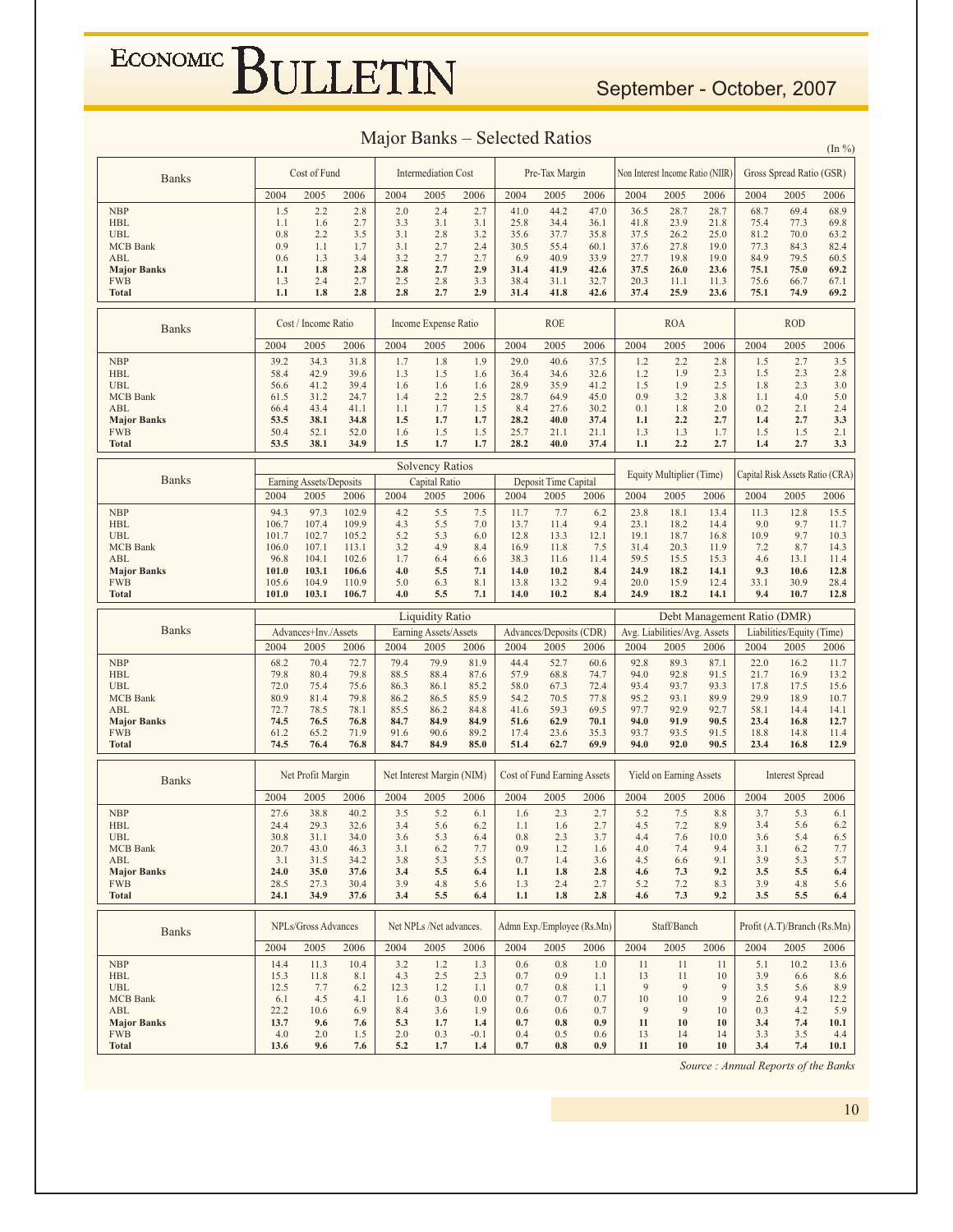## Major Banks – Selected Ratios

(In %)

| Banks | Cost of Fund | | | Intermediation Cost | | | Pre-Tax Margin | | | Non Interest Income Ratio (NIIR) | | | Gross Spread Ratio (GSR) | | |
|---|---|---|---|---|---|---|---|---|---|---|---|---|---|---|---|
| | 2004 | 2005 | 2006 | 2004 | 2005 | 2006 | 2004 | 2005 | 2006 | 2004 | 2005 | 2006 | 2004 | 2005 | 2006 |
| NBP | 1.5 | 2.2 | 2.8 | 2.0 | 2.4 | 2.7 | 41.0 | 44.2 | 47.0 | 36.5 | 28.7 | 28.7 | 68.7 | 69.4 | 68.9 |
| HBL | 1.1 | 1.6 | 2.7 | 3.3 | 3.1 | 3.1 | 25.8 | 34.4 | 36.1 | 41.8 | 23.9 | 21.8 | 75.4 | 77.3 | 69.8 |
| UBL | 0.8 | 2.2 | 3.5 | 3.1 | 2.8 | 3.2 | 35.6 | 37.7 | 35.8 | 37.5 | 26.2 | 25.0 | 81.2 | 70.0 | 63.2 |
| MCB Bank | 0.9 | 1.1 | 1.7 | 3.1 | 2.7 | 2.4 | 30.5 | 55.4 | 60.1 | 37.6 | 27.8 | 19.0 | 77.3 | 84.3 | 82.4 |
| ABL | 0.6 | 1.3 | 3.4 | 3.2 | 2.7 | 2.7 | 6.9 | 40.9 | 33.9 | 27.7 | 19.8 | 19.0 | 84.9 | 79.5 | 60.5 |
| **Major Banks** | **1.1** | **1.8** | **2.8** | **2.8** | **2.7** | **2.9** | **31.4** | **41.9** | **42.6** | **37.5** | **26.0** | **23.6** | **75.1** | **75.0** | **69.2** |
| FWB | 1.3 | 2.4 | 2.7 | 2.5 | 2.8 | 3.3 | 38.4 | 31.1 | 32.7 | 20.3 | 11.1 | 11.3 | 75.6 | 66.7 | 67.1 |
| **Total** | **1.1** | **1.8** | **2.8** | **2.8** | **2.7** | **2.9** | **31.4** | **41.8** | **42.6** | **37.4** | **25.9** | **23.6** | **75.1** | **74.9** | **69.2** |

| Banks | Cost / Income Ratio | | | Income Expense Ratio | | | ROE | | | ROA | | | ROD | | |
|---|---|---|---|---|---|---|---|---|---|---|---|---|---|---|---|
| | 2004 | 2005 | 2006 | 2004 | 2005 | 2006 | 2004 | 2005 | 2006 | 2004 | 2005 | 2006 | 2004 | 2005 | 2006 |
| NBP | 39.2 | 34.3 | 31.8 | 1.7 | 1.8 | 1.9 | 29.0 | 40.6 | 37.5 | 1.2 | 2.2 | 2.8 | 1.5 | 2.7 | 3.5 |
| HBL | 58.4 | 42.9 | 39.6 | 1.3 | 1.5 | 1.6 | 36.4 | 34.6 | 32.6 | 1.2 | 1.9 | 2.3 | 1.5 | 2.3 | 2.8 |
| UBL | 56.6 | 41.2 | 39.4 | 1.6 | 1.6 | 1.6 | 28.9 | 35.9 | 41.2 | 1.5 | 1.9 | 2.5 | 1.8 | 2.3 | 3.0 |
| MCB Bank | 61.5 | 31.2 | 24.7 | 1.4 | 2.2 | 2.5 | 28.7 | 64.9 | 45.0 | 0.9 | 3.2 | 3.8 | 1.1 | 4.0 | 5.0 |
| ABL | 66.4 | 43.4 | 41.1 | 1.1 | 1.7 | 1.5 | 8.4 | 27.6 | 30.2 | 0.1 | 1.8 | 2.0 | 0.2 | 2.1 | 2.4 |
| **Major Banks** | **53.5** | **38.1** | **34.8** | **1.5** | **1.7** | **1.7** | **28.2** | **40.0** | **37.4** | **1.1** | **2.2** | **2.7** | **1.4** | **2.7** | **3.3** |
| FWB | 50.4 | 52.1 | 52.0 | 1.6 | 1.5 | 1.5 | 25.7 | 21.1 | 21.1 | 1.3 | 1.3 | 1.7 | 1.5 | 1.5 | 2.1 |
| **Total** | **53.5** | **38.1** | **34.9** | **1.5** | **1.7** | **1.7** | **28.2** | **40.0** | **37.4** | **1.1** | **2.2** | **2.7** | **1.4** | **2.7** | **3.3** |

| Banks | Solvency Ratios | | | | | | | | | Equity Multiplier (Time) | | | Capital Risk Assets Ratio (CRA) | | |
|---|---|---|---|---|---|---|---|---|---|---|---|---|---|---|---|
| | Earning Assets/Deposits | | | Capital Ratio | | | Deposit Time Capital | | | | | | | | |
| | 2004 | 2005 | 2006 | 2004 | 2005 | 2006 | 2004 | 2005 | 2006 | 2004 | 2005 | 2006 | 2004 | 2005 | 2006 |
| NBP | 94.3 | 97.3 | 102.9 | 4.2 | 5.5 | 7.5 | 11.7 | 7.7 | 6.2 | 23.8 | 18.1 | 13.4 | 11.3 | 12.8 | 15.5 |
| HBL | 106.7 | 107.4 | 109.9 | 4.3 | 5.5 | 7.0 | 13.7 | 11.4 | 9.4 | 23.1 | 18.2 | 14.4 | 9.0 | 9.7 | 11.7 |
| UBL | 101.7 | 102.7 | 105.2 | 5.2 | 5.3 | 6.0 | 12.8 | 13.3 | 12.1 | 19.1 | 18.7 | 16.8 | 10.9 | 9.7 | 10.3 |
| MCB Bank | 106.0 | 107.1 | 113.1 | 3.2 | 4.9 | 8.4 | 16.9 | 11.8 | 7.5 | 31.4 | 20.3 | 11.9 | 7.2 | 8.7 | 14.3 |
| ABL | 96.8 | 104.1 | 102.6 | 1.7 | 6.4 | 6.6 | 38.3 | 11.6 | 11.4 | 59.5 | 15.5 | 15.3 | 4.6 | 13.1 | 11.4 |
| **Major Banks** | **101.0** | **103.1** | **106.6** | **4.0** | **5.5** | **7.1** | **14.0** | **10.2** | **8.4** | **24.9** | **18.2** | **14.1** | **9.3** | **10.6** | **12.8** |
| FWB | 105.6 | 104.9 | 110.9 | 5.0 | 6.3 | 8.1 | 13.8 | 13.2 | 9.4 | 20.0 | 15.9 | 12.4 | 33.1 | 30.9 | 28.4 |
| **Total** | **101.0** | **103.1** | **106.7** | **4.0** | **5.5** | **7.1** | **14.0** | **10.2** | **8.4** | **24.9** | **18.2** | **14.1** | **9.4** | **10.7** | **12.8** |

| Banks | Liquidity Ratio | | | | | | | | | Debt Management Ratio (DMR) | | | | | |
|---|---|---|---|---|---|---|---|---|---|---|---|---|---|---|---|
| | Advances+Inv./Assets | | | Earning Assets/Assets | | | Advances/Deposits (CDR) | | | Avg. Liabilities/Avg. Assets | | | Liabilities/Equity (Time) | | |
| | 2004 | 2005 | 2006 | 2004 | 2005 | 2006 | 2004 | 2005 | 2006 | 2004 | 2005 | 2006 | 2004 | 2005 | 2006 |
| NBP | 68.2 | 70.4 | 72.7 | 79.4 | 79.9 | 81.9 | 44.4 | 52.7 | 60.6 | 92.8 | 89.3 | 87.1 | 22.0 | 16.2 | 11.7 |
| HBL | 79.8 | 80.4 | 79.8 | 88.5 | 88.4 | 87.6 | 57.9 | 68.8 | 74.7 | 94.0 | 92.8 | 91.5 | 21.7 | 16.9 | 13.2 |
| UBL | 72.0 | 75.4 | 75.6 | 86.3 | 86.1 | 85.2 | 58.0 | 67.3 | 72.4 | 93.4 | 93.7 | 93.3 | 17.8 | 17.5 | 15.6 |
| MCB Bank | 80.9 | 81.4 | 79.8 | 86.2 | 86.5 | 85.9 | 54.2 | 70.5 | 77.8 | 95.2 | 93.1 | 89.9 | 29.9 | 18.9 | 10.7 |
| ABL | 72.7 | 78.5 | 78.1 | 85.5 | 86.2 | 84.8 | 41.6 | 59.3 | 69.5 | 97.7 | 92.9 | 92.7 | 58.1 | 14.4 | 14.1 |
| **Major Banks** | **74.5** | **76.5** | **76.8** | **84.7** | **84.9** | **84.9** | **51.6** | **62.9** | **70.1** | **94.0** | **91.9** | **90.5** | **23.4** | **16.8** | **12.7** |
| FWB | 61.2 | 65.2 | 71.9 | 91.6 | 90.6 | 89.2 | 17.4 | 23.6 | 35.3 | 93.7 | 93.5 | 91.5 | 18.8 | 14.8 | 11.4 |
| **Total** | **74.5** | **76.4** | **76.8** | **84.7** | **84.9** | **85.0** | **51.4** | **62.7** | **69.9** | **94.0** | **92.0** | **90.5** | **23.4** | **16.8** | **12.9** |

| Banks | Net Profit Margin | | | Net Interest Margin (NIM) | | | Cost of Fund Earning Assets | | | Yield on Earning Assets | | | Interest Spread | | |
|---|---|---|---|---|---|---|---|---|---|---|---|---|---|---|---|
| | 2004 | 2005 | 2006 | 2004 | 2005 | 2006 | 2004 | 2005 | 2006 | 2004 | 2005 | 2006 | 2004 | 2005 | 2006 |
| NBP | 27.6 | 38.8 | 40.2 | 3.5 | 5.2 | 6.1 | 1.6 | 2.3 | 2.7 | 5.2 | 7.5 | 8.8 | 3.7 | 5.3 | 6.1 |
| HBL | 24.4 | 29.3 | 32.6 | 3.4 | 5.6 | 6.2 | 1.1 | 1.6 | 2.7 | 4.5 | 7.2 | 8.9 | 3.4 | 5.6 | 6.2 |
| UBL | 30.8 | 31.1 | 34.0 | 3.6 | 5.3 | 6.4 | 0.8 | 2.3 | 3.7 | 4.4 | 7.6 | 10.0 | 3.6 | 5.4 | 6.5 |
| MCB Bank | 20.7 | 43.0 | 46.3 | 3.1 | 6.2 | 7.7 | 0.9 | 1.2 | 1.6 | 4.0 | 7.4 | 9.4 | 3.1 | 6.2 | 7.7 |
| ABL | 3.1 | 31.5 | 34.2 | 3.8 | 5.3 | 5.5 | 0.7 | 1.4 | 3.6 | 4.5 | 6.6 | 9.1 | 3.9 | 5.3 | 5.7 |
| **Major Banks** | **24.0** | **35.0** | **37.6** | **3.4** | **5.5** | **6.4** | **1.1** | **1.8** | **2.8** | **4.6** | **7.3** | **9.2** | **3.5** | **5.5** | **6.4** |
| FWB | 28.5 | 27.3 | 30.4 | 3.9 | 4.8 | 5.6 | 1.3 | 2.4 | 2.7 | 5.2 | 7.2 | 8.3 | 3.9 | 4.8 | 5.6 |
| **Total** | **24.1** | **34.9** | **37.6** | **3.4** | **5.5** | **6.4** | **1.1** | **1.8** | **2.8** | **4.6** | **7.3** | **9.2** | **3.5** | **5.5** | **6.4** |

| Banks | NPLs/Gross Advances | | | Net NPLs /Net advances. | | | Admn Exp./Employee (Rs.Mn) | | | Staff/Banch | | | Profit (A.T)/Branch (Rs.Mn) | | |
|---|---|---|---|---|---|---|---|---|---|---|---|---|---|---|---|
| | 2004 | 2005 | 2006 | 2004 | 2005 | 2006 | 2004 | 2005 | 2006 | 2004 | 2005 | 2006 | 2004 | 2005 | 2006 |
| NBP | 14.4 | 11.3 | 10.4 | 3.2 | 1.2 | 1.3 | 0.6 | 0.8 | 1.0 | 11 | 11 | 11 | 5.1 | 10.2 | 13.6 |
| HBL | 15.3 | 11.8 | 8.1 | 4.3 | 2.5 | 2.3 | 0.7 | 0.9 | 1.1 | 13 | 11 | 10 | 3.9 | 6.6 | 8.6 |
| UBL | 12.5 | 7.7 | 6.2 | 12.3 | 1.2 | 1.1 | 0.7 | 0.8 | 1.1 | 9 | 9 | 9 | 3.5 | 5.6 | 8.9 |
| MCB Bank | 6.1 | 4.5 | 4.1 | 1.6 | 0.3 | 0.0 | 0.7 | 0.7 | 0.7 | 10 | 10 | 9 | 2.6 | 9.4 | 12.2 |
| ABL | 22.2 | 10.6 | 6.9 | 8.4 | 3.6 | 1.9 | 0.6 | 0.6 | 0.7 | 9 | 9 | 10 | 0.3 | 4.2 | 5.9 |
| **Major Banks** | **13.7** | **9.6** | **7.6** | **5.3** | **1.7** | **1.4** | **0.7** | **0.8** | **0.9** | **11** | **10** | **10** | **3.4** | **7.4** | **10.1** |
| FWB | 4.0 | 2.0 | 1.5 | 2.0 | 0.3 | -0.1 | 0.4 | 0.5 | 0.6 | 13 | 14 | 14 | 3.3 | 3.5 | 4.4 |
| **Total** | **13.6** | **9.6** | **7.6** | **5.2** | **1.7** | **1.4** | **0.7** | **0.8** | **0.9** | **11** | **10** | **10** | **3.4** | **7.4** | **10.1** |

*Source : Annual Reports of the Banks*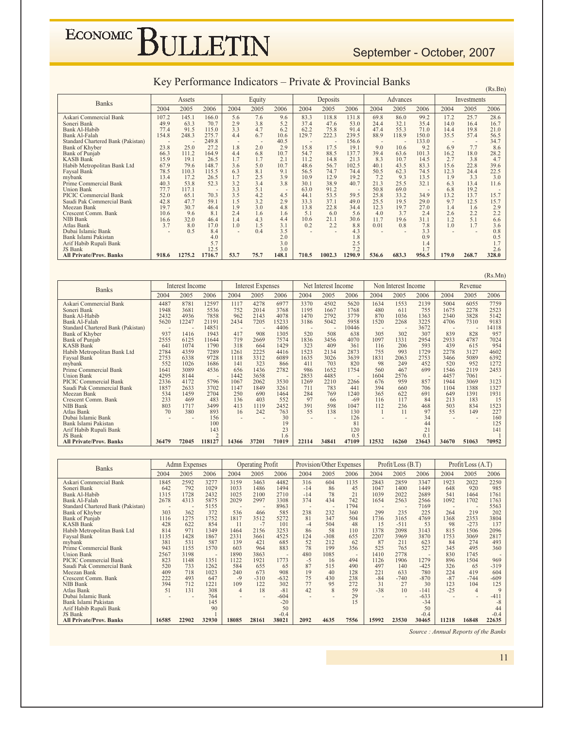## Key Performance Indicators – Private & Provincial Banks

(Rs.Bn)

| Banks | Assets | | | Equity | | | Deposits | | | Advances | | | Investments | | |
|---|---|---|---|---|---|---|---|---|---|---|---|---|---|---|---|
| | 2004 | 2005 | 2006 | 2004 | 2005 | 2006 | 2004 | 2005 | 2006 | 2004 | 2005 | 2006 | 2004 | 2005 | 2006 |
| Askari Commercial Bank | 107.2 | 145.1 | 166.0 | 5.6 | 7.6 | 9.6 | 83.3 | 118.8 | 131.8 | 69.8 | 86.0 | 99.2 | 17.2 | 25.7 | 28.6 |
| Soneri Bank | 49.9 | 63.3 | 70.7 | 2.9 | 3.8 | 5.2 | 37.4 | 47.6 | 53.0 | 24.4 | 32.1 | 35.4 | 14.0 | 16.4 | 16.7 |
| Bank Al-Habib | 77.4 | 91.5 | 115.0 | 3.3 | 4.7 | 6.2 | 62.2 | 75.8 | 91.4 | 47.4 | 55.3 | 71.0 | 14.4 | 19.8 | 21.0 |
| Bank Al-Falah | 154.8 | 248.3 | 275.7 | 4.4 | 6.7 | 10.6 | 129.7 | 222.3 | 239.5 | 88.9 | 118.9 | 150.0 | 35.5 | 57.4 | 56.5 |
| Standard Chartered Bank (Pakistan) | - | - | 249.8 | - | - | 40.5 | - | - | 156.6 | - | - | 133.0 | - | - | 34.7 |
| Bank of Khyber | 23.8 | 25.0 | 27.2 | 1.8 | 2.0 | 2.9 | 15.8 | 17.5 | 19.1 | 9.0 | 10.6 | 9.2 | 6.9 | 7.7 | 8.6 |
| Bank of Punjab | 66.3 | 111.2 | 164.9 | 4.4 | 6.8 | 10.7 | 54.7 | 88.5 | 137.7 | 39.4 | 63.6 | 101.3 | 16.2 | 18.0 | 28.2 |
| KASB Bank | 15.9 | 19.1 | 26.5 | 1.7 | 1.7 | 2.1 | 11.2 | 14.8 | 21.3 | 8.3 | 10.7 | 14.5 | 2.7 | 3.8 | 4.7 |
| Habib Metropolitan Bank Ltd | 67.9 | 79.6 | 148.7 | 3.6 | 5.0 | 10.7 | 48.6 | 56.7 | 102.5 | 40.1 | 43.5 | 83.3 | 15.6 | 22.8 | 39.6 |
| Faysal Bank | 78.5 | 110.3 | 115.5 | 6.3 | 8.1 | 9.1 | 56.5 | 74.7 | 74.4 | 50.5 | 62.3 | 74.5 | 12.3 | 24.4 | 22.5 |
| mybank | 13.4 | 17.2 | 26.5 | 1.7 | 2.5 | 3.9 | 10.9 | 12.9 | 19.2 | 7.2 | 9.3 | 13.5 | 1.9 | 3.3 | 3.0 |
| Prime Commercial Bank | 40.3 | 53.8 | 52.3 | 3.2 | 3.4 | 3.8 | 30.1 | 38.9 | 40.7 | 21.3 | 25.5 | 32.1 | 6.3 | 13.4 | 11.6 |
| Union Bank | 77.7 | 117.1 | - | 3.3 | 5.1 | - | 63.0 | 91.2 | - | 50.8 | 69.0 | - | 6.8 | 19.2 | - |
| PICIC Commercial Bank | 52.0 | 65.1 | 70.3 | 3.5 | 4.2 | 4.5 | 44.1 | 53.5 | 59.5 | 25.8 | 33.2 | 34.9 | 13.2 | 13.7 | 15.7 |
| Saudi Pak Commercial Bank | 42.8 | 47.7 | 59.1 | 1.5 | 3.2 | 2.9 | 33.3 | 37.1 | 49.0 | 25.5 | 19.5 | 29.0 | 9.7 | 12.5 | 15.7 |
| Meezan Bank | 19.7 | 30.7 | 46.4 | 1.9 | 3.0 | 4.8 | 13.8 | 22.8 | 34.4 | 12.3 | 19.7 | 27.0 | 1.4 | 1.6 | 2.9 |
| Crescent Comm. Bank | 10.6 | 9.6 | 8.1 | 2.4 | 1.6 | 1.6 | 5.1 | 6.0 | 5.6 | 4.0 | 3.7 | 2.4 | 2.6 | 2.2 | 2.2 |
| NIB Bank | 16.6 | 32.0 | 46.4 | 1.4 | 4.3 | 4.4 | 10.6 | 21.1 | 30.6 | 11.7 | 19.6 | 31.1 | 1.2 | 5.1 | 6.6 |
| Atlas Bank | 3.7 | 8.0 | 17.0 | 1.0 | 1.5 | 3.1 | 0.2 | 2.2 | 8.8 | 0.01 | 0.8 | 7.8 | 1.0 | 1.7 | 3.6 |
| Dubai Islamic Bank | - | 0.5 | 8.4 | - | 0.4 | 3.5 | - | - | 4.3 | - | - | 3.3 | - | - | 0.8 |
| Bank Islami Pakistan | | | 4.0 | | | 2.0 | | | 1.8 | | | 0.9 | | | 0.5 |
| Arif Habib Rupali Bank | | | 5.7 | | | 3.0 | | | 2.5 | | | 1.4 | | | 1.7 |
| JS Bank | | | 12.5 | | | 3.0 | | | 7.2 | | | 1.7 | | | 2.6 |
| **All Private/Prov. Banks** | **918.6** | **1275.2** | **1716.7** | **53.7** | **75.7** | **148.1** | **710.5** | **1002.3** | **1290.9** | **536.6** | **683.3** | **956.5** | **179.0** | **268.7** | **328.0** |

(Rs.Mn)

| Banks | Interest Income | | | Interest Expenses | | | Net Interest Income | | | Non Interest Income | | | Revenue | | |
|---|---|---|---|---|---|---|---|---|---|---|---|---|---|---|---|
| | 2004 | 2005 | 2006 | 2004 | 2005 | 2006 | 2004 | 2005 | 2006 | 2004 | 2005 | 2006 | 2004 | 2005 | 2006 |
| Askari Commercial Bank | 4487 | 8781 | 12597 | 1117 | 4278 | 6977 | 3370 | 4502 | 5620 | 1634 | 1553 | 2139 | 5004 | 6055 | 7759 |
| Soneri Bank | 1948 | 3681 | 5536 | 752 | 2014 | 3768 | 1195 | 1667 | 1768 | 480 | 611 | 755 | 1675 | 2278 | 2523 |
| Bank Al-Habib | 2432 | 4936 | 7858 | 962 | 2143 | 4078 | 1470 | 2792 | 3779 | 870 | 1036 | 1363 | 2340 | 3828 | 5142 |
| Bank Al-Falah | 5620 | 12247 | 21191 | 2434 | 7205 | 15233 | 3186 | 5042 | 5958 | 1520 | 2268 | 3225 | 4706 | 7310 | 9183 |
| Standard Chartered Bank (Pakistan) | - | - | 14851 | - | - | 4406 | - | - | 10446 | - | - | 3672 | - | - | 14118 |
| Bank of Khyber | 937 | 1416 | 1943 | 417 | 908 | 1305 | 520 | 508 | 638 | 305 | 302 | 307 | 839 | 828 | 957 |
| Bank of Punjab | 2555 | 6125 | 11644 | 719 | 2669 | 7574 | 1836 | 3456 | 4070 | 1097 | 1331 | 2954 | 2933 | 4787 | 7024 |
| KASB Bank | 641 | 1074 | 1790 | 318 | 664 | 1429 | 323 | 409 | 361 | 116 | 206 | 593 | 439 | 615 | 954 |
| Habib Metropolitan Bank Ltd | 2784 | 4359 | 7289 | 1261 | 2225 | 4416 | 1523 | 2134 | 2873 | 755 | 993 | 1729 | 2278 | 3127 | 4602 |
| Faysal Bank | 2753 | 6338 | 9728 | 1118 | 3312 | 6089 | 1635 | 3026 | 3639 | 1831 | 2063 | 2753 | 3466 | 5089 | 6392 |
| mybank | 552 | 1026 | 1686 | 141 | 323 | 866 | 411 | 703 | 820 | 98 | 249 | 452 | 520 | 952 | 1272 |
| Prime Commercial Bank | 1641 | 3089 | 4536 | 656 | 1436 | 2782 | 986 | 1652 | 1754 | 560 | 467 | 699 | 1546 | 2119 | 2453 |
| Union Bank | 4295 | 8144 | - | 1442 | 3658 | - | 2853 | 4485 | - | 1604 | 2576 | - | 4457 | 7061 | - |
| PICIC Commercial Bank | 2336 | 4172 | 5796 | 1067 | 2062 | 3530 | 1269 | 2210 | 2266 | 676 | 959 | 857 | 1944 | 3069 | 3123 |
| Saudi Pak Commercial Bank | 1857 | 2633 | 3702 | 1147 | 1849 | 3261 | 711 | 783 | 441 | 394 | 660 | 706 | 1104 | 1388 | 1327 |
| Meezan Bank | 534 | 1459 | 2704 | 250 | 690 | 1464 | 284 | 769 | 1240 | 365 | 622 | 691 | 649 | 1391 | 1931 |
| Crescent Comm. Bank | 233 | 469 | 483 | 136 | 403 | 552 | 97 | 66 | -69 | 116 | 117 | 84 | 213 | 183 | 15 |
| NIB Bank | 803 | 1717 | 3499 | 413 | 1119 | 2452 | 391 | 598 | 1047 | 112 | 236 | 468 | 503 | 834 | 1523 |
| Atlas Bank | 70 | 380 | 893 | 16 | 242 | 763 | 55 | 138 | 130 | 1 | 11 | 97 | 55 | 149 | 227 |
| Dubai Islamic Bank | - | - | 156 | - | - | 30 | - | - | 126 | - | - | 34 | - | - | 160 |
| Bank Islami Pakistan | | | 100 | | | 19 | | | 81 | | | 44 | | | 125 |
| Arif Habib Rupali Bank | | | 143 | | | 23 | | | 120 | | | 21 | | | 141 |
| JS Bank | | | 2 | | | 1.6 | | | 0.5 | | | 0.1 | | | 1 |
| **All Private/Prov. Banks** | **36479** | **72045** | **118127** | **14366** | **37201** | **71019** | **22114** | **34841** | **47109** | **12532** | **16260** | **23643** | **34670** | **51063** | **70952** |

| Banks | Admn Expenses | | | Operating Profit | | | Provision/Other Expenses | | | Profit/Loss (B.T) | | | Profit/Loss (A.T) | | |
|---|---|---|---|---|---|---|---|---|---|---|---|---|---|---|---|
| | 2004 | 2005 | 2006 | 2004 | 2005 | 2006 | 2004 | 2005 | 2006 | 2004 | 2005 | 2006 | 2004 | 2005 | 2006 |
| Askari Commercial Bank | 1845 | 2592 | 3277 | 3159 | 3463 | 4482 | 316 | 604 | 1135 | 2843 | 2859 | 3347 | 1923 | 2022 | 2250 |
| Soneri Bank | 642 | 792 | 1029 | 1033 | 1486 | 1494 | -14 | 86 | 45 | 1047 | 1400 | 1449 | 648 | 920 | 985 |
| Bank Al-Habib | 1315 | 1728 | 2432 | 1025 | 2100 | 2710 | -14 | 78 | 21 | 1039 | 2022 | 2689 | 541 | 1464 | 1761 |
| Bank Al-Falah | 2678 | 4313 | 5875 | 2029 | 2997 | 3308 | 374 | 434 | 742 | 1654 | 2563 | 2566 | 1092 | 1702 | 1763 |
| Standard Chartered Bank (Pakistan) | - | - | 5155 | - | - | 8963 | - | - | 1794 | - | - | 7169 | - | - | 5563 |
| Bank of Khyber | 303 | 362 | 372 | 536 | 466 | 585 | 238 | 232 | 360 | 299 | 235 | 225 | 264 | 219 | 202 |
| Bank of Punjab | 1116 | 1275 | 1752 | 1817 | 3512 | 5272 | 81 | 347 | 504 | 1736 | 3165 | 4769 | 1368 | 2353 | 3804 |
| KASB Bank | 428 | 622 | 854 | 11 | -7 | 101 | -4 | 504 | 48 | 15 | -511 | 53 | 98 | -273 | 137 |
| Habib Metropolitan Bank Ltd | 814 | 971 | 1349 | 1464 | 2156 | 3253 | 86 | 58 | 110 | 1378 | 2098 | 3143 | 815 | 1506 | 2096 |
| Faysal Bank | 1135 | 1428 | 1867 | 2331 | 3661 | 4525 | 124 | -308 | 655 | 2207 | 3969 | 3870 | 1753 | 3069 | 2817 |
| mybank | 381 | 531 | 587 | 139 | 421 | 685 | 52 | 212 | 62 | 87 | 211 | 623 | 84 | 274 | 493 |
| Prime Commercial Bank | 943 | 1155 | 1570 | 603 | 964 | 883 | 78 | 199 | 356 | 525 | 765 | 527 | 345 | 495 | 360 |
| Union Bank | 2567 | 3198 | - | 1890 | 3863 | - | 480 | 1085 | - | 1410 | 2778 | - | 830 | 1745 | - |
| PICIC Commercial Bank | 823 | 1148 | 1351 | 1122 | 1921 | 1773 | -5 | 16 | 494 | 1126 | 1906 | 1279 | 896 | 1504 | 969 |
| Saudi Pak Commercial Bank | 520 | 733 | 1262 | 584 | 655 | 65 | 87 | 515 | 490 | 497 | 140 | -425 | 326 | 65 | -319 |
| Meezan Bank | 409 | 718 | 1023 | 240 | 673 | 908 | 19 | 40 | 128 | 221 | 633 | 780 | 224 | 419 | 604 |
| Crescent Comm. Bank | 222 | 493 | 647 | -9 | -310 | -632 | 75 | 430 | 238 | -84 | -740 | -870 | -87 | -744 | -609 |
| NIB Bank | 394 | 712 | 1221 | 109 | 122 | 302 | 77 | 95 | 272 | 31 | 27 | 30 | 123 | 104 | 125 |
| Atlas Bank | 51 | 131 | 308 | 4 | 18 | -81 | 42 | 8 | 59 | -38 | 10 | -141 | -25 | 4 | 9 |
| Dubai Islamic Bank | - | - | 764 | - | - | -604 | - | - | 29 | - | - | -633 | - | - | -411 |
| Bank Islami Pakistan | | | 145 | | | -20 | | | 15 | | | -34 | | | -8 |
| Arif Habib Rupali Bank | | | 90 | | | 50 | | | | | | 50 | | | 44 |
| JS Bank | | | 1 | | | -0.4 | | | | | | -0.4 | | | -0.4 |
| **All Private/Prov. Banks** | **16585** | **22902** | **32930** | **18085** | **28161** | **38021** | **2092** | **4635** | **7556** | **15992** | **23530** | **30465** | **11218** | **16848** | **22635** |

*Source : Annual Reports of the Banks*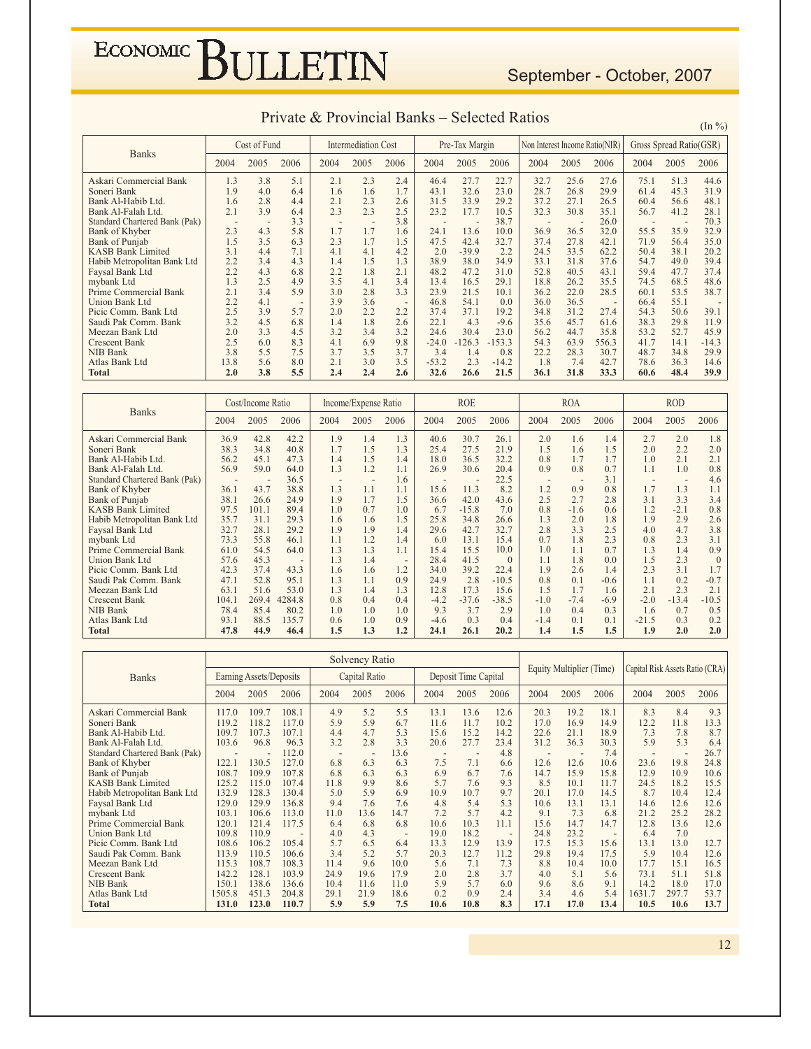## Private & Provincial Banks – Selected Ratios

(In %)

| Banks | Cost of Fund | | | Intermediation Cost | | | Pre-Tax Margin | | | Non Interest Income Ratio(NIR) | | | Gross Spread Ratio(GSR) | | |
|---|---|---|---|---|---|---|---|---|---|---|---|---|---|---|---|
| | 2004 | 2005 | 2006 | 2004 | 2005 | 2006 | 2004 | 2005 | 2006 | 2004 | 2005 | 2006 | 2004 | 2005 | 2006 |
| Askari Commercial Bank | 1.3 | 3.8 | 5.1 | 2.1 | 2.3 | 2.4 | 46.4 | 27.7 | 22.7 | 32.7 | 25.6 | 27.6 | 75.1 | 51.3 | 44.6 |
| Soneri Bank | 1.9 | 4.0 | 6.4 | 1.6 | 1.6 | 1.7 | 43.1 | 32.6 | 23.0 | 28.7 | 26.8 | 29.9 | 61.4 | 45.3 | 31.9 |
| Bank Al-Habib Ltd. | 1.6 | 2.8 | 4.4 | 2.1 | 2.3 | 2.6 | 31.5 | 33.9 | 29.2 | 37.2 | 27.1 | 26.5 | 60.4 | 56.6 | 48.1 |
| Bank Al-Falah Ltd. | 2.1 | 3.9 | 6.4 | 2.3 | 2.3 | 2.5 | 23.2 | 17.7 | 10.5 | 32.3 | 30.8 | 35.1 | 56.7 | 41.2 | 28.1 |
| Standard Chartered Bank (Pak) | - | - | 3.3 | - | - | 3.8 | - | - | 38.7 | - | - | 26.0 | - | - | 70.3 |
| Bank of Khyber | 2.3 | 4.3 | 5.8 | 1.7 | 1.7 | 1.6 | 24.1 | 13.6 | 10.0 | 36.9 | 36.5 | 32.0 | 55.5 | 35.9 | 32.9 |
| Bank of Punjab | 1.5 | 3.5 | 6.3 | 2.3 | 1.7 | 1.5 | 47.5 | 42.4 | 32.7 | 37.4 | 27.8 | 42.1 | 71.9 | 56.4 | 35.0 |
| KASB Bank Limited | 3.1 | 4.4 | 7.1 | 4.1 | 4.1 | 4.2 | 2.0 | -39.9 | 2.2 | 24.5 | 33.5 | 62.2 | 50.4 | 38.1 | 20.2 |
| Habib Metropolitan Bank Ltd | 2.2 | 3.4 | 4.3 | 1.4 | 1.5 | 1.3 | 38.9 | 38.0 | 34.9 | 33.1 | 31.8 | 37.6 | 54.7 | 49.0 | 39.4 |
| Faysal Bank Ltd | 2.2 | 4.3 | 6.8 | 2.2 | 1.8 | 2.1 | 48.2 | 47.2 | 31.0 | 52.8 | 40.5 | 43.1 | 59.4 | 47.7 | 37.4 |
| mybank Ltd | 1.3 | 2.5 | 4.9 | 3.5 | 4.1 | 3.4 | 13.4 | 16.5 | 29.1 | 18.8 | 26.2 | 35.5 | 74.5 | 68.5 | 48.6 |
| Prime Commercial Bank | 2.1 | 3.4 | 5.9 | 3.0 | 2.8 | 3.3 | 23.9 | 21.5 | 10.1 | 36.2 | 22.0 | 28.5 | 60.1 | 53.5 | 38.7 |
| Union Bank Ltd | 2.2 | 4.1 | - | 3.9 | 3.6 | - | 46.8 | 54.1 | 0.0 | 36.0 | 36.5 | - | 66.4 | 55.1 | - |
| Picic Comm. Bank Ltd | 2.5 | 3.9 | 5.7 | 2.0 | 2.2 | 2.2 | 37.4 | 37.1 | 19.2 | 34.8 | 31.2 | 27.4 | 54.3 | 50.6 | 39.1 |
| Saudi Pak Comm. Bank | 3.2 | 4.5 | 6.8 | 1.4 | 1.8 | 2.6 | 22.1 | 4.3 | -9.6 | 35.6 | 45.7 | 61.6 | 38.3 | 29.8 | 11.9 |
| Meezan Bank Ltd | 2.0 | 3.3 | 4.5 | 3.2 | 3.4 | 3.2 | 24.6 | 30.4 | 23.0 | 56.2 | 44.7 | 35.8 | 53.2 | 52.7 | 45.9 |
| Crescent Bank | 2.5 | 6.0 | 8.3 | 4.1 | 6.9 | 9.8 | -24.0 | -126.3 | -153.3 | 54.3 | 63.9 | 556.3 | 41.7 | 14.1 | -14.3 |
| NIB Bank | 3.8 | 5.5 | 7.5 | 3.7 | 3.5 | 3.7 | 3.4 | 1.4 | 0.8 | 22.2 | 28.3 | 30.7 | 48.7 | 34.8 | 29.9 |
| Atlas Bank Ltd | 13.8 | 5.6 | 8.0 | 2.1 | 3.0 | 3.5 | -53.2 | 2.3 | -14.2 | 1.8 | 7.4 | 42.7 | 78.6 | 36.3 | 14.6 |
| **Total** | **2.0** | **3.8** | **5.5** | **2.4** | **2.4** | **2.6** | **32.6** | **26.6** | **21.5** | **36.1** | **31.8** | **33.3** | **60.6** | **48.4** | **39.9** |

| Banks | Cost/Income Ratio | | | Income/Expense Ratio | | | ROE | | | ROA | | | ROD | | |
|---|---|---|---|---|---|---|---|---|---|---|---|---|---|---|---|
| | 2004 | 2005 | 2006 | 2004 | 2005 | 2006 | 2004 | 2005 | 2006 | 2004 | 2005 | 2006 | 2004 | 2005 | 2006 |
| Askari Commercial Bank | 36.9 | 42.8 | 42.2 | 1.9 | 1.4 | 1.3 | 40.6 | 30.7 | 26.1 | 2.0 | 1.6 | 1.4 | 2.7 | 2.0 | 1.8 |
| Soneri Bank | 38.3 | 34.8 | 40.8 | 1.7 | 1.5 | 1.3 | 25.4 | 27.5 | 21.9 | 1.5 | 1.6 | 1.5 | 2.0 | 2.2 | 2.0 |
| Bank Al-Habib Ltd. | 56.2 | 45.1 | 47.3 | 1.4 | 1.5 | 1.4 | 18.0 | 36.5 | 32.2 | 0.8 | 1.7 | 1.7 | 1.0 | 2.1 | 2.1 |
| Bank Al-Falah Ltd. | 56.9 | 59.0 | 64.0 | 1.3 | 1.2 | 1.1 | 26.9 | 30.6 | 20.4 | 0.9 | 0.8 | 0.7 | 1.1 | 1.0 | 0.8 |
| Standard Chartered Bank (Pak) | - | - | 36.5 | - | - | 1.6 | - | - | 22.5 | - | - | 3.1 | - | - | 4.6 |
| Bank of Khyber | 36.1 | 43.7 | 38.8 | 1.3 | 1.1 | 1.1 | 15.6 | 11.3 | 8.2 | 1.2 | 0.9 | 0.8 | 1.7 | 1.3 | 1.1 |
| Bank of Punjab | 38.1 | 26.6 | 24.9 | 1.9 | 1.7 | 1.5 | 36.6 | 42.0 | 43.6 | 2.5 | 2.7 | 2.8 | 3.1 | 3.3 | 3.4 |
| KASB Bank Limited | 97.5 | 101.1 | 89.4 | 1.0 | 0.7 | 1.0 | 6.7 | -15.8 | 7.0 | 0.8 | -1.6 | 0.6 | 1.2 | -2.1 | 0.8 |
| Habib Metropolitan Bank Ltd | 35.7 | 31.1 | 29.3 | 1.6 | 1.6 | 1.5 | 25.8 | 34.8 | 26.6 | 1.3 | 2.0 | 1.8 | 1.9 | 2.9 | 2.6 |
| Faysal Bank Ltd | 32.7 | 28.1 | 29.2 | 1.9 | 1.9 | 1.4 | 29.6 | 42.7 | 32.7 | 2.8 | 3.3 | 2.5 | 4.0 | 4.7 | 3.8 |
| mybank Ltd | 73.3 | 55.8 | 46.1 | 1.1 | 1.2 | 1.4 | 6.0 | 13.1 | 15.4 | 0.7 | 1.8 | 2.3 | 0.8 | 2.3 | 3.1 |
| Prime Commercial Bank | 61.0 | 54.5 | 64.0 | 1.3 | 1.3 | 1.1 | 15.4 | 15.5 | 10.0 | 1.0 | 1.1 | 0.7 | 1.3 | 1.4 | 0.9 |
| Union Bank Ltd | 57.6 | 45.3 | - | 1.3 | 1.4 | - | 28.4 | 41.5 | 0 | 1.1 | 1.8 | 0.0 | 1.5 | 2.3 | 0 |
| Picic Comm. Bank Ltd | 42.3 | 37.4 | 43.3 | 1.6 | 1.6 | 1.2 | 34.0 | 39.2 | 22.4 | 1.9 | 2.6 | 1.4 | 2.3 | 3.1 | 1.7 |
| Saudi Pak Comm. Bank | 47.1 | 52.8 | 95.1 | 1.3 | 1.1 | 0.9 | 24.9 | 2.8 | -10.5 | 0.8 | 0.1 | -0.6 | 1.1 | 0.2 | -0.7 |
| Meezan Bank Ltd | 63.1 | 51.6 | 53.0 | 1.3 | 1.4 | 1.3 | 12.8 | 17.3 | 15.6 | 1.5 | 1.7 | 1.6 | 2.1 | 2.3 | 2.1 |
| Crescent Bank | 104.1 | 269.4 | 4284.8 | 0.8 | 0.4 | 0.4 | -4.2 | -37.6 | -38.5 | -1.0 | -7.4 | -6.9 | -2.0 | -13.4 | -10.5 |
| NIB Bank | 78.4 | 85.4 | 80.2 | 1.0 | 1.0 | 1.0 | 9.3 | 3.7 | 2.9 | 1.0 | 0.4 | 0.3 | 1.6 | 0.7 | 0.5 |
| Atlas Bank Ltd | 93.1 | 88.5 | 135.7 | 0.6 | 1.0 | 0.9 | -4.6 | 0.3 | 0.4 | -1.4 | 0.1 | 0.1 | -21.5 | 0.3 | 0.2 |
| **Total** | **47.8** | **44.9** | **46.4** | **1.5** | **1.3** | **1.2** | **24.1** | **26.1** | **20.2** | **1.4** | **1.5** | **1.5** | **1.9** | **2.0** | **2.0** |

| Banks | Solvency Ratio | | | | | | | | | Equity Multiplier (Time) | | | Capital Risk Assets Ratio (CRA) | | |
|---|---|---|---|---|---|---|---|---|---|---|---|---|---|---|---|
| | Earning Assets/Deposits | | | Capital Ratio | | | Deposit Time Capital | | | | | | | | |
| | 2004 | 2005 | 2006 | 2004 | 2005 | 2006 | 2004 | 2005 | 2006 | 2004 | 2005 | 2006 | 2004 | 2005 | 2006 |
| Askari Commercial Bank | 117.0 | 109.7 | 108.1 | 4.9 | 5.2 | 5.5 | 13.1 | 13.6 | 12.6 | 20.3 | 19.2 | 18.1 | 8.3 | 8.4 | 9.3 |
| Soneri Bank | 119.2 | 118.2 | 117.0 | 5.9 | 5.9 | 6.7 | 11.6 | 11.7 | 10.2 | 17.0 | 16.9 | 14.9 | 12.2 | 11.8 | 13.3 |
| Bank Al-Habib Ltd. | 109.7 | 107.3 | 107.1 | 4.4 | 4.7 | 5.3 | 15.6 | 15.2 | 14.2 | 22.6 | 21.1 | 18.9 | 7.3 | 7.8 | 8.7 |
| Bank Al-Falah Ltd. | 103.6 | 96.8 | 96.3 | 3.2 | 2.8 | 3.3 | 20.6 | 27.7 | 23.4 | 31.2 | 36.3 | 30.3 | 5.9 | 5.3 | 6.4 |
| Standard Chartered Bank (Pak) | - | - | 112.0 | - | - | 13.6 | - | - | 4.8 | - | - | 7.4 | - | - | 26.7 |
| Bank of Khyber | 122.1 | 130.5 | 127.0 | 6.8 | 6.3 | 6.3 | 7.5 | 7.1 | 6.6 | 12.6 | 12.6 | 10.6 | 23.6 | 19.8 | 24.8 |
| Bank of Punjab | 108.7 | 109.9 | 107.8 | 6.8 | 6.3 | 6.3 | 6.9 | 6.7 | 7.6 | 14.7 | 15.9 | 15.8 | 12.9 | 10.9 | 10.6 |
| KASB Bank Limited | 125.2 | 115.0 | 107.4 | 11.8 | 9.9 | 8.6 | 5.7 | 7.6 | 9.3 | 8.5 | 10.1 | 11.7 | 24.5 | 18.2 | 15.5 |
| Habib Metropolitan Bank Ltd | 132.9 | 128.3 | 130.4 | 5.0 | 5.9 | 6.9 | 10.9 | 10.7 | 9.7 | 20.1 | 17.0 | 14.5 | 8.7 | 10.4 | 12.4 |
| Faysal Bank Ltd | 129.0 | 129.9 | 136.8 | 9.4 | 7.6 | 7.6 | 4.8 | 5.4 | 5.3 | 10.6 | 13.1 | 13.1 | 14.6 | 12.6 | 12.6 |
| mybank Ltd | 103.1 | 106.6 | 113.0 | 11.0 | 13.6 | 14.7 | 7.2 | 5.7 | 4.2 | 9.1 | 7.3 | 6.8 | 21.2 | 25.2 | 28.2 |
| Prime Commercial Bank | 120.1 | 121.4 | 117.5 | 6.4 | 6.8 | 6.8 | 10.6 | 10.3 | 11.1 | 15.6 | 14.7 | 14.7 | 12.8 | 13.6 | 12.6 |
| Union Bank Ltd | 109.8 | 110.9 | - | 4.0 | 4.3 | - | 19.0 | 18.2 | - | 24.8 | 23.2 | - | 6.4 | 7.0 | |
| Picic Comm. Bank Ltd | 108.6 | 106.2 | 105.4 | 5.7 | 6.5 | 6.4 | 13.3 | 12.9 | 13.9 | 17.5 | 15.3 | 15.6 | 13.1 | 13.0 | 12.7 |
| Saudi Pak Comm. Bank | 113.9 | 110.5 | 106.6 | 3.4 | 5.2 | 5.7 | 20.3 | 12.7 | 11.2 | 29.8 | 19.4 | 17.5 | 5.9 | 10.4 | 12.6 |
| Meezan Bank Ltd | 115.3 | 108.7 | 108.3 | 11.4 | 9.6 | 10.0 | 5.6 | 7.1 | 7.3 | 8.8 | 10.4 | 10.0 | 17.7 | 15.1 | 16.5 |
| Crescent Bank | 142.2 | 128.1 | 103.9 | 24.9 | 19.6 | 17.9 | 2.0 | 2.8 | 3.7 | 4.0 | 5.1 | 5.6 | 73.1 | 51.1 | 51.8 |
| NIB Bank | 150.1 | 138.6 | 136.6 | 10.4 | 11.6 | 11.0 | 5.9 | 5.7 | 6.0 | 9.6 | 8.6 | 9.1 | 14.2 | 18.0 | 17.0 |
| Atlas Bank Ltd | 1505.8 | 451.3 | 204.8 | 29.1 | 21.9 | 18.6 | 0.2 | 0.9 | 2.4 | 3.4 | 4.6 | 5.4 | 1631.7 | 297.7 | 53.7 |
| **Total** | **131.0** | **123.0** | **110.7** | **5.9** | **5.9** | **7.5** | **10.6** | **10.8** | **8.3** | **17.1** | **17.0** | **13.4** | **10.5** | **10.6** | **13.7** |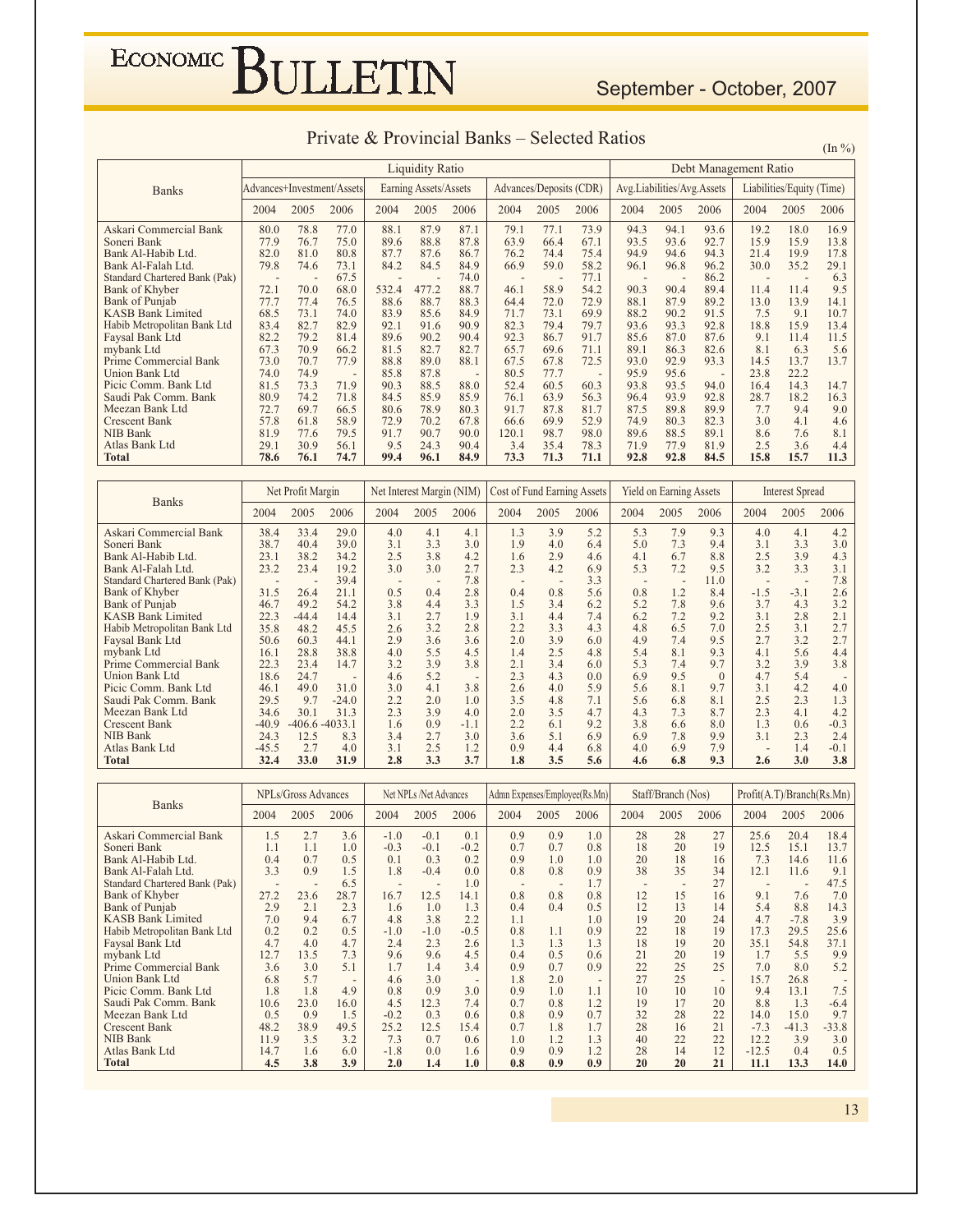## Private & Provincial Banks – Selected Ratios

(In %)

| Banks | Liquidity Ratio | | | | | | | | | Debt Management Ratio | | | | | |
|---|---|---|---|---|---|---|---|---|---|---|---|---|---|---|---|
| | Advances+Investment/Assets | | | Earning Assets/Assets | | | Advances/Deposits (CDR) | | | Avg.Liabilities/Avg.Assets | | | Liabilities/Equity (Time) | | |
| | 2004 | 2005 | 2006 | 2004 | 2005 | 2006 | 2004 | 2005 | 2006 | 2004 | 2005 | 2006 | 2004 | 2005 | 2006 |
| Askari Commercial Bank | 80.0 | 78.8 | 77.0 | 88.1 | 87.9 | 87.1 | 79.1 | 77.1 | 73.9 | 94.3 | 94.1 | 93.6 | 19.2 | 18.0 | 16.9 |
| Soneri Bank | 77.9 | 76.7 | 75.0 | 89.6 | 88.8 | 87.8 | 63.9 | 66.4 | 67.1 | 93.5 | 93.6 | 92.7 | 15.9 | 15.9 | 13.8 |
| Bank Al-Habib Ltd. | 82.0 | 81.0 | 80.8 | 87.7 | 87.6 | 86.7 | 76.2 | 74.4 | 75.4 | 94.9 | 94.6 | 94.3 | 21.4 | 19.9 | 17.8 |
| Bank Al-Falah Ltd. | 79.8 | 74.6 | 73.1 | 84.2 | 84.5 | 84.9 | 66.9 | 59.0 | 58.2 | 96.1 | 96.8 | 96.2 | 30.0 | 35.2 | 29.1 |
| Standard Chartered Bank (Pak) | - | - | 67.5 | - | - | 74.0 | - | - | 77.1 | - | - | 86.2 | - | - | 6.3 |
| Bank of Khyber | 72.1 | 70.0 | 68.0 | 532.4 | 477.2 | 88.7 | 46.1 | 58.9 | 54.2 | 90.3 | 90.4 | 89.4 | 11.4 | 11.4 | 9.5 |
| Bank of Punjab | 77.7 | 77.4 | 76.5 | 88.6 | 88.7 | 88.3 | 64.4 | 72.0 | 72.9 | 88.1 | 87.9 | 89.2 | 13.0 | 13.9 | 14.1 |
| KASB Bank Limited | 68.5 | 73.1 | 74.0 | 83.9 | 85.6 | 84.9 | 71.7 | 73.1 | 69.9 | 88.2 | 90.2 | 91.5 | 7.5 | 9.1 | 10.7 |
| Habib Metropolitan Bank Ltd | 83.4 | 82.7 | 82.9 | 92.1 | 91.6 | 90.9 | 82.3 | 79.4 | 79.7 | 93.6 | 93.3 | 92.8 | 18.8 | 15.9 | 13.4 |
| Faysal Bank Ltd | 82.2 | 79.2 | 81.4 | 89.6 | 90.2 | 90.4 | 92.3 | 86.7 | 91.7 | 85.6 | 87.0 | 87.6 | 9.1 | 11.4 | 11.5 |
| mybank Ltd | 67.3 | 70.9 | 66.2 | 81.5 | 82.7 | 82.7 | 65.7 | 69.6 | 71.1 | 89.1 | 86.3 | 82.6 | 8.1 | 6.3 | 5.6 |
| Prime Commercial Bank | 73.0 | 70.7 | 77.9 | 88.8 | 89.0 | 88.1 | 67.5 | 67.8 | 72.5 | 93.0 | 92.9 | 93.3 | 14.5 | 13.7 | 13.7 |
| Union Bank Ltd | 74.0 | 74.9 | - | 85.8 | 87.8 | - | 80.5 | 77.7 | - | 95.9 | 95.6 | - | 23.8 | 22.2 | |
| Picic Comm. Bank Ltd | 81.5 | 73.3 | 71.9 | 90.3 | 88.5 | 88.0 | 52.4 | 60.5 | 60.3 | 93.8 | 93.5 | 94.0 | 16.4 | 14.3 | 14.7 |
| Saudi Pak Comm. Bank | 80.9 | 74.2 | 71.8 | 84.5 | 85.9 | 85.9 | 76.1 | 63.9 | 56.3 | 96.4 | 93.9 | 92.8 | 28.7 | 18.2 | 16.3 |
| Meezan Bank Ltd | 72.7 | 69.7 | 66.5 | 80.6 | 78.9 | 80.3 | 91.7 | 87.8 | 81.7 | 87.5 | 89.8 | 89.9 | 7.7 | 9.4 | 9.0 |
| Crescent Bank | 57.8 | 61.8 | 58.9 | 72.9 | 70.2 | 67.8 | 66.6 | 69.9 | 52.9 | 74.9 | 80.3 | 82.3 | 3.0 | 4.1 | 4.6 |
| NIB Bank | 81.9 | 77.6 | 79.5 | 91.7 | 90.7 | 90.0 | 120.1 | 98.7 | 98.0 | 89.6 | 88.5 | 89.1 | 8.6 | 7.6 | 8.1 |
| Atlas Bank Ltd | 29.1 | 30.9 | 56.1 | 9.5 | 24.3 | 90.4 | 3.4 | 35.4 | 78.3 | 71.9 | 77.9 | 81.9 | 2.5 | 3.6 | 4.4 |
| **Total** | **78.6** | **76.1** | **74.7** | **99.4** | **96.1** | **84.9** | **73.3** | **71.3** | **71.1** | **92.8** | **92.8** | **84.5** | **15.8** | **15.7** | **11.3** |

| Banks | Net Profit Margin | | | Net Interest Margin (NIM) | | | Cost of Fund Earning Assets | | | Yield on Earning Assets | | | Interest Spread | | |
|---|---|---|---|---|---|---|---|---|---|---|---|---|---|---|---|
| | 2004 | 2005 | 2006 | 2004 | 2005 | 2006 | 2004 | 2005 | 2006 | 2004 | 2005 | 2006 | 2004 | 2005 | 2006 |
| Askari Commercial Bank | 38.4 | 33.4 | 29.0 | 4.0 | 4.1 | 4.1 | 1.3 | 3.9 | 5.2 | 5.3 | 7.9 | 9.3 | 4.0 | 4.1 | 4.2 |
| Soneri Bank | 38.7 | 40.4 | 39.0 | 3.1 | 3.3 | 3.0 | 1.9 | 4.0 | 6.4 | 5.0 | 7.3 | 9.4 | 3.1 | 3.3 | 3.0 |
| Bank Al-Habib Ltd. | 23.1 | 38.2 | 34.2 | 2.5 | 3.8 | 4.2 | 1.6 | 2.9 | 4.6 | 4.1 | 6.7 | 8.8 | 2.5 | 3.9 | 4.3 |
| Bank Al-Falah Ltd. | 23.2 | 23.4 | 19.2 | 3.0 | 3.0 | 2.7 | 2.3 | 4.2 | 6.9 | 5.3 | 7.2 | 9.5 | 3.2 | 3.3 | 3.1 |
| Standard Chartered Bank (Pak) | - | - | 39.4 | - | - | 7.8 | - | - | 3.3 | - | - | 11.0 | - | - | 7.8 |
| Bank of Khyber | 31.5 | 26.4 | 21.1 | 0.5 | 0.4 | 2.8 | 0.4 | 0.8 | 5.6 | 0.8 | 1.2 | 8.4 | -1.5 | -3.1 | 2.6 |
| Bank of Punjab | 46.7 | 49.2 | 54.2 | 3.8 | 4.4 | 3.3 | 1.5 | 3.4 | 6.2 | 5.2 | 7.8 | 9.6 | 3.7 | 4.3 | 3.2 |
| KASB Bank Limited | 22.3 | -44.4 | 14.4 | 3.1 | 2.7 | 1.9 | 3.1 | 4.4 | 7.4 | 6.2 | 7.2 | 9.2 | 3.1 | 2.8 | 2.1 |
| Habib Metropolitan Bank Ltd | 35.8 | 48.2 | 45.5 | 2.6 | 3.2 | 2.8 | 2.2 | 3.3 | 4.3 | 4.8 | 6.5 | 7.0 | 2.5 | 3.1 | 2.7 |
| Faysal Bank Ltd | 50.6 | 60.3 | 44.1 | 2.9 | 3.6 | 3.6 | 2.0 | 3.9 | 6.0 | 4.9 | 7.4 | 9.5 | 2.7 | 3.2 | 2.7 |
| mybank Ltd | 16.1 | 28.8 | 38.8 | 4.0 | 5.5 | 4.5 | 1.4 | 2.5 | 4.8 | 5.4 | 8.1 | 9.3 | 4.1 | 5.6 | 4.4 |
| Prime Commercial Bank | 22.3 | 23.4 | 14.7 | 3.2 | 3.9 | 3.8 | 2.1 | 3.4 | 6.0 | 5.3 | 7.4 | 9.7 | 3.2 | 3.9 | 3.8 |
| Union Bank Ltd | 18.6 | 24.7 | - | 4.6 | 5.2 | - | 2.3 | 4.3 | 0.0 | 6.9 | 9.5 | 0 | 4.7 | 5.4 | - |
| Picic Comm. Bank Ltd | 46.1 | 49.0 | 31.0 | 3.0 | 4.1 | 3.8 | 2.6 | 4.0 | 5.9 | 5.6 | 8.1 | 9.7 | 3.1 | 4.2 | 4.0 |
| Saudi Pak Comm. Bank | 29.5 | 9.7 | -24.0 | 2.2 | 2.0 | 1.0 | 3.5 | 4.8 | 7.1 | 5.6 | 6.8 | 8.1 | 2.5 | 2.3 | 1.3 |
| Meezan Bank Ltd | 34.6 | 30.1 | 31.3 | 2.3 | 3.9 | 4.0 | 2.0 | 3.5 | 4.7 | 4.3 | 7.3 | 8.7 | 2.3 | 4.1 | 4.2 |
| Crescent Bank | -40.9 | -406.6 | -4033.1 | 1.6 | 0.9 | -1.1 | 2.2 | 6.1 | 9.2 | 3.8 | 6.6 | 8.0 | 1.3 | 0.6 | -0.3 |
| NIB Bank | 24.3 | 12.5 | 8.3 | 3.4 | 2.7 | 3.0 | 3.6 | 5.1 | 6.9 | 6.9 | 7.8 | 9.9 | 3.1 | 2.3 | 2.4 |
| Atlas Bank Ltd | -45.5 | 2.7 | 4.0 | 3.1 | 2.5 | 1.2 | 0.9 | 4.4 | 6.8 | 4.0 | 6.9 | 7.9 | - | 1.4 | -0.1 |
| **Total** | **32.4** | **33.0** | **31.9** | **2.8** | **3.3** | **3.7** | **1.8** | **3.5** | **5.6** | **4.6** | **6.8** | **9.3** | **2.6** | **3.0** | **3.8** |

| Banks | NPLs/Gross Advances | | | Net NPLs /Net Advances | | | Admn Expenses/Employee(Rs.Mn) | | | Staff/Branch (Nos) | | | Profit(A.T)/Branch(Rs.Mn) | | |
|---|---|---|---|---|---|---|---|---|---|---|---|---|---|---|---|
| | 2004 | 2005 | 2006 | 2004 | 2005 | 2006 | 2004 | 2005 | 2006 | 2004 | 2005 | 2006 | 2004 | 2005 | 2006 |
| Askari Commercial Bank | 1.5 | 2.7 | 3.6 | -1.0 | -0.1 | 0.1 | 0.9 | 0.9 | 1.0 | 28 | 28 | 27 | 25.6 | 20.4 | 18.4 |
| Soneri Bank | 1.1 | 1.1 | 1.0 | -0.3 | -0.1 | -0.2 | 0.7 | 0.7 | 0.8 | 18 | 20 | 19 | 12.5 | 15.1 | 13.7 |
| Bank Al-Habib Ltd. | 0.4 | 0.7 | 0.5 | 0.1 | 0.3 | 0.2 | 0.9 | 1.0 | 1.0 | 20 | 18 | 16 | 7.3 | 14.6 | 11.6 |
| Bank Al-Falah Ltd. | 3.3 | 0.9 | 1.5 | 1.8 | -0.4 | 0.0 | 0.8 | 0.8 | 0.9 | 38 | 35 | 34 | 12.1 | 11.6 | 9.1 |
| Standard Chartered Bank (Pak) | - | - | 6.5 | - | - | 1.0 | - | - | 1.7 | - | - | 27 | - | - | 47.5 |
| Bank of Khyber | 27.2 | 23.6 | 28.7 | 16.7 | 12.5 | 14.1 | 0.8 | 0.8 | 0.8 | 12 | 15 | 16 | 9.1 | 7.6 | 7.0 |
| Bank of Punjab | 2.9 | 2.1 | 2.3 | 1.6 | 1.0 | 1.3 | 0.4 | 0.4 | 0.5 | 12 | 13 | 14 | 5.4 | 8.8 | 14.3 |
| KASB Bank Limited | 7.0 | 9.4 | 6.7 | 4.8 | 3.8 | 2.2 | 1.1 | | 1.0 | 19 | 20 | 24 | 4.7 | -7.8 | 3.9 |
| Habib Metropolitan Bank Ltd | 0.2 | 0.2 | 0.5 | -1.0 | -1.0 | -0.5 | 0.8 | 1.1 | 0.9 | 22 | 18 | 19 | 17.3 | 29.5 | 25.6 |
| Faysal Bank Ltd | 4.7 | 4.0 | 4.7 | 2.4 | 2.3 | 2.6 | 1.3 | 1.3 | 1.3 | 18 | 19 | 20 | 35.1 | 54.8 | 37.1 |
| mybank Ltd | 12.7 | 13.5 | 7.3 | 9.6 | 9.6 | 4.5 | 0.4 | 0.5 | 0.6 | 21 | 20 | 19 | 1.7 | 5.5 | 9.9 |
| Prime Commercial Bank | 3.6 | 3.0 | 5.1 | 1.7 | 1.4 | 3.4 | 0.9 | 0.7 | 0.9 | 22 | 25 | 25 | 7.0 | 8.0 | 5.2 |
| Union Bank Ltd | 6.8 | 5.7 | - | 4.6 | 3.0 | - | 1.8 | 2.0 | - | 27 | 25 | - | 15.7 | 26.8 | - |
| Picic Comm. Bank Ltd | 1.8 | 1.8 | 4.9 | 0.8 | 0.9 | 3.0 | 0.9 | 1.0 | 1.1 | 10 | 10 | 10 | 9.4 | 13.1 | 7.5 |
| Saudi Pak Comm. Bank | 10.6 | 23.0 | 16.0 | 4.5 | 12.3 | 7.4 | 0.7 | 0.8 | 1.2 | 19 | 17 | 20 | 8.8 | 1.3 | -6.4 |
| Meezan Bank Ltd | 0.5 | 0.9 | 1.5 | -0.2 | 0.3 | 0.6 | 0.8 | 0.9 | 0.7 | 32 | 28 | 22 | 14.0 | 15.0 | 9.7 |
| Crescent Bank | 48.2 | 38.9 | 49.5 | 25.2 | 12.5 | 15.4 | 0.7 | 1.8 | 1.7 | 28 | 16 | 21 | -7.3 | -41.3 | -33.8 |
| NIB Bank | 11.9 | 3.5 | 3.2 | 7.3 | 0.7 | 0.6 | 1.0 | 1.2 | 1.3 | 40 | 22 | 22 | 12.2 | 3.9 | 3.0 |
| Atlas Bank Ltd | 14.7 | 1.6 | 6.0 | -1.8 | 0.0 | 1.6 | 0.9 | 0.9 | 1.2 | 28 | 14 | 12 | -12.5 | 0.4 | 0.5 |
| **Total** | **4.5** | **3.8** | **3.9** | **2.0** | **1.4** | **1.0** | **0.8** | **0.9** | **0.9** | **20** | **20** | **21** | **11.1** | **13.3** | **14.0** |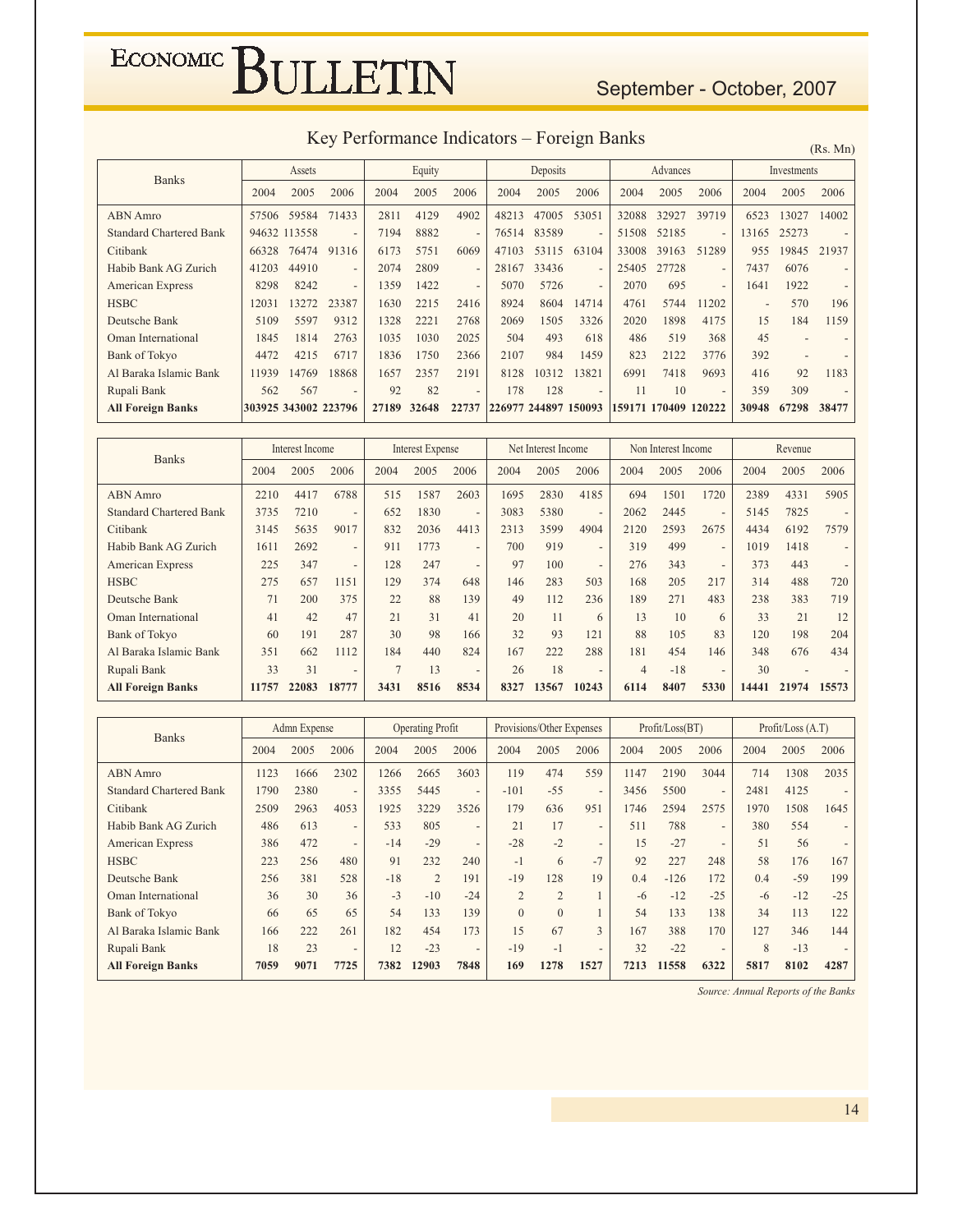# Key Performance Indicators – Foreign Banks

(Rs. Mn)

| Banks | Assets | | | Equity | | | Deposits | | | Advances | | | Investments | | |
|---|---|---|---|---|---|---|---|---|---|---|---|---|---|---|---|
| | 2004 | 2005 | 2006 | 2004 | 2005 | 2006 | 2004 | 2005 | 2006 | 2004 | 2005 | 2006 | 2004 | 2005 | 2006 |
| ABN Amro | 57506 | 59584 | 71433 | 2811 | 4129 | 4902 | 48213 | 47005 | 53051 | 32088 | 32927 | 39719 | 6523 | 13027 | 14002 |
| Standard Chartered Bank | 94632 | 113558 | - | 7194 | 8882 | - | 76514 | 83589 | - | 51508 | 52185 | - | 13165 | 25273 | - |
| Citibank | 66328 | 76474 | 91316 | 6173 | 5751 | 6069 | 47103 | 53115 | 63104 | 33008 | 39163 | 51289 | 955 | 19845 | 21937 |
| Habib Bank AG Zurich | 41203 | 44910 | - | 2074 | 2809 | - | 28167 | 33436 | - | 25405 | 27728 | - | 7437 | 6076 | - |
| American Express | 8298 | 8242 | - | 1359 | 1422 | - | 5070 | 5726 | - | 2070 | 695 | - | 1641 | 1922 | - |
| HSBC | 12031 | 13272 | 23387 | 1630 | 2215 | 2416 | 8924 | 8604 | 14714 | 4761 | 5744 | 11202 | - | 570 | 196 |
| Deutsche Bank | 5109 | 5597 | 9312 | 1328 | 2221 | 2768 | 2069 | 1505 | 3326 | 2020 | 1898 | 4175 | 15 | 184 | 1159 |
| Oman International | 1845 | 1814 | 2763 | 1035 | 1030 | 2025 | 504 | 493 | 618 | 486 | 519 | 368 | 45 | - | - |
| Bank of Tokyo | 4472 | 4215 | 6717 | 1836 | 1750 | 2366 | 2107 | 984 | 1459 | 823 | 2122 | 3776 | 392 | - | - |
| Al Baraka Islamic Bank | 11939 | 14769 | 18868 | 1657 | 2357 | 2191 | 8128 | 10312 | 13821 | 6991 | 7418 | 9693 | 416 | 92 | 1183 |
| Rupali Bank | 562 | 567 | - | 92 | 82 | - | 178 | 128 | - | 11 | 10 | - | 359 | 309 | - |
| **All Foreign Banks** | **303925** | **343002** | **223796** | **27189** | **32648** | **22737** | **226977** | **244897** | **150093** | **159171** | **170409** | **120222** | **30948** | **67298** | **38477** |

| Banks | Interest Income | | | Interest Expense | | | Net Interest Income | | | Non Interest Income | | | Revenue | | |
|---|---|---|---|---|---|---|---|---|---|---|---|---|---|---|---|
| | 2004 | 2005 | 2006 | 2004 | 2005 | 2006 | 2004 | 2005 | 2006 | 2004 | 2005 | 2006 | 2004 | 2005 | 2006 |
| ABN Amro | 2210 | 4417 | 6788 | 515 | 1587 | 2603 | 1695 | 2830 | 4185 | 694 | 1501 | 1720 | 2389 | 4331 | 5905 |
| Standard Chartered Bank | 3735 | 7210 | - | 652 | 1830 | - | 3083 | 5380 | - | 2062 | 2445 | - | 5145 | 7825 | - |
| Citibank | 3145 | 5635 | 9017 | 832 | 2036 | 4413 | 2313 | 3599 | 4904 | 2120 | 2593 | 2675 | 4434 | 6192 | 7579 |
| Habib Bank AG Zurich | 1611 | 2692 | - | 911 | 1773 | - | 700 | 919 | - | 319 | 499 | - | 1019 | 1418 | - |
| American Express | 225 | 347 | - | 128 | 247 | - | 97 | 100 | - | 276 | 343 | - | 373 | 443 | - |
| HSBC | 275 | 657 | 1151 | 129 | 374 | 648 | 146 | 283 | 503 | 168 | 205 | 217 | 314 | 488 | 720 |
| Deutsche Bank | 71 | 200 | 375 | 22 | 88 | 139 | 49 | 112 | 236 | 189 | 271 | 483 | 238 | 383 | 719 |
| Oman International | 41 | 42 | 47 | 21 | 31 | 41 | 20 | 11 | 6 | 13 | 10 | 6 | 33 | 21 | 12 |
| Bank of Tokyo | 60 | 191 | 287 | 30 | 98 | 166 | 32 | 93 | 121 | 88 | 105 | 83 | 120 | 198 | 204 |
| Al Baraka Islamic Bank | 351 | 662 | 1112 | 184 | 440 | 824 | 167 | 222 | 288 | 181 | 454 | 146 | 348 | 676 | 434 |
| Rupali Bank | 33 | 31 | - | 7 | 13 | - | 26 | 18 | - | 4 | -18 | - | 30 | - | - |
| **All Foreign Banks** | **11757** | **22083** | **18777** | **3431** | **8516** | **8534** | **8327** | **13567** | **10243** | **6114** | **8407** | **5330** | **14441** | **21974** | **15573** |

| Banks | Admn Expense | | | Operating Profit | | | Provisions/Other Expenses | | | Profit/Loss(BT) | | | Profit/Loss (A.T) | | |
|---|---|---|---|---|---|---|---|---|---|---|---|---|---|---|---|
| | 2004 | 2005 | 2006 | 2004 | 2005 | 2006 | 2004 | 2005 | 2006 | 2004 | 2005 | 2006 | 2004 | 2005 | 2006 |
| ABN Amro | 1123 | 1666 | 2302 | 1266 | 2665 | 3603 | 119 | 474 | 559 | 1147 | 2190 | 3044 | 714 | 1308 | 2035 |
| Standard Chartered Bank | 1790 | 2380 | - | 3355 | 5445 | - | -101 | -55 | - | 3456 | 5500 | - | 2481 | 4125 | - |
| Citibank | 2509 | 2963 | 4053 | 1925 | 3229 | 3526 | 179 | 636 | 951 | 1746 | 2594 | 2575 | 1970 | 1508 | 1645 |
| Habib Bank AG Zurich | 486 | 613 | - | 533 | 805 | - | 21 | 17 | - | 511 | 788 | - | 380 | 554 | - |
| American Express | 386 | 472 | - | -14 | -29 | - | -28 | -2 | - | 15 | -27 | - | 51 | 56 | - |
| HSBC | 223 | 256 | 480 | 91 | 232 | 240 | -1 | 6 | -7 | 92 | 227 | 248 | 58 | 176 | 167 |
| Deutsche Bank | 256 | 381 | 528 | -18 | 2 | 191 | -19 | 128 | 19 | 0.4 | -126 | 172 | 0.4 | -59 | 199 |
| Oman International | 36 | 30 | 36 | -3 | -10 | -24 | 2 | 2 | 1 | -6 | -12 | -25 | -6 | -12 | -25 |
| Bank of Tokyo | 66 | 65 | 65 | 54 | 133 | 139 | 0 | 0 | 1 | 54 | 133 | 138 | 34 | 113 | 122 |
| Al Baraka Islamic Bank | 166 | 222 | 261 | 182 | 454 | 173 | 15 | 67 | 3 | 167 | 388 | 170 | 127 | 346 | 144 |
| Rupali Bank | 18 | 23 | - | 12 | -23 | - | -19 | -1 | - | 32 | -22 | - | 8 | -13 | - |
| **All Foreign Banks** | **7059** | **9071** | **7725** | **7382** | **12903** | **7848** | **169** | **1278** | **1527** | **7213** | **11558** | **6322** | **5817** | **8102** | **4287** |

*Source: Annual Reports of the Banks*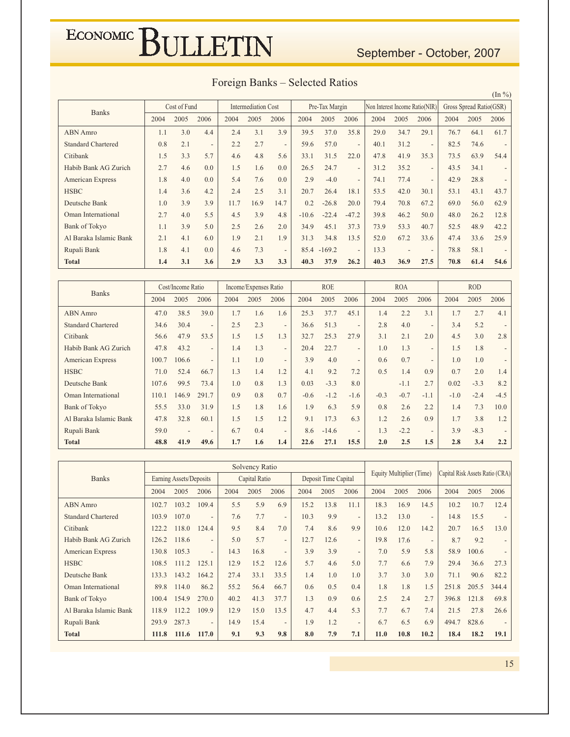## Foreign Banks – Selected Ratios

(In %)

| Banks | Cost of Fund | | | Intermediation Cost | | | Pre-Tax Margin | | | Non Interest Income Ratio(NIR) | | | Gross Spread Ratio(GSR) | | |
|---|---|---|---|---|---|---|---|---|---|---|---|---|---|---|---|
| | 2004 | 2005 | 2006 | 2004 | 2005 | 2006 | 2004 | 2005 | 2006 | 2004 | 2005 | 2006 | 2004 | 2005 | 2006 |
| ABN Amro | 1.1 | 3.0 | 4.4 | 2.4 | 3.1 | 3.9 | 39.5 | 37.0 | 35.8 | 29.0 | 34.7 | 29.1 | 76.7 | 64.1 | 61.7 |
| Standard Chartered | 0.8 | 2.1 | - | 2.2 | 2.7 | - | 59.6 | 57.0 | - | 40.1 | 31.2 | - | 82.5 | 74.6 | - |
| Citibank | 1.5 | 3.3 | 5.7 | 4.6 | 4.8 | 5.6 | 33.1 | 31.5 | 22.0 | 47.8 | 41.9 | 35.3 | 73.5 | 63.9 | 54.4 |
| Habib Bank AG Zurich | 2.7 | 4.6 | 0.0 | 1.5 | 1.6 | 0.0 | 26.5 | 24.7 | - | 31.2 | 35.2 | - | 43.5 | 34.1 | - |
| American Express | 1.8 | 4.0 | 0.0 | 5.4 | 7.6 | 0.0 | 2.9 | -4.0 | - | 74.1 | 77.4 | - | 42.9 | 28.8 | - |
| HSBC | 1.4 | 3.6 | 4.2 | 2.4 | 2.5 | 3.1 | 20.7 | 26.4 | 18.1 | 53.5 | 42.0 | 30.1 | 53.1 | 43.1 | 43.7 |
| Deutsche Bank | 1.0 | 3.9 | 3.9 | 11.7 | 16.9 | 14.7 | 0.2 | -26.8 | 20.0 | 79.4 | 70.8 | 67.2 | 69.0 | 56.0 | 62.9 |
| Oman International | 2.7 | 4.0 | 5.5 | 4.5 | 3.9 | 4.8 | -10.6 | -22.4 | -47.2 | 39.8 | 46.2 | 50.0 | 48.0 | 26.2 | 12.8 |
| Bank of Tokyo | 1.1 | 3.9 | 5.0 | 2.5 | 2.6 | 2.0 | 34.9 | 45.1 | 37.3 | 73.9 | 53.3 | 40.7 | 52.5 | 48.9 | 42.2 |
| Al Baraka Islamic Bank | 2.1 | 4.1 | 6.0 | 1.9 | 2.1 | 1.9 | 31.3 | 34.8 | 13.5 | 52.0 | 67.2 | 33.6 | 47.4 | 33.6 | 25.9 |
| Rupali Bank | 1.8 | 4.1 | 0.0 | 4.6 | 7.3 | - | 85.4 | -169.2 | - | 13.3 | - | - | 78.8 | 58.1 | - |
| **Total** | **1.4** | **3.1** | **3.6** | **2.9** | **3.3** | **3.3** | **40.3** | **37.9** | **26.2** | **40.3** | **36.9** | **27.5** | **70.8** | **61.4** | **54.6** |

| Banks | Cost/Income Ratio | | | Income/Expenses Ratio | | | ROE | | | ROA | | | ROD | | |
|---|---|---|---|---|---|---|---|---|---|---|---|---|---|---|---|
| | 2004 | 2005 | 2006 | 2004 | 2005 | 2006 | 2004 | 2005 | 2006 | 2004 | 2005 | 2006 | 2004 | 2005 | 2006 |
| ABN Amro | 47.0 | 38.5 | 39.0 | 1.7 | 1.6 | 1.6 | 25.3 | 37.7 | 45.1 | 1.4 | 2.2 | 3.1 | 1.7 | 2.7 | 4.1 |
| Standard Chartered | 34.6 | 30.4 | - | 2.5 | 2.3 | - | 36.6 | 51.3 | - | 2.8 | 4.0 | - | 3.4 | 5.2 | - |
| Citibank | 56.6 | 47.9 | 53.5 | 1.5 | 1.5 | 1.3 | 32.7 | 25.3 | 27.9 | 3.1 | 2.1 | 2.0 | 4.5 | 3.0 | 2.8 |
| Habib Bank AG Zurich | 47.8 | 43.2 | - | 1.4 | 1.3 | - | 20.4 | 22.7 | - | 1.0 | 1.3 | - | 1.5 | 1.8 | - |
| American Express | 100.7 | 106.6 | - | 1.1 | 1.0 | - | 3.9 | 4.0 | - | 0.6 | 0.7 | - | 1.0 | 1.0 | - |
| HSBC | 71.0 | 52.4 | 66.7 | 1.3 | 1.4 | 1.2 | 4.1 | 9.2 | 7.2 | 0.5 | 1.4 | 0.9 | 0.7 | 2.0 | 1.4 |
| Deutsche Bank | 107.6 | 99.5 | 73.4 | 1.0 | 0.8 | 1.3 | 0.03 | -3.3 | 8.0 | | -1.1 | 2.7 | 0.02 | -3.3 | 8.2 |
| Oman International | 110.1 | 146.9 | 291.7 | 0.9 | 0.8 | 0.7 | -0.6 | -1.2 | -1.6 | -0.3 | -0.7 | -1.1 | -1.0 | -2.4 | -4.5 |
| Bank of Tokyo | 55.5 | 33.0 | 31.9 | 1.5 | 1.8 | 1.6 | 1.9 | 6.3 | 5.9 | 0.8 | 2.6 | 2.2 | 1.4 | 7.3 | 10.0 |
| Al Baraka Islamic Bank | 47.8 | 32.8 | 60.1 | 1.5 | 1.5 | 1.2 | 9.1 | 17.3 | 6.3 | 1.2 | 2.6 | 0.9 | 1.7 | 3.8 | 1.2 |
| Rupali Bank | 59.0 | - | - | 6.7 | 0.4 | - | 8.6 | -14.6 | - | 1.3 | -2.2 | - | 3.9 | -8.3 | - |
| **Total** | **48.8** | **41.9** | **49.6** | **1.7** | **1.6** | **1.4** | **22.6** | **27.1** | **15.5** | **2.0** | **2.5** | **1.5** | **2.8** | **3.4** | **2.2** |

| Banks | Solvency Ratio | | | | | | | | | Equity Multiplier (Time) | | | Capital Risk Assets Ratio (CRA) | | |
|---|---|---|---|---|---|---|---|---|---|---|---|---|---|---|---|
| | Earning Assets/Deposits | | | Capital Ratio | | | Deposit Time Capital | | | | | | | | |
| | 2004 | 2005 | 2006 | 2004 | 2005 | 2006 | 2004 | 2005 | 2006 | 2004 | 2005 | 2006 | 2004 | 2005 | 2006 |
| ABN Amro | 102.7 | 103.2 | 109.4 | 5.5 | 5.9 | 6.9 | 15.2 | 13.8 | 11.1 | 18.3 | 16.9 | 14.5 | 10.2 | 10.7 | 12.4 |
| Standard Chartered | 103.9 | 107.0 | - | 7.6 | 7.7 | - | 10.3 | 9.9 | - | 13.2 | 13.0 | - | 14.8 | 15.5 | - |
| Citibank | 122.2 | 118.0 | 124.4 | 9.5 | 8.4 | 7.0 | 7.4 | 8.6 | 9.9 | 10.6 | 12.0 | 14.2 | 20.7 | 16.5 | 13.0 |
| Habib Bank AG Zurich | 126.2 | 118.6 | - | 5.0 | 5.7 | - | 12.7 | 12.6 | - | 19.8 | 17.6 | - | 8.7 | 9.2 | - |
| American Express | 130.8 | 105.3 | - | 14.3 | 16.8 | - | 3.9 | 3.9 | - | 7.0 | 5.9 | 5.8 | 58.9 | 100.6 | - |
| HSBC | 108.5 | 111.2 | 125.1 | 12.9 | 15.2 | 12.6 | 5.7 | 4.6 | 5.0 | 7.7 | 6.6 | 7.9 | 29.4 | 36.6 | 27.3 |
| Deutsche Bank | 133.3 | 143.2 | 164.2 | 27.4 | 33.1 | 33.5 | 1.4 | 1.0 | 1.0 | 3.7 | 3.0 | 3.0 | 71.1 | 90.6 | 82.2 |
| Oman International | 89.8 | 114.0 | 86.2 | 55.2 | 56.4 | 66.7 | 0.6 | 0.5 | 0.4 | 1.8 | 1.8 | 1.5 | 251.8 | 205.5 | 344.4 |
| Bank of Tokyo | 100.4 | 154.9 | 270.0 | 40.2 | 41.3 | 37.7 | 1.3 | 0.9 | 0.6 | 2.5 | 2.4 | 2.7 | 396.8 | 121.8 | 69.8 |
| Al Baraka Islamic Bank | 118.9 | 112.2 | 109.9 | 12.9 | 15.0 | 13.5 | 4.7 | 4.4 | 5.3 | 7.7 | 6.7 | 7.4 | 21.5 | 27.8 | 26.6 |
| Rupali Bank | 293.9 | 287.3 | - | 14.9 | 15.4 | - | 1.9 | 1.2 | - | 6.7 | 6.5 | 6.9 | 494.7 | 828.6 | - |
| **Total** | **111.8** | **111.6** | **117.0** | **9.1** | **9.3** | **9.8** | **8.0** | **7.9** | **7.1** | **11.0** | **10.8** | **10.2** | **18.4** | **18.2** | **19.1** |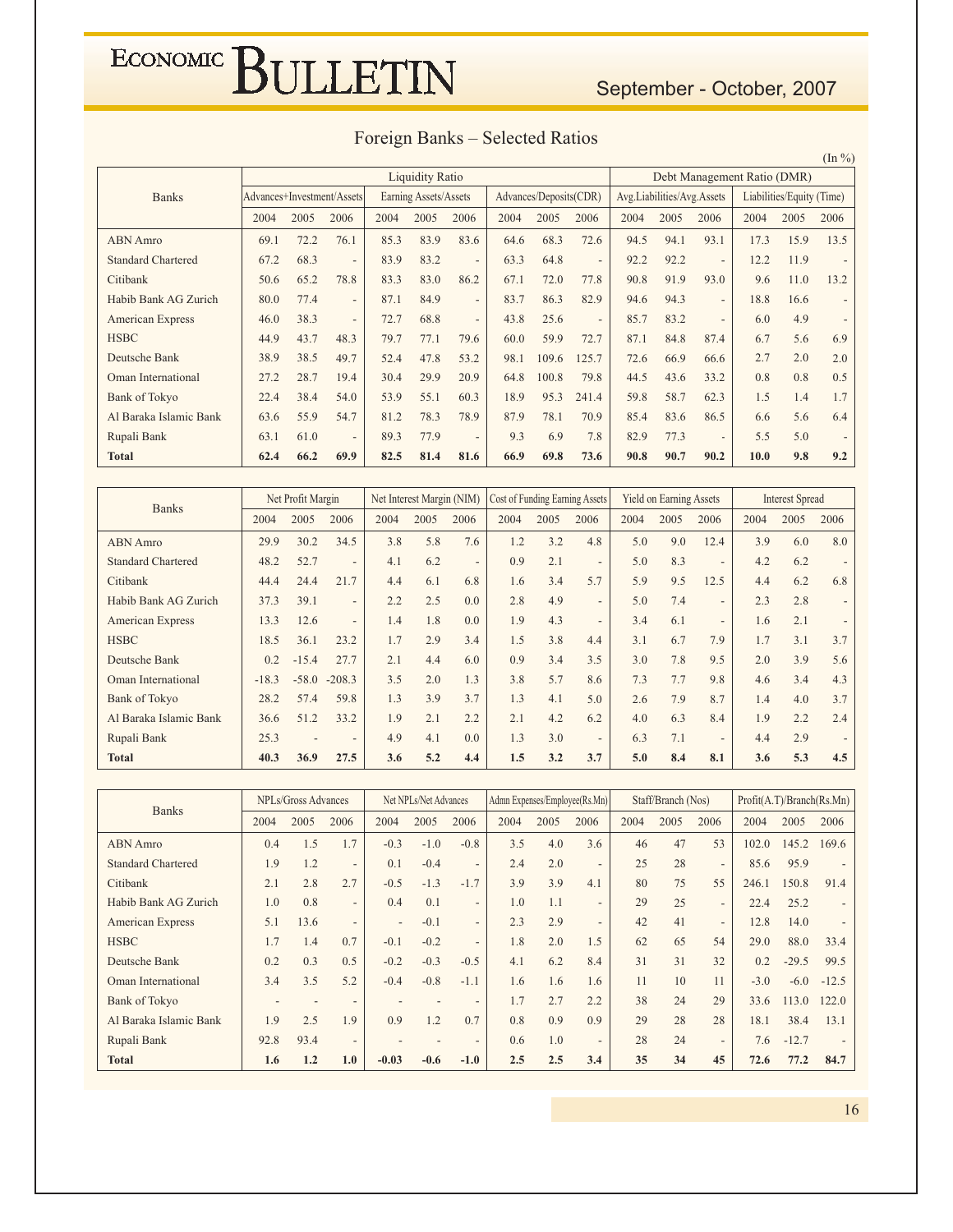## Foreign Banks – Selected Ratios

(In %)

| Banks | Liquidity Ratio | | | | | | | | | Debt Management Ratio (DMR) | | | | | |
|---|---|---|---|---|---|---|---|---|---|---|---|---|---|---|---|
| | Advances+Investment/Assets | | | Earning Assets/Assets | | | Advances/Deposits(CDR) | | | Avg.Liabilities/Avg.Assets | | | Liabilities/Equity (Time) | | |
| | 2004 | 2005 | 2006 | 2004 | 2005 | 2006 | 2004 | 2005 | 2006 | 2004 | 2005 | 2006 | 2004 | 2005 | 2006 |
| ABN Amro | 69.1 | 72.2 | 76.1 | 85.3 | 83.9 | 83.6 | 64.6 | 68.3 | 72.6 | 94.5 | 94.1 | 93.1 | 17.3 | 15.9 | 13.5 |
| Standard Chartered | 67.2 | 68.3 | - | 83.9 | 83.2 | - | 63.3 | 64.8 | - | 92.2 | 92.2 | - | 12.2 | 11.9 | - |
| Citibank | 50.6 | 65.2 | 78.8 | 83.3 | 83.0 | 86.2 | 67.1 | 72.0 | 77.8 | 90.8 | 91.9 | 93.0 | 9.6 | 11.0 | 13.2 |
| Habib Bank AG Zurich | 80.0 | 77.4 | - | 87.1 | 84.9 | - | 83.7 | 86.3 | 82.9 | 94.6 | 94.3 | - | 18.8 | 16.6 | - |
| American Express | 46.0 | 38.3 | - | 72.7 | 68.8 | - | 43.8 | 25.6 | - | 85.7 | 83.2 | - | 6.0 | 4.9 | - |
| HSBC | 44.9 | 43.7 | 48.3 | 79.7 | 77.1 | 79.6 | 60.0 | 59.9 | 72.7 | 87.1 | 84.8 | 87.4 | 6.7 | 5.6 | 6.9 |
| Deutsche Bank | 38.9 | 38.5 | 49.7 | 52.4 | 47.8 | 53.2 | 98.1 | 109.6 | 125.7 | 72.6 | 66.9 | 66.6 | 2.7 | 2.0 | 2.0 |
| Oman International | 27.2 | 28.7 | 19.4 | 30.4 | 29.9 | 20.9 | 64.8 | 100.8 | 79.8 | 44.5 | 43.6 | 33.2 | 0.8 | 0.8 | 0.5 |
| Bank of Tokyo | 22.4 | 38.4 | 54.0 | 53.9 | 55.1 | 60.3 | 18.9 | 95.3 | 241.4 | 59.8 | 58.7 | 62.3 | 1.5 | 1.4 | 1.7 |
| Al Baraka Islamic Bank | 63.6 | 55.9 | 54.7 | 81.2 | 78.3 | 78.9 | 87.9 | 78.1 | 70.9 | 85.4 | 83.6 | 86.5 | 6.6 | 5.6 | 6.4 |
| Rupali Bank | 63.1 | 61.0 | - | 89.3 | 77.9 | - | 9.3 | 6.9 | 7.8 | 82.9 | 77.3 | - | 5.5 | 5.0 | - |
| **Total** | **62.4** | **66.2** | **69.9** | **82.5** | **81.4** | **81.6** | **66.9** | **69.8** | **73.6** | **90.8** | **90.7** | **90.2** | **10.0** | **9.8** | **9.2** |

| Banks | Net Profit Margin | | | Net Interest Margin (NIM) | | | Cost of Funding Earning Assets | | | Yield on Earning Assets | | | Interest Spread | | |
|---|---|---|---|---|---|---|---|---|---|---|---|---|---|---|---|
| | 2004 | 2005 | 2006 | 2004 | 2005 | 2006 | 2004 | 2005 | 2006 | 2004 | 2005 | 2006 | 2004 | 2005 | 2006 |
| ABN Amro | 29.9 | 30.2 | 34.5 | 3.8 | 5.8 | 7.6 | 1.2 | 3.2 | 4.8 | 5.0 | 9.0 | 12.4 | 3.9 | 6.0 | 8.0 |
| Standard Chartered | 48.2 | 52.7 | - | 4.1 | 6.2 | - | 0.9 | 2.1 | - | 5.0 | 8.3 | - | 4.2 | 6.2 | - |
| Citibank | 44.4 | 24.4 | 21.7 | 4.4 | 6.1 | 6.8 | 1.6 | 3.4 | 5.7 | 5.9 | 9.5 | 12.5 | 4.4 | 6.2 | 6.8 |
| Habib Bank AG Zurich | 37.3 | 39.1 | - | 2.2 | 2.5 | 0.0 | 2.8 | 4.9 | - | 5.0 | 7.4 | - | 2.3 | 2.8 | - |
| American Express | 13.3 | 12.6 | - | 1.4 | 1.8 | 0.0 | 1.9 | 4.3 | - | 3.4 | 6.1 | - | 1.6 | 2.1 | - |
| HSBC | 18.5 | 36.1 | 23.2 | 1.7 | 2.9 | 3.4 | 1.5 | 3.8 | 4.4 | 3.1 | 6.7 | 7.9 | 1.7 | 3.1 | 3.7 |
| Deutsche Bank | 0.2 | -15.4 | 27.7 | 2.1 | 4.4 | 6.0 | 0.9 | 3.4 | 3.5 | 3.0 | 7.8 | 9.5 | 2.0 | 3.9 | 5.6 |
| Oman International | -18.3 | -58.0 | -208.3 | 3.5 | 2.0 | 1.3 | 3.8 | 5.7 | 8.6 | 7.3 | 7.7 | 9.8 | 4.6 | 3.4 | 4.3 |
| Bank of Tokyo | 28.2 | 57.4 | 59.8 | 1.3 | 3.9 | 3.7 | 1.3 | 4.1 | 5.0 | 2.6 | 7.9 | 8.7 | 1.4 | 4.0 | 3.7 |
| Al Baraka Islamic Bank | 36.6 | 51.2 | 33.2 | 1.9 | 2.1 | 2.2 | 2.1 | 4.2 | 6.2 | 4.0 | 6.3 | 8.4 | 1.9 | 2.2 | 2.4 |
| Rupali Bank | 25.3 | - | - | 4.9 | 4.1 | 0.0 | 1.3 | 3.0 | - | 6.3 | 7.1 | - | 4.4 | 2.9 | - |
| **Total** | **40.3** | **36.9** | **27.5** | **3.6** | **5.2** | **4.4** | **1.5** | **3.2** | **3.7** | **5.0** | **8.4** | **8.1** | **3.6** | **5.3** | **4.5** |

| Banks | NPLs/Gross Advances | | | Net NPLs/Net Advances | | | Admn Expenses/Employee(Rs.Mn) | | | Staff/Branch (Nos) | | | Profit(A.T)/Branch(Rs.Mn) | | |
|---|---|---|---|---|---|---|---|---|---|---|---|---|---|---|---|
| | 2004 | 2005 | 2006 | 2004 | 2005 | 2006 | 2004 | 2005 | 2006 | 2004 | 2005 | 2006 | 2004 | 2005 | 2006 |
| ABN Amro | 0.4 | 1.5 | 1.7 | -0.3 | -1.0 | -0.8 | 3.5 | 4.0 | 3.6 | 46 | 47 | 53 | 102.0 | 145.2 | 169.6 |
| Standard Chartered | 1.9 | 1.2 | - | 0.1 | -0.4 | - | 2.4 | 2.0 | - | 25 | 28 | - | 85.6 | 95.9 | - |
| Citibank | 2.1 | 2.8 | 2.7 | -0.5 | -1.3 | -1.7 | 3.9 | 3.9 | 4.1 | 80 | 75 | 55 | 246.1 | 150.8 | 91.4 |
| Habib Bank AG Zurich | 1.0 | 0.8 | - | 0.4 | 0.1 | - | 1.0 | 1.1 | - | 29 | 25 | - | 22.4 | 25.2 | - |
| American Express | 5.1 | 13.6 | - | - | -0.1 | - | 2.3 | 2.9 | - | 42 | 41 | - | 12.8 | 14.0 | - |
| HSBC | 1.7 | 1.4 | 0.7 | -0.1 | -0.2 | - | 1.8 | 2.0 | 1.5 | 62 | 65 | 54 | 29.0 | 88.0 | 33.4 |
| Deutsche Bank | 0.2 | 0.3 | 0.5 | -0.2 | -0.3 | -0.5 | 4.1 | 6.2 | 8.4 | 31 | 31 | 32 | 0.2 | -29.5 | 99.5 |
| Oman International | 3.4 | 3.5 | 5.2 | -0.4 | -0.8 | -1.1 | 1.6 | 1.6 | 1.6 | 11 | 10 | 11 | -3.0 | -6.0 | -12.5 |
| Bank of Tokyo | - | - | - | - | - | - | 1.7 | 2.7 | 2.2 | 38 | 24 | 29 | 33.6 | 113.0 | 122.0 |
| Al Baraka Islamic Bank | 1.9 | 2.5 | 1.9 | 0.9 | 1.2 | 0.7 | 0.8 | 0.9 | 0.9 | 29 | 28 | 28 | 18.1 | 38.4 | 13.1 |
| Rupali Bank | 92.8 | 93.4 | - | - | - | - | 0.6 | 1.0 | - | 28 | 24 | - | 7.6 | -12.7 | - |
| **Total** | **1.6** | **1.2** | **1.0** | **-0.03** | **-0.6** | **-1.0** | **2.5** | **2.5** | **3.4** | **35** | **34** | **45** | **72.6** | **77.2** | **84.7** |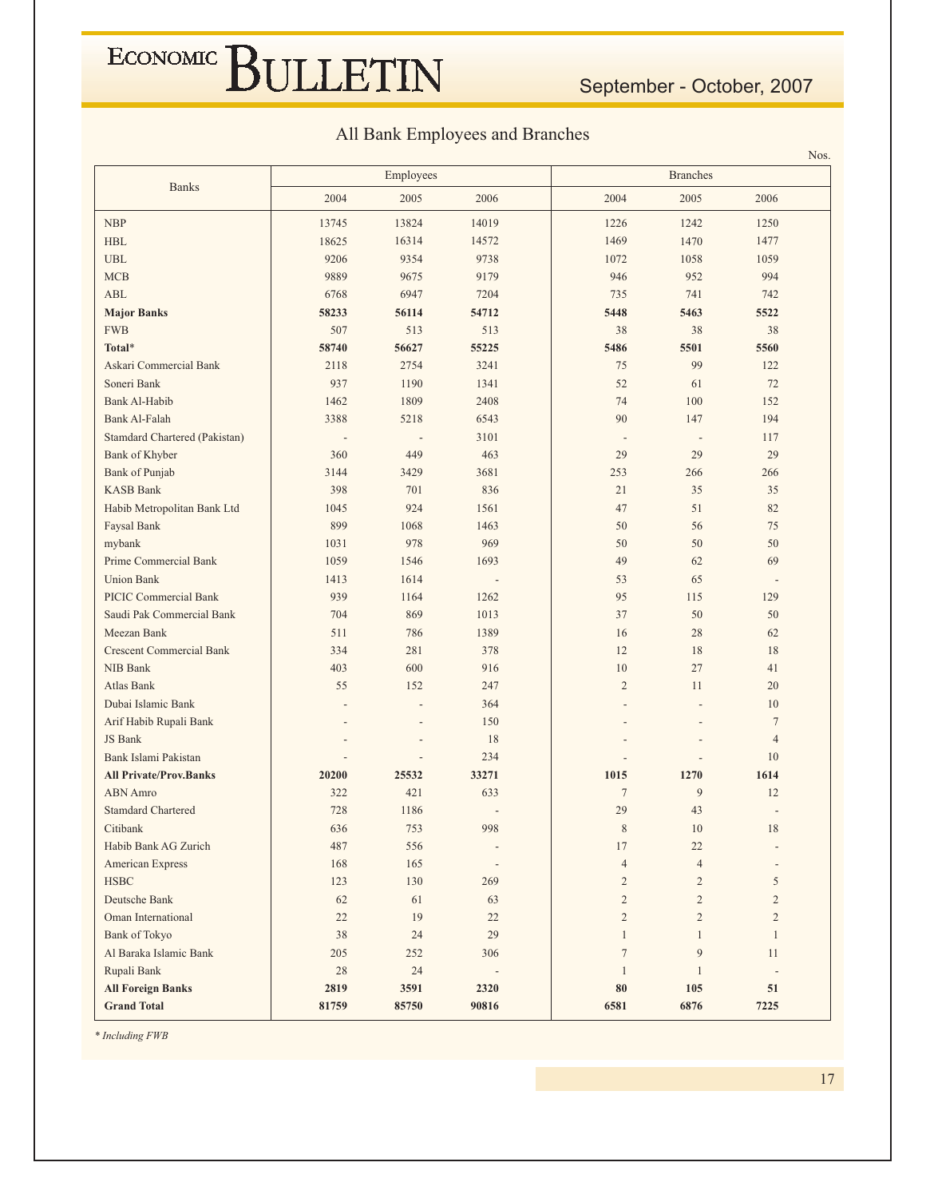## All Bank Employees and Branches

Nos.

| Banks | Employees | | | Branches | | |
|---|---|---|---|---|---|---|
| | 2004 | 2005 | 2006 | 2004 | 2005 | 2006 |
| NBP | 13745 | 13824 | 14019 | 1226 | 1242 | 1250 |
| HBL | 18625 | 16314 | 14572 | 1469 | 1470 | 1477 |
| UBL | 9206 | 9354 | 9738 | 1072 | 1058 | 1059 |
| MCB | 9889 | 9675 | 9179 | 946 | 952 | 994 |
| ABL | 6768 | 6947 | 7204 | 735 | 741 | 742 |
| **Major Banks** | **58233** | **56114** | **54712** | **5448** | **5463** | **5522** |
| FWB | 507 | 513 | 513 | 38 | 38 | 38 |
| **Total*** | **58740** | **56627** | **55225** | **5486** | **5501** | **5560** |
| Askari Commercial Bank | 2118 | 2754 | 3241 | 75 | 99 | 122 |
| Soneri Bank | 937 | 1190 | 1341 | 52 | 61 | 72 |
| Bank Al-Habib | 1462 | 1809 | 2408 | 74 | 100 | 152 |
| Bank Al-Falah | 3388 | 5218 | 6543 | 90 | 147 | 194 |
| Stamdard Chartered (Pakistan) | - | - | 3101 | - | - | 117 |
| Bank of Khyber | 360 | 449 | 463 | 29 | 29 | 29 |
| Bank of Punjab | 3144 | 3429 | 3681 | 253 | 266 | 266 |
| KASB Bank | 398 | 701 | 836 | 21 | 35 | 35 |
| Habib Metropolitan Bank Ltd | 1045 | 924 | 1561 | 47 | 51 | 82 |
| Faysal Bank | 899 | 1068 | 1463 | 50 | 56 | 75 |
| mybank | 1031 | 978 | 969 | 50 | 50 | 50 |
| Prime Commercial Bank | 1059 | 1546 | 1693 | 49 | 62 | 69 |
| Union Bank | 1413 | 1614 | - | 53 | 65 | - |
| PICIC Commercial Bank | 939 | 1164 | 1262 | 95 | 115 | 129 |
| Saudi Pak Commercial Bank | 704 | 869 | 1013 | 37 | 50 | 50 |
| Meezan Bank | 511 | 786 | 1389 | 16 | 28 | 62 |
| Crescent Commercial Bank | 334 | 281 | 378 | 12 | 18 | 18 |
| NIB Bank | 403 | 600 | 916 | 10 | 27 | 41 |
| Atlas Bank | 55 | 152 | 247 | 2 | 11 | 20 |
| Dubai Islamic Bank | - | - | 364 | - | - | 10 |
| Arif Habib Rupali Bank | - | - | 150 | - | - | 7 |
| JS Bank | - | - | 18 | - | - | 4 |
| Bank Islami Pakistan | - | - | 234 | - | - | 10 |
| **All Private/Prov.Banks** | **20200** | **25532** | **33271** | **1015** | **1270** | **1614** |
| ABN Amro | 322 | 421 | 633 | 7 | 9 | 12 |
| Stamdard Chartered | 728 | 1186 | - | 29 | 43 | - |
| Citibank | 636 | 753 | 998 | 8 | 10 | 18 |
| Habib Bank AG Zurich | 487 | 556 | - | 17 | 22 | - |
| American Express | 168 | 165 | - | 4 | 4 | - |
| HSBC | 123 | 130 | 269 | 2 | 2 | 5 |
| Deutsche Bank | 62 | 61 | 63 | 2 | 2 | 2 |
| Oman International | 22 | 19 | 22 | 2 | 2 | 2 |
| Bank of Tokyo | 38 | 24 | 29 | 1 | 1 | 1 |
| Al Baraka Islamic Bank | 205 | 252 | 306 | 7 | 9 | 11 |
| Rupali Bank | 28 | 24 | - | 1 | 1 | - |
| **All Foreign Banks** | **2819** | **3591** | **2320** | **80** | **105** | **51** |
| **Grand Total** | **81759** | **85750** | **90816** | **6581** | **6876** | **7225** |

*\* Including FWB*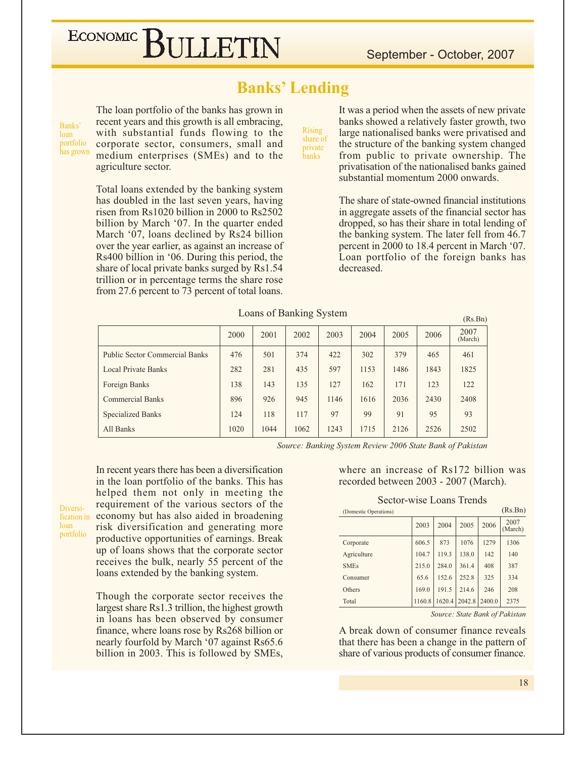# Banks' Lending

Banks' loan portfolio has grown

The loan portfolio of the banks has grown in recent years and this growth is all embracing, with substantial funds flowing to the corporate sector, consumers, small and medium enterprises (SMEs) and to the agriculture sector.

Total loans extended by the banking system has doubled in the last seven years, having risen from Rs1020 billion in 2000 to Rs2502 billion by March '07. In the quarter ended March '07, loans declined by Rs24 billion over the year earlier, as against an increase of Rs400 billion in '06. During this period, the share of local private banks surged by Rs1.54 trillion or in percentage terms the share rose from 27.6 percent to 73 percent of total loans.

Rising share of private banks

It was a period when the assets of new private banks showed a relatively faster growth, two large nationalised banks were privatised and the structure of the banking system changed from public to private ownership. The privatisation of the nationalised banks gained substantial momentum 2000 onwards.

The share of state-owned financial institutions in aggregate assets of the financial sector has dropped, so has their share in total lending of the banking system. The later fell from 46.7 percent in 2000 to 18.4 percent in March '07. Loan portfolio of the foreign banks has decreased.

Loans of Banking System

(Rs.Bn)

| | 2000 | 2001 | 2002 | 2003 | 2004 | 2005 | 2006 | 2007 (March) |
|---|---|---|---|---|---|---|---|---|
| Public Sector Commercial Banks | 476 | 501 | 374 | 422 | 302 | 379 | 465 | 461 |
| Local Private Banks | 282 | 281 | 435 | 597 | 1153 | 1486 | 1843 | 1825 |
| Foreign Banks | 138 | 143 | 135 | 127 | 162 | 171 | 123 | 122 |
| Commercial Banks | 896 | 926 | 945 | 1146 | 1616 | 2036 | 2430 | 2408 |
| Specialized Banks | 124 | 118 | 117 | 97 | 99 | 91 | 95 | 93 |
| All Banks | 1020 | 1044 | 1062 | 1243 | 1715 | 2126 | 2526 | 2502 |

*Source: Banking System Review 2006 State Bank of Pakistan*

Diversification in loan portfolio

In recent years there has been a diversification in the loan portfolio of the banks. This has helped them not only in meeting the requirement of the various sectors of the economy but has also aided in broadening risk diversification and generating more productive opportunities of earnings. Break up of loans shows that the corporate sector receives the bulk, nearly 55 percent of the loans extended by the banking system.

Though the corporate sector receives the largest share Rs1.3 trillion, the highest growth in loans has been observed by consumer finance, where loans rose by Rs268 billion or nearly fourfold by March '07 against Rs65.6 billion in 2003. This is followed by SMEs, where an increase of Rs172 billion was recorded between 2003 - 2007 (March).

Sector-wise Loans Trends

(Domestic Operations) (Rs.Bn)

| | 2003 | 2004 | 2005 | 2006 | 2007 (March) |
|---|---|---|---|---|---|
| Corporate | 606.5 | 873 | 1076 | 1279 | 1306 |
| Agriculture | 104.7 | 119.3 | 138.0 | 142 | 140 |
| SMEs | 215.0 | 284.0 | 361.4 | 408 | 387 |
| Consumer | 65.6 | 152.6 | 252.8 | 325 | 334 |
| Others | 169.0 | 191.5 | 214.6 | 246 | 208 |
| Total | 1160.8 | 1620.4 | 2042.8 | 2400.0 | 2375 |

*Source: State Bank of Pakistan*

A break down of consumer finance reveals that there has been a change in the pattern of share of various products of consumer finance.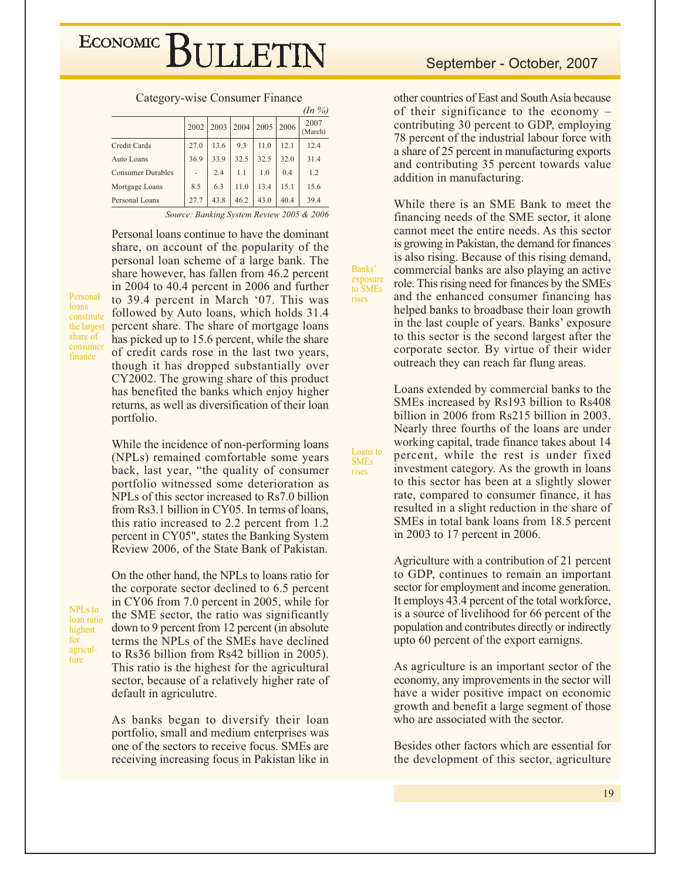Category-wise Consumer Finance

*(In %)*

| | 2002 | 2003 | 2004 | 2005 | 2006 | 2007 (March) |
|---|---|---|---|---|---|---|
| Credit Cards | 27.0 | 13.6 | 9.3 | 11.0 | 12.1 | 12.4 |
| Auto Loans | 36.9 | 33.9 | 32.5 | 32.5 | 32.0 | 31.4 |
| Consumer Durables | - | 2.4 | 1.1 | 1.0 | 0.4 | 1.2 |
| Mortgage Loans | 8.5 | 6.3 | 11.0 | 13.4 | 15.1 | 15.6 |
| Personal Loans | 27.7 | 43.8 | 46.2 | 43.0 | 40.4 | 39.4 |

*Source: Banking System Review 2005 & 2006*

Personal loans constitute the largest share of consumer finance

Personal loans continue to have the dominant share, on account of the popularity of the personal loan scheme of a large bank. The share however, has fallen from 46.2 percent in 2004 to 40.4 percent in 2006 and further to 39.4 percent in March '07. This was followed by Auto loans, which holds 31.4 percent share. The share of mortgage loans has picked up to 15.6 percent, while the share of credit cards rose in the last two years, though it has dropped substantially over CY2002. The growing share of this product has benefited the banks which enjoy higher returns, as well as diversification of their loan portfolio.

While the incidence of non-performing loans (NPLs) remained comfortable some years back, last year, "the quality of consumer portfolio witnessed some deterioration as NPLs of this sector increased to Rs7.0 billion from Rs3.1 billion in CY05. In terms of loans, this ratio increased to 2.2 percent from 1.2 percent in CY05", states the Banking System Review 2006, of the State Bank of Pakistan.

NPLs to loan ratio highest for agriculture

On the other hand, the NPLs to loans ratio for the corporate sector declined to 6.5 percent in CY06 from 7.0 percent in 2005, while for the SME sector, the ratio was significantly down to 9 percent from 12 percent (in absolute terms the NPLs of the SMEs have declined to Rs36 billion from Rs42 billion in 2005). This ratio is the highest for the agricultural sector, because of a relatively higher rate of default in agriculutre.

As banks began to diversify their loan portfolio, small and medium enterprises was one of the sectors to receive focus. SMEs are receiving increasing focus in Pakistan like in other countries of East and South Asia because of their significance to the economy – contributing 30 percent to GDP, employing 78 percent of the industrial labour force with a share of 25 percent in manufacturing exports and contributing 35 percent towards value addition in manufacturing.

Banks' exposure to SMEs rises

While there is an SME Bank to meet the financing needs of the SME sector, it alone cannot meet the entire needs. As this sector is growing in Pakistan, the demand for finances is also rising. Because of this rising demand, commercial banks are also playing an active role. This rising need for finances by the SMEs and the enhanced consumer financing has helped banks to broadbase their loan growth in the last couple of years. Banks' exposure to this sector is the second largest after the corporate sector. By virtue of their wider outreach they can reach far flung areas.

Loans to SMEs rises

Loans extended by commercial banks to the SMEs increased by Rs193 billion to Rs408 billion in 2006 from Rs215 billion in 2003. Nearly three fourths of the loans are under working capital, trade finance takes about 14 percent, while the rest is under fixed investment category. As the growth in loans to this sector has been at a slightly slower rate, compared to consumer finance, it has resulted in a slight reduction in the share of SMEs in total bank loans from 18.5 percent in 2003 to 17 percent in 2006.

Agriculture with a contribution of 21 percent to GDP, continues to remain an important sector for employment and income generation. It employs 43.4 percent of the total workforce, is a source of livelihood for 66 percent of the population and contributes directly or indirectly upto 60 percent of the export earnigns.

As agriculture is an important sector of the economy, any improvements in the sector will have a wider positive impact on economic growth and benefit a large segment of those who are associated with the sector.

Besides other factors which are essential for the development of this sector, agriculture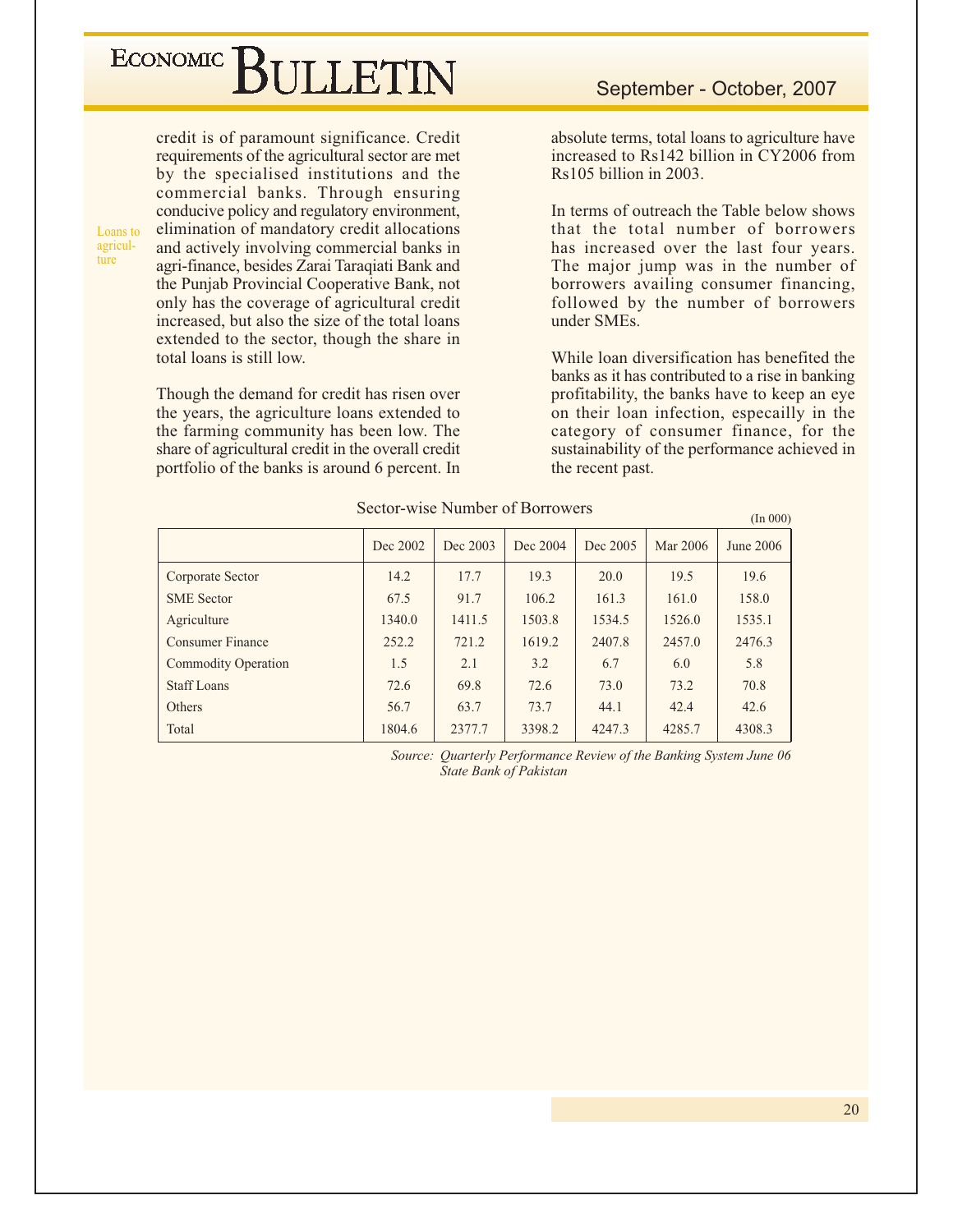credit is of paramount significance. Credit requirements of the agricultural sector are met by the specialised institutions and the commercial banks. Through ensuring conducive policy and regulatory environment, elimination of mandatory credit allocations and actively involving commercial banks in agri-finance, besides Zarai Taraqiati Bank and the Punjab Provincial Cooperative Bank, not only has the coverage of agricultural credit increased, but also the size of the total loans extended to the sector, though the share in total loans is still low.

Loans to agriculture

Though the demand for credit has risen over the years, the agriculture loans extended to the farming community has been low. The share of agricultural credit in the overall credit portfolio of the banks is around 6 percent. In absolute terms, total loans to agriculture have increased to Rs142 billion in CY2006 from Rs105 billion in 2003.

In terms of outreach the Table below shows that the total number of borrowers has increased over the last four years. The major jump was in the number of borrowers availing consumer financing, followed by the number of borrowers under SMEs.

While loan diversification has benefited the banks as it has contributed to a rise in banking profitability, the banks have to keep an eye on their loan infection, especailly in the category of consumer finance, for the sustainability of the performance achieved in the recent past.

Sector-wise Number of Borrowers

(In 000)

| | Dec 2002 | Dec 2003 | Dec 2004 | Dec 2005 | Mar 2006 | June 2006 |
|---|---|---|---|---|---|---|
| Corporate Sector | 14.2 | 17.7 | 19.3 | 20.0 | 19.5 | 19.6 |
| SME Sector | 67.5 | 91.7 | 106.2 | 161.3 | 161.0 | 158.0 |
| Agriculture | 1340.0 | 1411.5 | 1503.8 | 1534.5 | 1526.0 | 1535.1 |
| Consumer Finance | 252.2 | 721.2 | 1619.2 | 2407.8 | 2457.0 | 2476.3 |
| Commodity Operation | 1.5 | 2.1 | 3.2 | 6.7 | 6.0 | 5.8 |
| Staff Loans | 72.6 | 69.8 | 72.6 | 73.0 | 73.2 | 70.8 |
| Others | 56.7 | 63.7 | 73.7 | 44.1 | 42.4 | 42.6 |
| Total | 1804.6 | 2377.7 | 3398.2 | 4247.3 | 4285.7 | 4308.3 |

*Source: Quarterly Performance Review of the Banking System June 06 State Bank of Pakistan*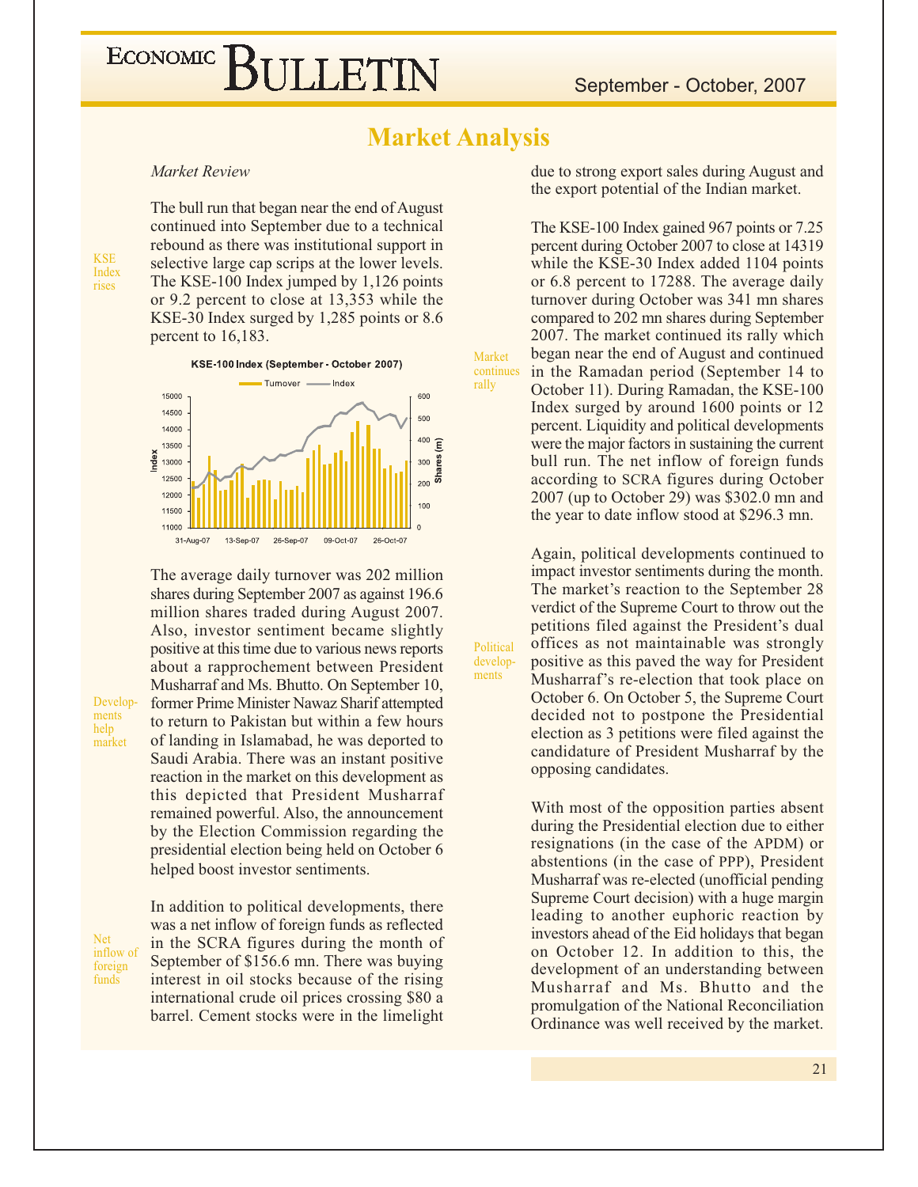## Market Analysis

*Market Review*

KSE Index rises

The bull run that began near the end of August continued into September due to a technical rebound as there was institutional support in selective large cap scrips at the lower levels. The KSE-100 Index jumped by 1,126 points or 9.2 percent to close at 13,353 while the KSE-30 Index surged by 1,285 points or 8.6 percent to 16,183.

**KSE-100 Index (September - October 2007)**

Developments help market

The average daily turnover was 202 million shares during September 2007 as against 196.6 million shares traded during August 2007. Also, investor sentiment became slightly positive at this time due to various news reports about a rapprochement between President Musharraf and Ms. Bhutto. On September 10, former Prime Minister Nawaz Sharif attempted to return to Pakistan but within a few hours of landing in Islamabad, he was deported to Saudi Arabia. There was an instant positive reaction in the market on this development as this depicted that President Musharraf remained powerful. Also, the announcement by the Election Commission regarding the presidential election being held on October 6 helped boost investor sentiments.

Net inflow of foreign funds

In addition to political developments, there was a net inflow of foreign funds as reflected in the SCRA figures during the month of September of $156.6 mn. There was buying interest in oil stocks because of the rising international crude oil prices crossing $80 a barrel. Cement stocks were in the limelight due to strong export sales during August and the export potential of the Indian market.

Market continues rally

The KSE-100 Index gained 967 points or 7.25 percent during October 2007 to close at 14319 while the KSE-30 Index added 1104 points or 6.8 percent to 17288. The average daily turnover during October was 341 mn shares compared to 202 mn shares during September 2007. The market continued its rally which began near the end of August and continued in the Ramadan period (September 14 to October 11). During Ramadan, the KSE-100 Index surged by around 1600 points or 12 percent. Liquidity and political developments were the major factors in sustaining the current bull run. The net inflow of foreign funds according to SCRA figures during October 2007 (up to October 29) was $302.0 mn and the year to date inflow stood at $296.3 mn.

Political developments

Again, political developments continued to impact investor sentiments during the month. The market's reaction to the September 28 verdict of the Supreme Court to throw out the petitions filed against the President's dual offices as not maintainable was strongly positive as this paved the way for President Musharraf's re-election that took place on October 6. On October 5, the Supreme Court decided not to postpone the Presidential election as 3 petitions were filed against the candidature of President Musharraf by the opposing candidates.

With most of the opposition parties absent during the Presidential election due to either resignations (in the case of the APDM) or abstentions (in the case of PPP), President Musharraf was re-elected (unofficial pending Supreme Court decision) with a huge margin leading to another euphoric reaction by investors ahead of the Eid holidays that began on October 12. In addition to this, the development of an understanding between Musharraf and Ms. Bhutto and the promulgation of the National Reconciliation Ordinance was well received by the market.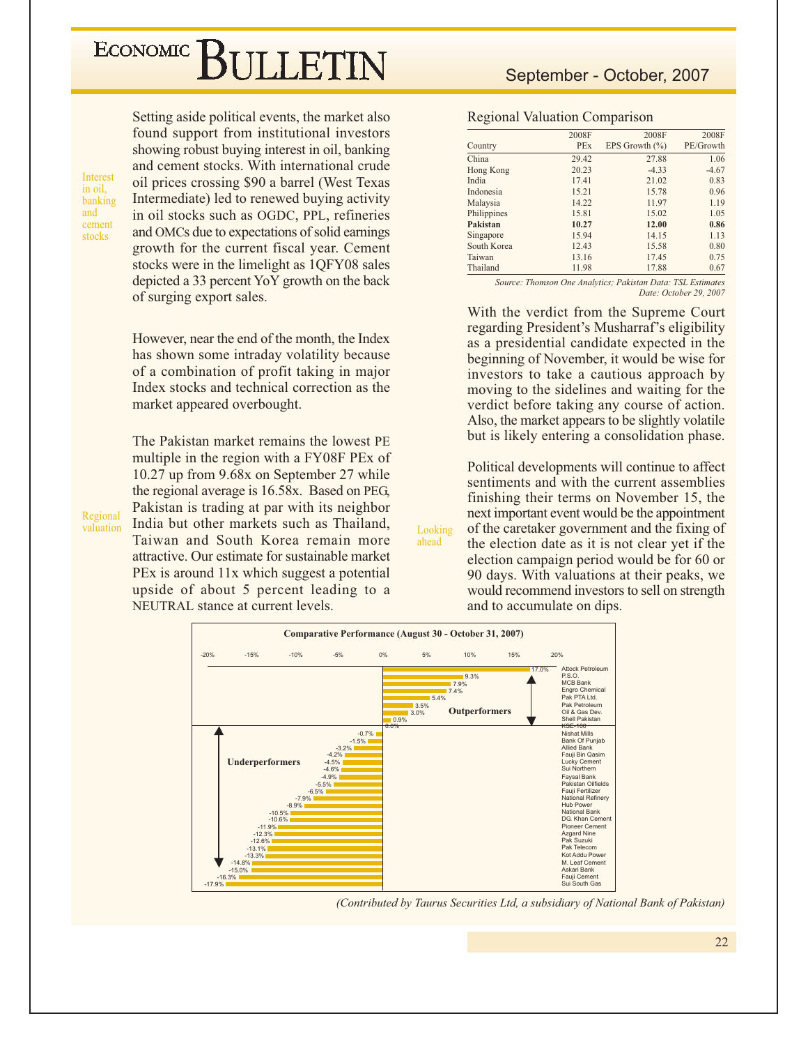**Interest in oil, banking and cement stocks**

Setting aside political events, the market also found support from institutional investors showing robust buying interest in oil, banking and cement stocks. With international crude oil prices crossing $90 a barrel (West Texas Intermediate) led to renewed buying activity in oil stocks such as OGDC, PPL, refineries and OMCs due to expectations of solid earnings growth for the current fiscal year. Cement stocks were in the limelight as 1QFY08 sales depicted a 33 percent YoY growth on the back of surging export sales.

However, near the end of the month, the Index has shown some intraday volatility because of a combination of profit taking in major Index stocks and technical correction as the market appeared overbought.

**Regional valuation**

The Pakistan market remains the lowest PE multiple in the region with a FY08F PEx of 10.27 up from 9.68x on September 27 while the regional average is 16.58x. Based on PEG, Pakistan is trading at par with its neighbor India but other markets such as Thailand, Taiwan and South Korea remain more attractive. Our estimate for sustainable market PEx is around 11x which suggest a potential upside of about 5 percent leading to a NEUTRAL stance at current levels.

Regional Valuation Comparison

| Country | 2008F PEx | 2008F EPS Growth (%) | 2008F PE/Growth |
|---|---|---|---|
| China | 29.42 | 27.88 | 1.06 |
| Hong Kong | 20.23 | -4.33 | -4.67 |
| India | 17.41 | 21.02 | 0.83 |
| Indonesia | 15.21 | 15.78 | 0.96 |
| Malaysia | 14.22 | 11.97 | 1.19 |
| Philippines | 15.81 | 15.02 | 1.05 |
| **Pakistan** | **10.27** | **12.00** | **0.86** |
| Singapore | 15.94 | 14.15 | 1.13 |
| South Korea | 12.43 | 15.58 | 0.80 |
| Taiwan | 13.16 | 17.45 | 0.75 |
| Thailand | 11.98 | 17.88 | 0.67 |

*Source: Thomson One Analytics; Pakistan Data: TSL Estimates*
*Date: October 29, 2007*

With the verdict from the Supreme Court regarding President's Musharraf's eligibility as a presidential candidate expected in the beginning of November, it would be wise for investors to take a cautious approach by moving to the sidelines and waiting for the verdict before taking any course of action. Also, the market appears to be slightly volatile but is likely entering a consolidation phase.

**Looking ahead**

Political developments will continue to affect sentiments and with the current assemblies finishing their terms on November 15, the next important event would be the appointment of the caretaker government and the fixing of the election date as it is not clear yet if the election campaign period would be for 60 or 90 days. With valuations at their peaks, we would recommend investors to sell on strength and to accumulate on dips.

**Comparative Performance (August 30 - October 31, 2007)**

| Company | Performance |
|---|---|
| **Outperformers** | |
| Attock Petroleum | 17.0% |
| P.S.O. | 9.3% |
| MCB Bank | 7.9% |
| Engro Chemical | 7.4% |
| Pak PTA Ltd. | 5.4% |
| Pak Petroleum | 3.5% |
| Oil & Gas Dev. | 3.0% |
| Shell Pakistan | 0.9% |
| KSE-100 | 0.0% |
| **Underperformers** | |
| Nishat Mills | -0.7% |
| Bank Of Punjab | -1.5% |
| Allied Bank | -3.2% |
| Fauji Bin Qasim | -4.2% |
| Lucky Cement | -4.5% |
| Sui Northern | -4.6% |
| Faysal Bank | -4.9% |
| Pakistan Oilfields | -5.5% |
| Fauji Fertilizer | -6.5% |
| National Refinery | -7.9% |
| Hub Power | -8.9% |
| National Bank | -10.5% |
| DG Khan Cement | -10.6% |
| Pioneer Cement | -11.9% |
| Azgard Nine | -12.3% |
| Pak Suzuki | -12.6% |
| Pak Telecom | -13.1% |
| Kot Addu Power | -13.3% |
| M. Leaf Cement | -14.8% |
| Askari Bank | -15.0% |
| Fauji Cement | -16.3% |
| Sui South Gas | -17.9% |

*(Contributed by Taurus Securities Ltd, a subsidiary of National Bank of Pakistan)*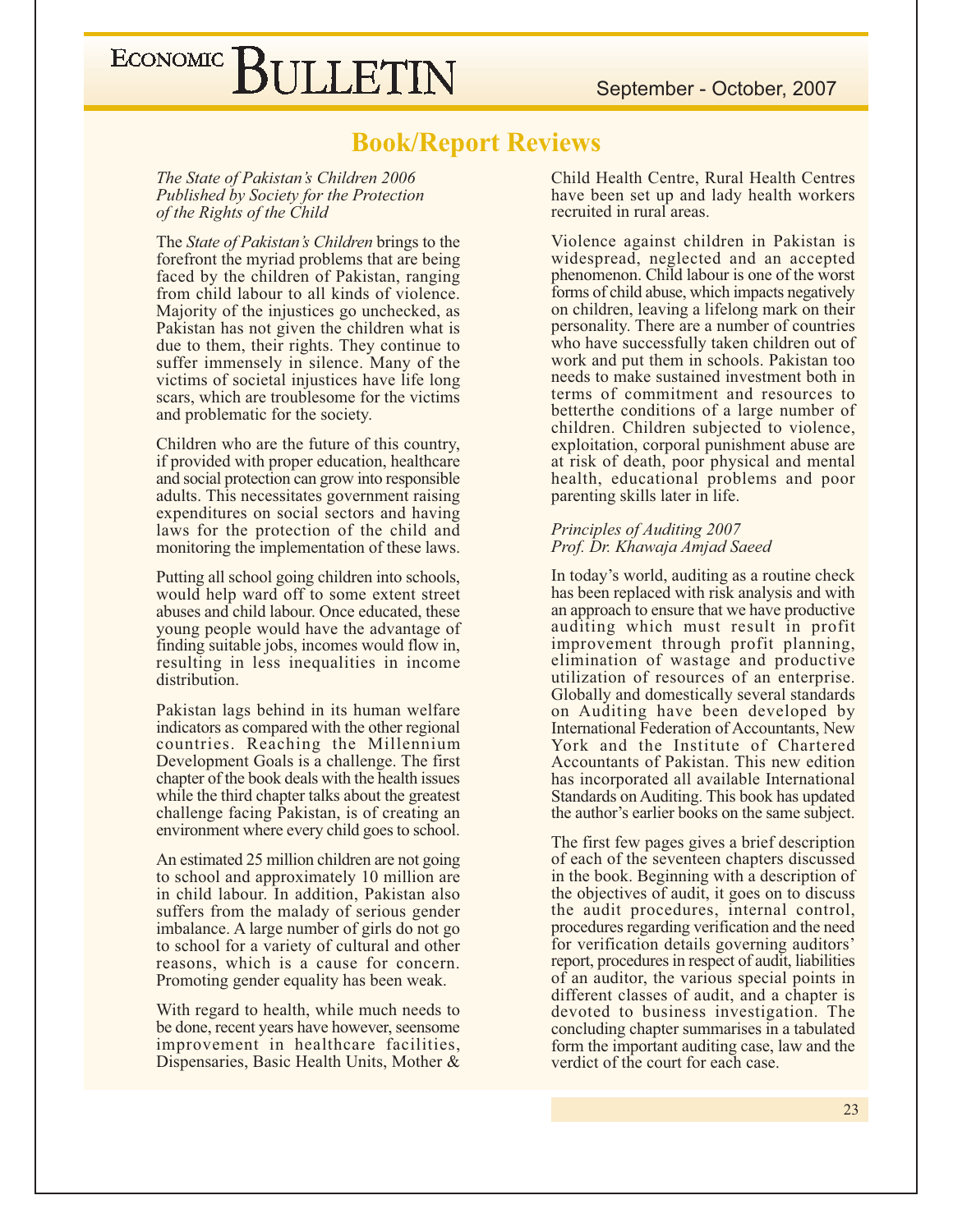## Book/Report Reviews

*The State of Pakistan's Children 2006*
*Published by Society for the Protection of the Rights of the Child*

The *State of Pakistan's Children* brings to the forefront the myriad problems that are being faced by the children of Pakistan, ranging from child labour to all kinds of violence. Majority of the injustices go unchecked, as Pakistan has not given the children what is due to them, their rights. They continue to suffer immensely in silence. Many of the victims of societal injustices have life long scars, which are troublesome for the victims and problematic for the society.

Children who are the future of this country, if provided with proper education, healthcare and social protection can grow into responsible adults. This necessitates government raising expenditures on social sectors and having laws for the protection of the child and monitoring the implementation of these laws.

Putting all school going children into schools, would help ward off to some extent street abuses and child labour. Once educated, these young people would have the advantage of finding suitable jobs, incomes would flow in, resulting in less inequalities in income distribution.

Pakistan lags behind in its human welfare indicators as compared with the other regional countries. Reaching the Millennium Development Goals is a challenge. The first chapter of the book deals with the health issues while the third chapter talks about the greatest challenge facing Pakistan, is of creating an environment where every child goes to school.

An estimated 25 million children are not going to school and approximately 10 million are in child labour. In addition, Pakistan also suffers from the malady of serious gender imbalance. A large number of girls do not go to school for a variety of cultural and other reasons, which is a cause for concern. Promoting gender equality has been weak.

With regard to health, while much needs to be done, recent years have however, seensome improvement in healthcare facilities, Dispensaries, Basic Health Units, Mother & Child Health Centre, Rural Health Centres have been set up and lady health workers recruited in rural areas.

Violence against children in Pakistan is widespread, neglected and an accepted phenomenon. Child labour is one of the worst forms of child abuse, which impacts negatively on children, leaving a lifelong mark on their personality. There are a number of countries who have successfully taken children out of work and put them in schools. Pakistan too needs to make sustained investment both in terms of commitment and resources to betterthe conditions of a large number of children. Children subjected to violence, exploitation, corporal punishment abuse are at risk of death, poor physical and mental health, educational problems and poor parenting skills later in life.

*Principles of Auditing 2007*
*Prof. Dr. Khawaja Amjad Saeed*

In today's world, auditing as a routine check has been replaced with risk analysis and with an approach to ensure that we have productive auditing which must result in profit improvement through profit planning, elimination of wastage and productive utilization of resources of an enterprise. Globally and domestically several standards on Auditing have been developed by International Federation of Accountants, New York and the Institute of Chartered Accountants of Pakistan. This new edition has incorporated all available International Standards on Auditing. This book has updated the author's earlier books on the same subject.

The first few pages gives a brief description of each of the seventeen chapters discussed in the book. Beginning with a description of the objectives of audit, it goes on to discuss the audit procedures, internal control, procedures regarding verification and the need for verification details governing auditors' report, procedures in respect of audit, liabilities of an auditor, the various special points in different classes of audit, and a chapter is devoted to business investigation. The concluding chapter summarises in a tabulated form the important auditing case, law and the verdict of the court for each case.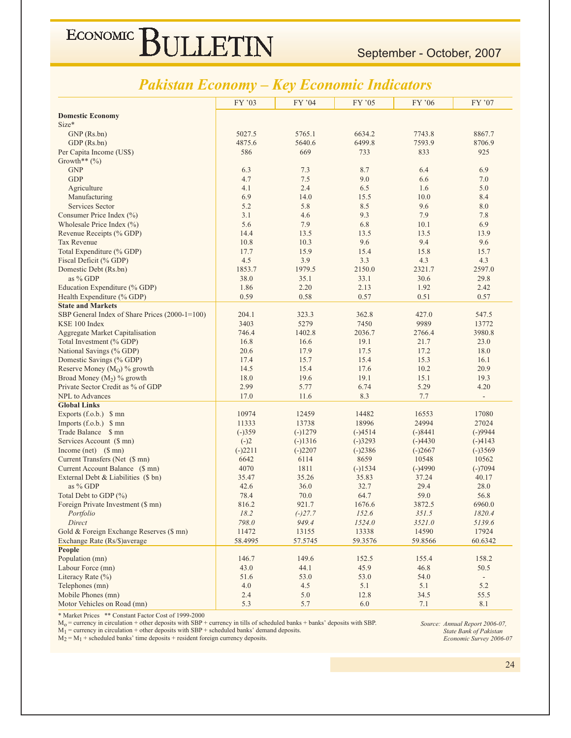# Pakistan Economy – Key Economic Indicators

| | FY '03 | FY '04 | FY '05 | FY '06 | FY '07 |
|---|---|---|---|---|---|
| **Domestic Economy** | | | | | |
| Size* | | | | | |
| GNP (Rs.bn) | 5027.5 | 5765.1 | 6634.2 | 7743.8 | 8867.7 |
| GDP (Rs.bn) | 4875.6 | 5640.6 | 6499.8 | 7593.9 | 8706.9 |
| Per Capita Income (US$) | 586 | 669 | 733 | 833 | 925 |
| Growth** (%) | | | | | |
| GNP | 6.3 | 7.3 | 8.7 | 6.4 | 6.9 |
| GDP | 4.7 | 7.5 | 9.0 | 6.6 | 7.0 |
| Agriculture | 4.1 | 2.4 | 6.5 | 1.6 | 5.0 |
| Manufacturing | 6.9 | 14.0 | 15.5 | 10.0 | 8.4 |
| Services Sector | 5.2 | 5.8 | 8.5 | 9.6 | 8.0 |
| Consumer Price Index (%) | 3.1 | 4.6 | 9.3 | 7.9 | 7.8 |
| Wholesale Price Index (%) | 5.6 | 7.9 | 6.8 | 10.1 | 6.9 |
| Revenue Receipts (% GDP) | 14.4 | 13.5 | 13.5 | 13.5 | 13.9 |
| Tax Revenue | 10.8 | 10.3 | 9.6 | 9.4 | 9.6 |
| Total Expenditure (% GDP) | 17.7 | 15.9 | 15.4 | 15.8 | 15.7 |
| Fiscal Deficit (% GDP) | 4.5 | 3.9 | 3.3 | 4.3 | 4.3 |
| Domestic Debt (Rs.bn) | 1853.7 | 1979.5 | 2150.0 | 2321.7 | 2597.0 |
| as % GDP | 38.0 | 35.1 | 33.1 | 30.6 | 29.8 |
| Education Expenditure (% GDP) | 1.86 | 2.20 | 2.13 | 1.92 | 2.42 |
| Health Expenditure (% GDP) | 0.59 | 0.58 | 0.57 | 0.51 | 0.57 |
| **State and Markets** | | | | | |
| SBP General Index of Share Prices (2000-1=100) | 204.1 | 323.3 | 362.8 | 427.0 | 547.5 |
| KSE 100 Index | 3403 | 5279 | 7450 | 9989 | 13772 |
| Aggregate Market Capitalisation | 746.4 | 1402.8 | 2036.7 | 2766.4 | 3980.8 |
| Total Investment (% GDP) | 16.8 | 16.6 | 19.1 | 21.7 | 23.0 |
| National Savings (% GDP) | 20.6 | 17.9 | 17.5 | 17.2 | 18.0 |
| Domestic Savings (% GDP) | 17.4 | 15.7 | 15.4 | 15.3 | 16.1 |
| Reserve Money ($M_O$) % growth | 14.5 | 15.4 | 17.6 | 10.2 | 20.9 |
| Broad Money ($M_2$) % growth | 18.0 | 19.6 | 19.1 | 15.1 | 19.3 |
| Private Sector Credit as % of GDP | 2.99 | 5.77 | 6.74 | 5.29 | 4.20 |
| NPL to Advances | 17.0 | 11.6 | 8.3 | 7.7 | - |
| **Global Links** | | | | | |
| Exports (f.o.b.) $ mn | 10974 | 12459 | 14482 | 16553 | 17080 |
| Imports (f.o.b.) $ mn | 11333 | 13738 | 18996 | 24994 | 27024 |
| Trade Balance $ mn | (-)359 | (-)1279 | (-)4514 | (-)8441 | (-)9944 |
| Services Account ($ mn) | (-)2 | (-)1316 | (-)3293 | (-)4430 | (-)4143 |
| Income (net) ($ mn) | (-)2211 | (-)2207 | (-)2386 | (-)2667 | (-)3569 |
| Current Transfers (Net ($ mn) | 6642 | 6114 | 8659 | 10548 | 10562 |
| Current Account Balance ($ mn) | 4070 | 1811 | (-)1534 | (-)4990 | (-)7094 |
| External Debt & Liabilities ($ bn) | 35.47 | 35.26 | 35.83 | 37.24 | 40.17 |
| as % GDP | 42.6 | 36.0 | 32.7 | 29.4 | 28.0 |
| Total Debt to GDP (%) | 78.4 | 70.0 | 64.7 | 59.0 | 56.8 |
| Foreign Private Investment ($ mn) | 816.2 | 921.7 | 1676.6 | 3872.5 | 6960.0 |
| *Portfolio* | *18.2* | *(-)27.7* | *152.6* | *351.5* | *1820.4* |
| *Direct* | *798.0* | *949.4* | *1524.0* | *3521.0* | *5139.6* |
| Gold & Foreign Exchange Reserves ($ mn) | 11472 | 13155 | 13338 | 14590 | 17924 |
| Exchange Rate (Rs/$)average | 58.4995 | 57.5745 | 59.3576 | 59.8566 | 60.6342 |
| **People** | | | | | |
| Population (mn) | 146.7 | 149.6 | 152.5 | 155.4 | 158.2 |
| Labour Force (mn) | 43.0 | 44.1 | 45.9 | 46.8 | 50.5 |
| Literacy Rate (%) | 51.6 | 53.0 | 53.0 | 54.0 | - |
| Telephones (mn) | 4.0 | 4.5 | 5.1 | 5.1 | 5.2 |
| Mobile Phones (mn) | 2.4 | 5.0 | 12.8 | 34.5 | 55.5 |
| Motor Vehicles on Road (mn) | 5.3 | 5.7 | 6.0 | 7.1 | 8.1 |

\* Market Prices ** Constant Factor Cost of 1999-2000

$M_o$ = currency in circulation + other deposits with SBP + currency in tills of scheduled banks + banks' deposits with SBP.

$M_1$ = currency in circulation + other deposits with SBP + scheduled banks' demand deposits.

$M_2 = M_1$ + scheduled banks' time deposits + resident foreign currency deposits.

*Source: Annual Report 2006-07, State Bank of Pakistan Economic Survey 2006-07*